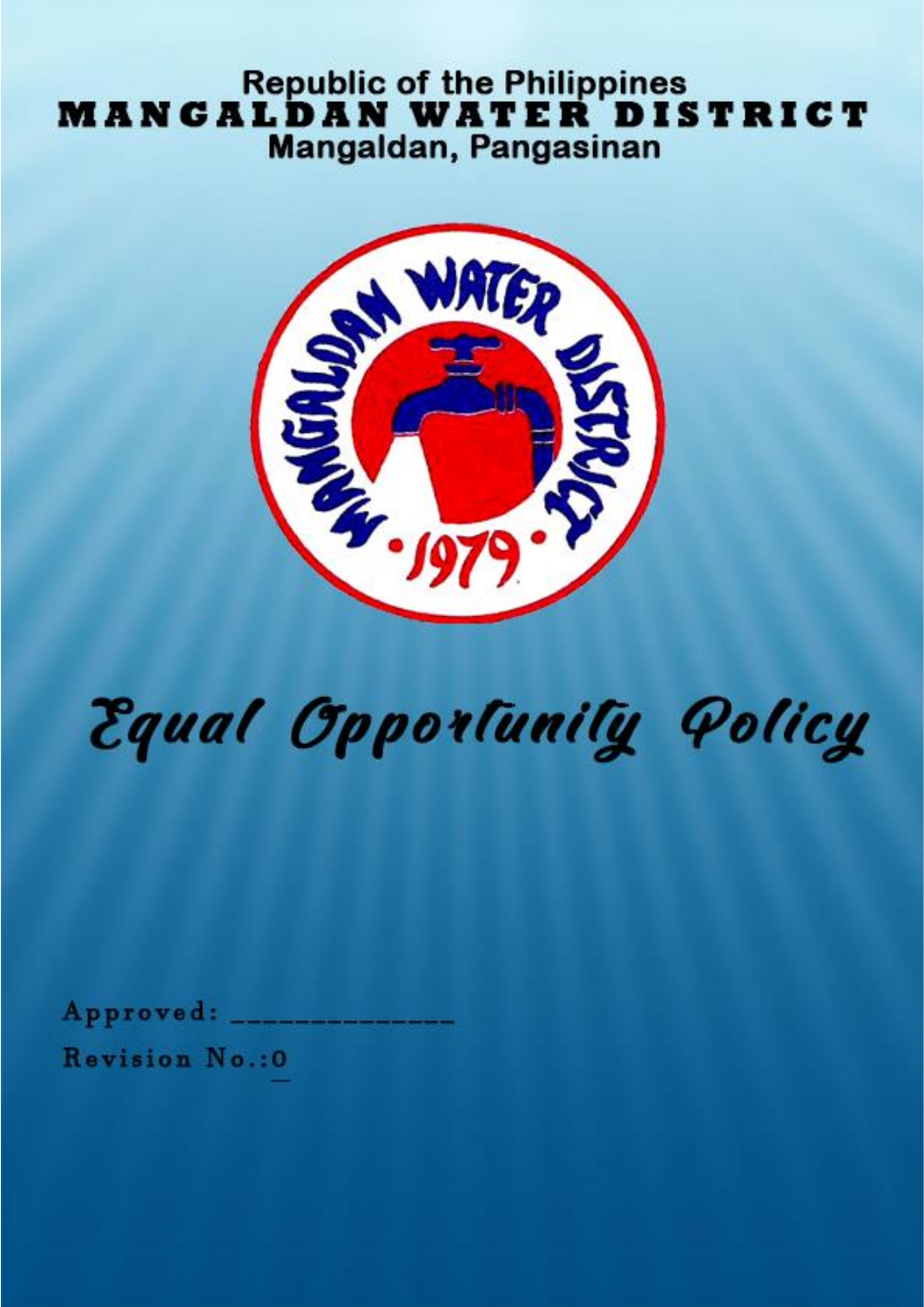Republic of the Philippines

# MANGALDAN WATER DISTRICT

Mangaldan, Pangasinan

# *Equal Opportunity Policy*

Approved: _____________

Revision No.:0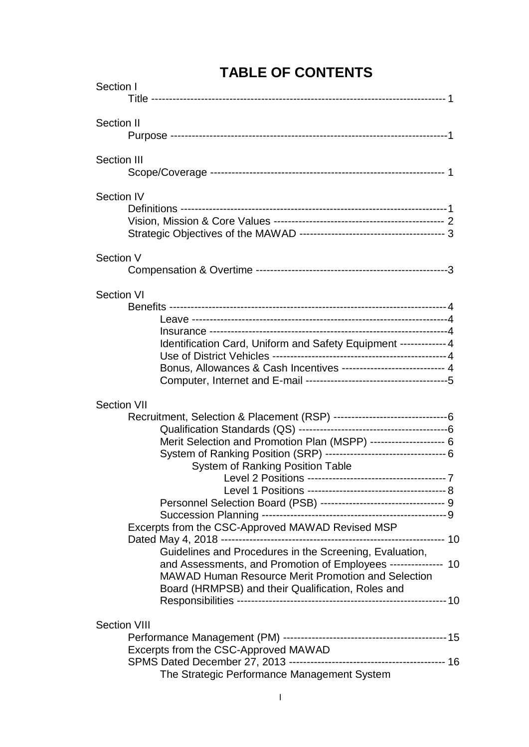# TABLE OF CONTENTS

Section I
- Title ---------------------------------------------------------------------------------- 1

Section II
- Purpose -----------------------------------------------------------------------------1

Section III
- Scope/Coverage ----------------------------------------------------------------- 1

Section IV
- Definitions ------------------------------------------------------------------------1
- Vision, Mission & Core Values ----------------------------------------------- 2
- Strategic Objectives of the MAWAD ---------------------------------------- 3

Section V
- Compensation & Overtime -----------------------------------------------------3

Section VI
- Benefits -----------------------------------------------------------------------------4
  - Leave -----------------------------------------------------------------------4
  - Insurance -----------------------------------------------------------------4
  - Identification Card, Uniform and Safety Equipment ------------- 4
  - Use of District Vehicles -----------------------------------------------4
  - Bonus, Allowances & Cash Incentives ---------------------------- 4
  - Computer, Internet and E-mail ---------------------------------------5

Section VII
- Recruitment, Selection & Placement (RSP) --------------------------------6
  - Qualification Standards (QS) -----------------------------------------6
  - Merit Selection and Promotion Plan (MSPP) --------------------- 6
  - System of Ranking Position (SRP) --------------------------------- 6
    - System of Ranking Position Table
      - Level 2 Positions --------------------------------------- 7
      - Level 1 Positions --------------------------------------- 8
  - Personnel Selection Board (PSB) ----------------------------------- 9
  - Succession Planning ---------------------------------------------------9
- Excerpts from the CSC-Approved MAWAD Revised MSP Dated May 4, 2018 ----------------------------------------------------------------- 10
  - Guidelines and Procedures in the Screening, Evaluation, and Assessments, and Promotion of Employees --------------- 10
  - MAWAD Human Resource Merit Promotion and Selection Board (HRMPSB) and their Qualification, Roles and Responsibilities ---------------------------------------------------------10

Section VIII
- Performance Management (PM) ---------------------------------------------15
- Excerpts from the CSC-Approved MAWAD SPMS Dated December 27, 2013 ------------------------------------------- 16
  - The Strategic Performance Management System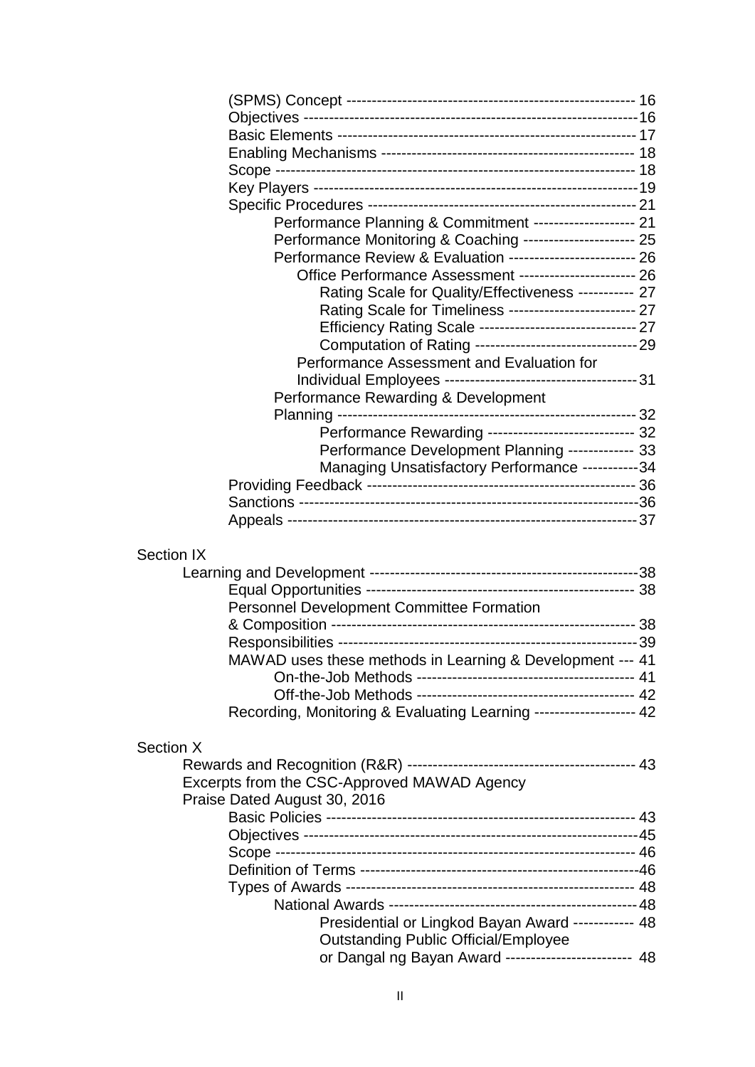(SPMS) Concept ---------------------------------------------------------- 16
Objectives ------------------------------------------------------------------ 16
Basic Elements ----------------------------------------------------------- 17
Enabling Mechanisms ------------------------------------------------- 18
Scope ----------------------------------------------------------------------- 18
Key Players ------------------------------------------------------------------ 19
Specific Procedures ---------------------------------------------------- 21
Performance Planning & Commitment -------------------- 21
Performance Monitoring & Coaching ---------------------- 25
Performance Review & Evaluation -------------------------- 26
Office Performance Assessment ----------------------- 26
Rating Scale for Quality/Effectiveness ----------- 27
Rating Scale for Timeliness ------------------------- 27
Efficiency Rating Scale ------------------------------- 27
Computation of Rating --------------------------------- 29
Performance Assessment and Evaluation for Individual Employees ------------------------------------- 31
Performance Rewarding & Development Planning ----------------------------------------------------------- 32
Performance Rewarding ----------------------------- 32
Performance Development Planning ------------- 33
Managing Unsatisfactory Performance -----------34
Providing Feedback ---------------------------------------------------- 36
Sanctions ------------------------------------------------------------------36
Appeals ---------------------------------------------------------------------37

Section IX

Learning and Development ---------------------------------------------------38
Equal Opportunities ----------------------------------------------------- 38
Personnel Development Committee Formation & Composition ------------------------------------------------------------ 38
Responsibilities ----------------------------------------------------------39
MAWAD uses these methods in Learning & Development --- 41
On-the-Job Methods ------------------------------------------- 41
Off-the-Job Methods ------------------------------------------- 42
Recording, Monitoring & Evaluating Learning -------------------- 42

Section X

Rewards and Recognition (R&R) --------------------------------------------- 43
Excerpts from the CSC-Approved MAWAD Agency Praise Dated August 30, 2016
Basic Policies ------------------------------------------------------------ 43
Objectives ------------------------------------------------------------------45
Scope ---------------------------------------------------------------------- 46
Definition of Terms --------------------------------------------------------46
Types of Awards --------------------------------------------------------- 48
National Awards -------------------------------------------------- 48
Presidential or Lingkod Bayan Award ------------ 48
Outstanding Public Official/Employee or Dangal ng Bayan Award ------------------------- 48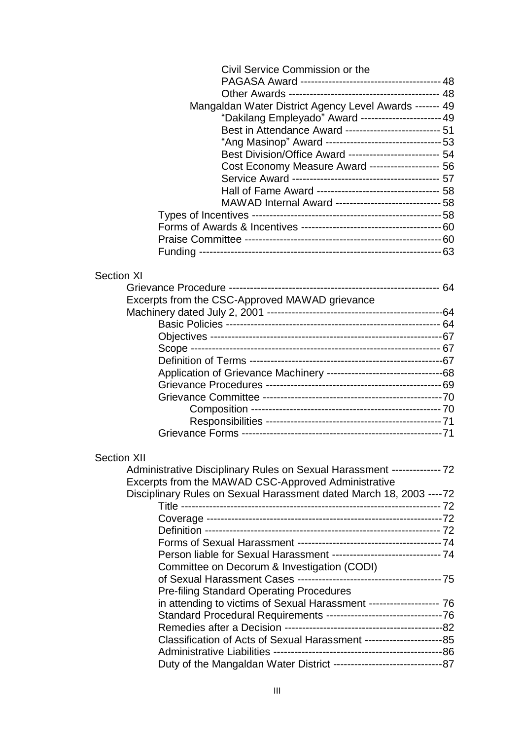Civil Service Commission or the PAGASA Award ---------------------------------------- 48
Other Awards ------------------------------------------ 48
Mangaldan Water District Agency Level Awards ------- 49
"Dakilang Empleyado" Award ----------------------- 49
Best in Attendance Award --------------------------- 51
"Ang Masinop" Award --------------------------------- 53
Best Division/Office Award -------------------------- 54
Cost Economy Measure Award -------------------- 56
Service Award ----------------------------------------- 57
Hall of Fame Award ---------------------------------- 58
MAWAD Internal Award ------------------------------ 58
Types of Incentives ------------------------------------------------------ 58
Forms of Awards & Incentives ---------------------------------------- 60
Praise Committee -------------------------------------------------------- 60
Funding --------------------------------------------------------------------- 63

Section XI
Grievance Procedure ------------------------------------------------------------ 64
Excerpts from the CSC-Approved MAWAD grievance Machinery dated July 2, 2001 -------------------------------------------------64
Basic Policies ------------------------------------------------------------- 64
Objectives -----------------------------------------------------------------67
Scope ----------------------------------------------------------------------- 67
Definition of Terms ------------------------------------------------------67
Application of Grievance Machinery ---------------------------------68
Grievance Procedures --------------------------------------------------69
Grievance Committee --------------------------------------------------70
Composition ----------------------------------------------------- 70
Responsibilities -------------------------------------------------71
Grievance Forms --------------------------------------------------------71

Section XII
Administrative Disciplinary Rules on Sexual Harassment -------------- 72
Excerpts from the MAWAD CSC-Approved Administrative Disciplinary Rules on Sexual Harassment dated March 18, 2003 ----72
Title ------------------------------------------------------------------------ 72
Coverage -----------------------------------------------------------------72
Definition ------------------------------------------------------------------ 72
Forms of Sexual Harassment -----------------------------------------74
Person liable for Sexual Harassment ------------------------------- 74
Committee on Decorum & Investigation (CODI) of Sexual Harassment Cases -----------------------------------------75
Pre-filing Standard Operating Procedures in attending to victims of Sexual Harassment -------------------- 76
Standard Procedural Requirements ---------------------------------76
Remedies after a Decision ---------------------------------------------82
Classification of Acts of Sexual Harassment ----------------------85
Administrative Liabilities -----------------------------------------------86
Duty of the Mangaldan Water District -------------------------------87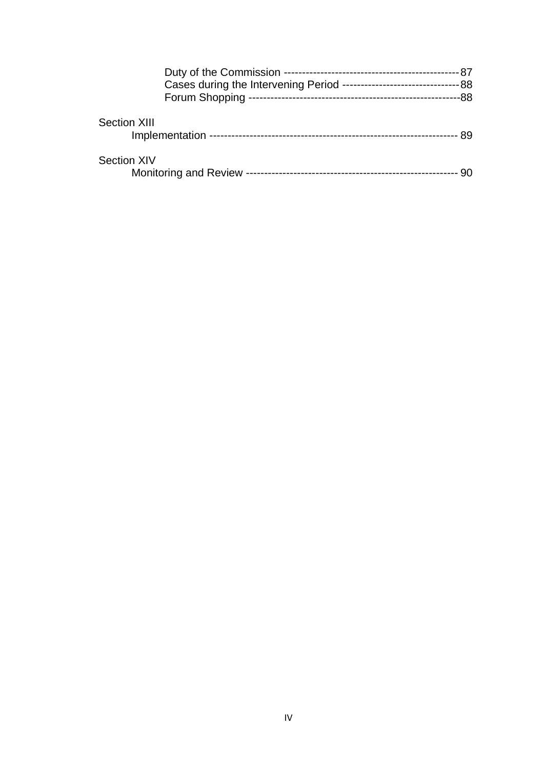Duty of the Commission ------------------------------------------------ 87
Cases during the Intervening Period -------------------------------- 88
Forum Shopping ---------------------------------------------------------- 88

Section XIII
Implementation ------------------------------------------------------------------ 89

Section XIV
Monitoring and Review --------------------------------------------------------- 90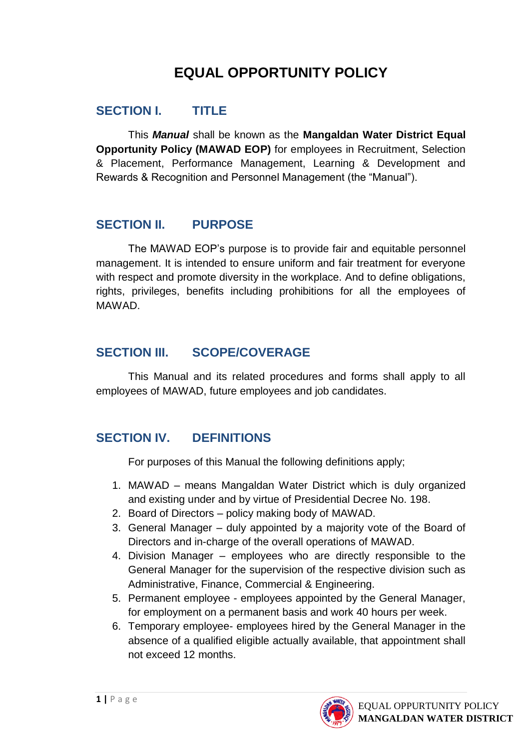# EQUAL OPPORTUNITY POLICY

## SECTION I. TITLE

This ***Manual*** shall be known as the **Mangaldan Water District Equal Opportunity Policy (MAWAD EOP)** for employees in Recruitment, Selection & Placement, Performance Management, Learning & Development and Rewards & Recognition and Personnel Management (the "Manual").

## SECTION II. PURPOSE

The MAWAD EOP's purpose is to provide fair and equitable personnel management. It is intended to ensure uniform and fair treatment for everyone with respect and promote diversity in the workplace. And to define obligations, rights, privileges, benefits including prohibitions for all the employees of MAWAD.

## SECTION III. SCOPE/COVERAGE

This Manual and its related procedures and forms shall apply to all employees of MAWAD, future employees and job candidates.

## SECTION IV. DEFINITIONS

For purposes of this Manual the following definitions apply;

1. MAWAD – means Mangaldan Water District which is duly organized and existing under and by virtue of Presidential Decree No. 198.
2. Board of Directors – policy making body of MAWAD.
3. General Manager – duly appointed by a majority vote of the Board of Directors and in-charge of the overall operations of MAWAD.
4. Division Manager – employees who are directly responsible to the General Manager for the supervision of the respective division such as Administrative, Finance, Commercial & Engineering.
5. Permanent employee - employees appointed by the General Manager, for employment on a permanent basis and work 40 hours per week.
6. Temporary employee- employees hired by the General Manager in the absence of a qualified eligible actually available, that appointment shall not exceed 12 months.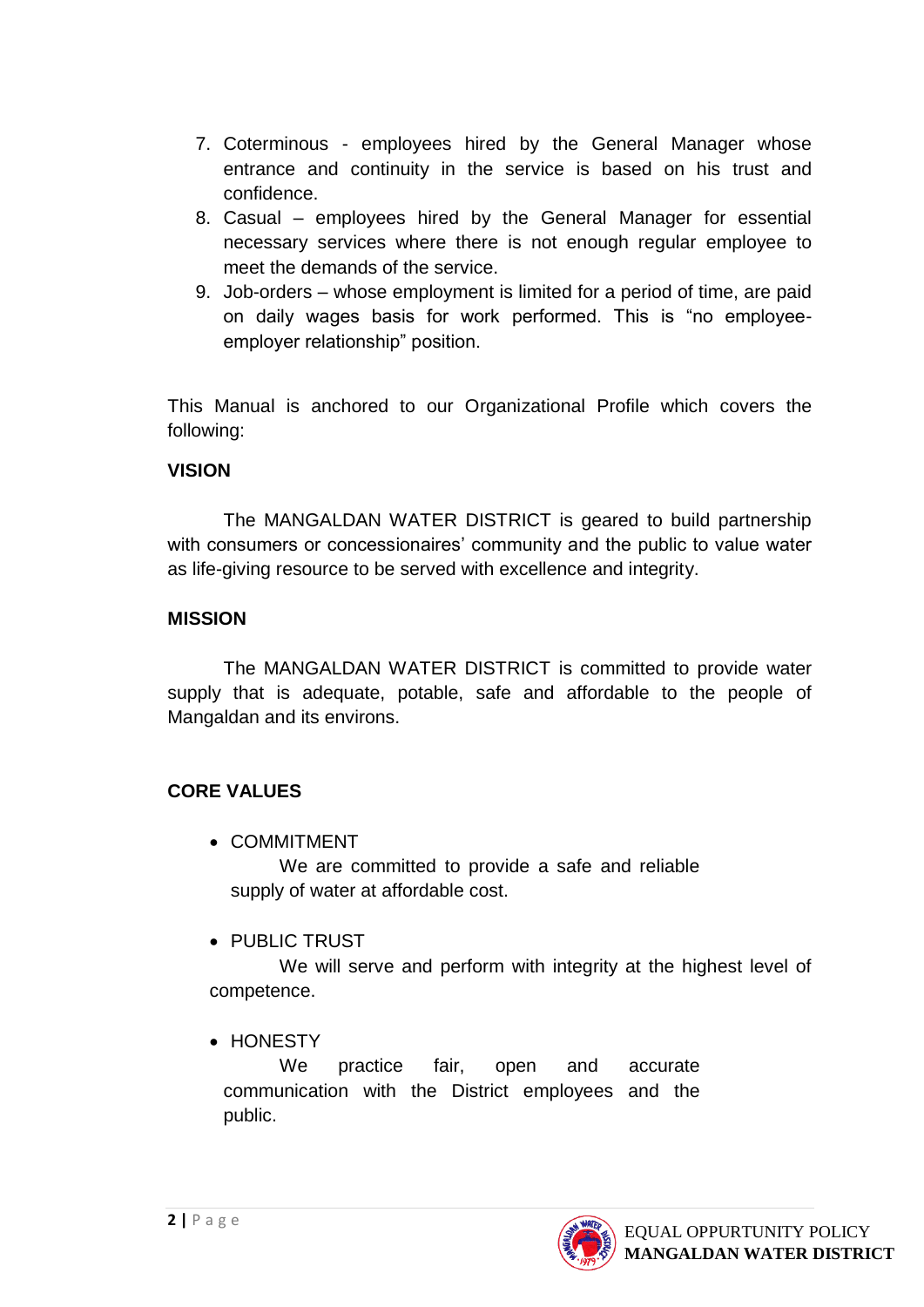7. Coterminous - employees hired by the General Manager whose entrance and continuity in the service is based on his trust and confidence.
8. Casual – employees hired by the General Manager for essential necessary services where there is not enough regular employee to meet the demands of the service.
9. Job-orders – whose employment is limited for a period of time, are paid on daily wages basis for work performed. This is "no employee-employer relationship" position.

This Manual is anchored to our Organizational Profile which covers the following:

**VISION**

The MANGALDAN WATER DISTRICT is geared to build partnership with consumers or concessionaires' community and the public to value water as life-giving resource to be served with excellence and integrity.

**MISSION**

The MANGALDAN WATER DISTRICT is committed to provide water supply that is adequate, potable, safe and affordable to the people of Mangaldan and its environs.

**CORE VALUES**

- COMMITMENT

  We are committed to provide a safe and reliable supply of water at affordable cost.

- PUBLIC TRUST

  We will serve and perform with integrity at the highest level of competence.

- HONESTY

  We practice fair, open and accurate communication with the District employees and the public.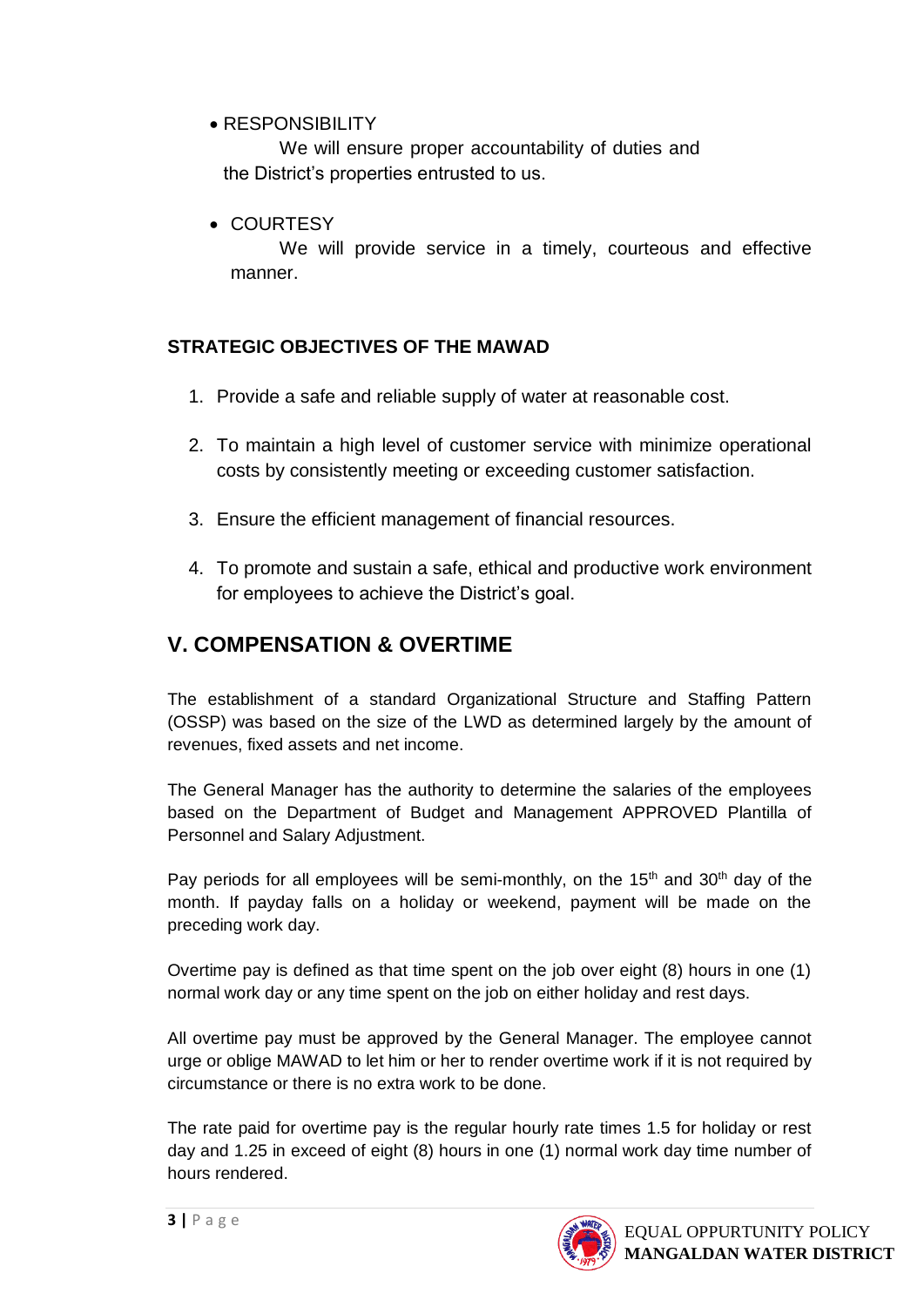- RESPONSIBILITY

  We will ensure proper accountability of duties and the District's properties entrusted to us.

- COURTESY

  We will provide service in a timely, courteous and effective manner.

**STRATEGIC OBJECTIVES OF THE MAWAD**

1. Provide a safe and reliable supply of water at reasonable cost.
2. To maintain a high level of customer service with minimize operational costs by consistently meeting or exceeding customer satisfaction.
3. Ensure the efficient management of financial resources.
4. To promote and sustain a safe, ethical and productive work environment for employees to achieve the District's goal.

## V. COMPENSATION & OVERTIME

The establishment of a standard Organizational Structure and Staffing Pattern (OSSP) was based on the size of the LWD as determined largely by the amount of revenues, fixed assets and net income.

The General Manager has the authority to determine the salaries of the employees based on the Department of Budget and Management APPROVED Plantilla of Personnel and Salary Adjustment.

Pay periods for all employees will be semi-monthly, on the 15th and 30th day of the month. If payday falls on a holiday or weekend, payment will be made on the preceding work day.

Overtime pay is defined as that time spent on the job over eight (8) hours in one (1) normal work day or any time spent on the job on either holiday and rest days.

All overtime pay must be approved by the General Manager. The employee cannot urge or oblige MAWAD to let him or her to render overtime work if it is not required by circumstance or there is no extra work to be done.

The rate paid for overtime pay is the regular hourly rate times 1.5 for holiday or rest day and 1.25 in exceed of eight (8) hours in one (1) normal work day time number of hours rendered.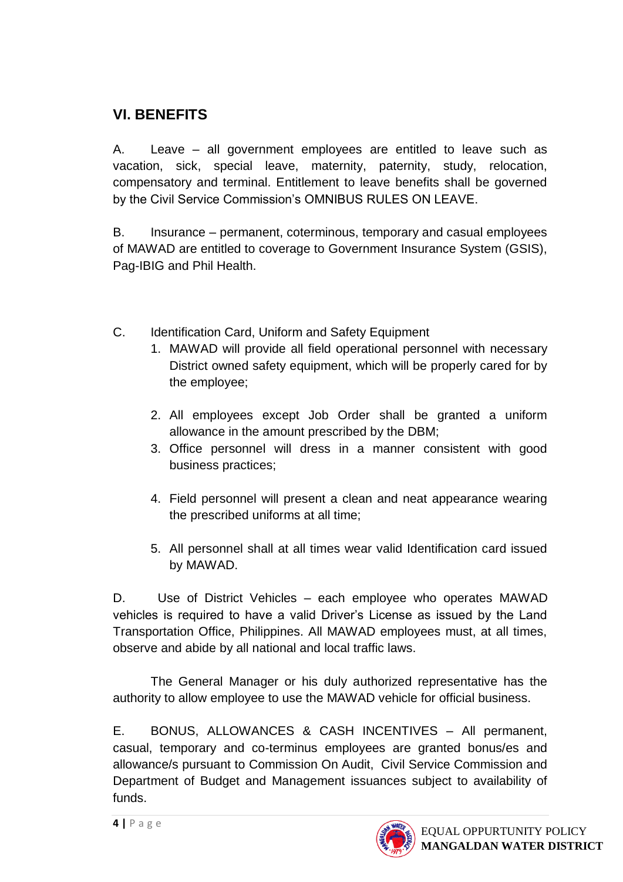## VI. BENEFITS

A. Leave – all government employees are entitled to leave such as vacation, sick, special leave, maternity, paternity, study, relocation, compensatory and terminal. Entitlement to leave benefits shall be governed by the Civil Service Commission's OMNIBUS RULES ON LEAVE.

B. Insurance – permanent, coterminous, temporary and casual employees of MAWAD are entitled to coverage to Government Insurance System (GSIS), Pag-IBIG and Phil Health.

C. Identification Card, Uniform and Safety Equipment

1. MAWAD will provide all field operational personnel with necessary District owned safety equipment, which will be properly cared for by the employee;
2. All employees except Job Order shall be granted a uniform allowance in the amount prescribed by the DBM;
3. Office personnel will dress in a manner consistent with good business practices;
4. Field personnel will present a clean and neat appearance wearing the prescribed uniforms at all time;
5. All personnel shall at all times wear valid Identification card issued by MAWAD.

D. Use of District Vehicles – each employee who operates MAWAD vehicles is required to have a valid Driver's License as issued by the Land Transportation Office, Philippines. All MAWAD employees must, at all times, observe and abide by all national and local traffic laws.

The General Manager or his duly authorized representative has the authority to allow employee to use the MAWAD vehicle for official business.

E. BONUS, ALLOWANCES & CASH INCENTIVES – All permanent, casual, temporary and co-terminus employees are granted bonus/es and allowance/s pursuant to Commission On Audit, Civil Service Commission and Department of Budget and Management issuances subject to availability of funds.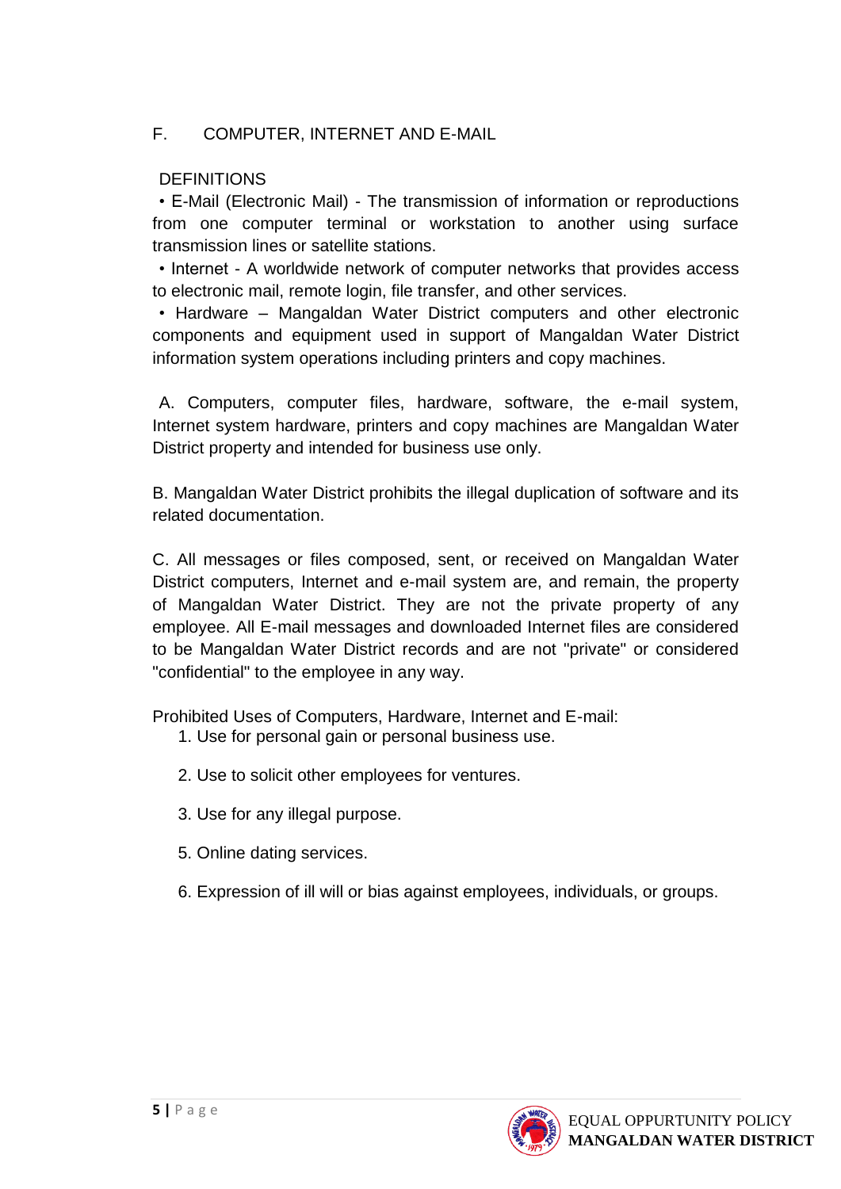## F. COMPUTER, INTERNET AND E-MAIL

### DEFINITIONS

- E-Mail (Electronic Mail) - The transmission of information or reproductions from one computer terminal or workstation to another using surface transmission lines or satellite stations.
- Internet - A worldwide network of computer networks that provides access to electronic mail, remote login, file transfer, and other services.
- Hardware – Mangaldan Water District computers and other electronic components and equipment used in support of Mangaldan Water District information system operations including printers and copy machines.

A. Computers, computer files, hardware, software, the e-mail system, Internet system hardware, printers and copy machines are Mangaldan Water District property and intended for business use only.

B. Mangaldan Water District prohibits the illegal duplication of software and its related documentation.

C. All messages or files composed, sent, or received on Mangaldan Water District computers, Internet and e-mail system are, and remain, the property of Mangaldan Water District. They are not the private property of any employee. All E-mail messages and downloaded Internet files are considered to be Mangaldan Water District records and are not "private" or considered "confidential" to the employee in any way.

Prohibited Uses of Computers, Hardware, Internet and E-mail:

1. Use for personal gain or personal business use.
2. Use to solicit other employees for ventures.
3. Use for any illegal purpose.

5. Online dating services.
6. Expression of ill will or bias against employees, individuals, or groups.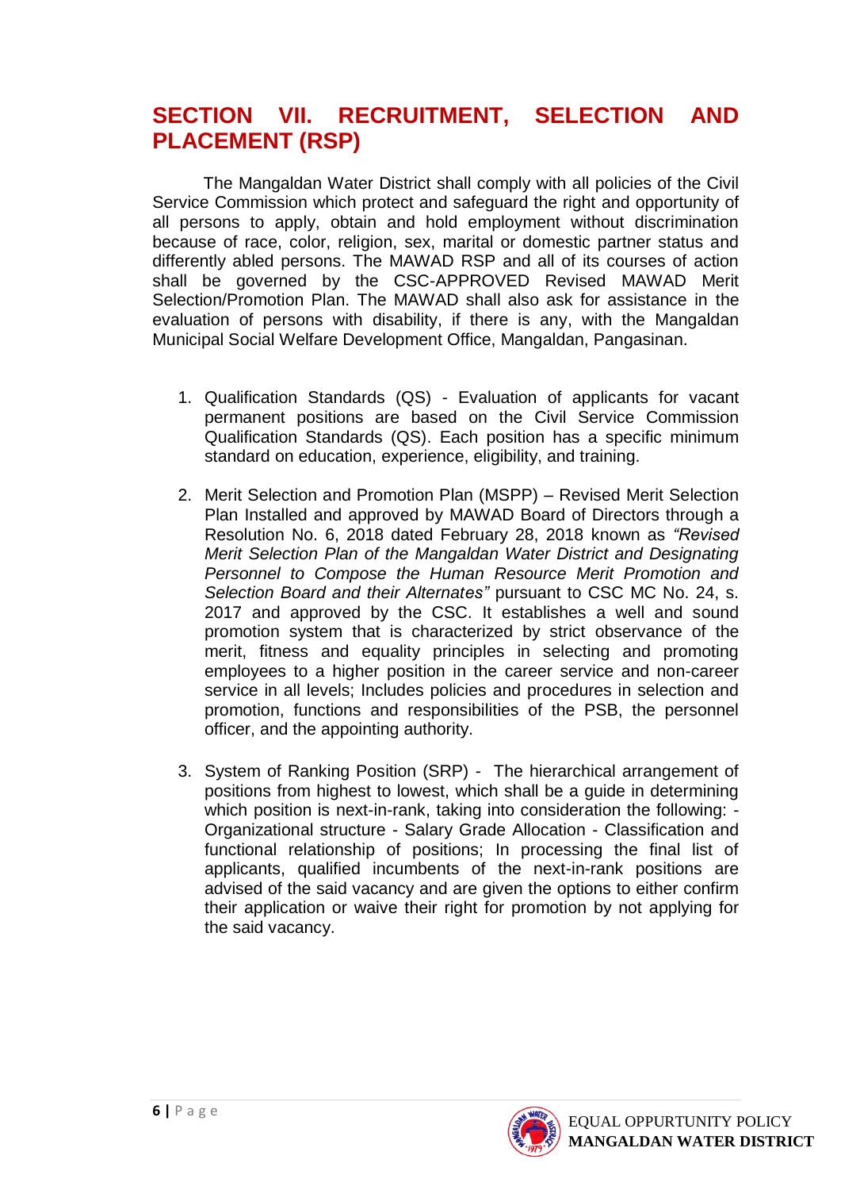## SECTION VII. RECRUITMENT, SELECTION AND PLACEMENT (RSP)

The Mangaldan Water District shall comply with all policies of the Civil Service Commission which protect and safeguard the right and opportunity of all persons to apply, obtain and hold employment without discrimination because of race, color, religion, sex, marital or domestic partner status and differently abled persons. The MAWAD RSP and all of its courses of action shall be governed by the CSC-APPROVED Revised MAWAD Merit Selection/Promotion Plan. The MAWAD shall also ask for assistance in the evaluation of persons with disability, if there is any, with the Mangaldan Municipal Social Welfare Development Office, Mangaldan, Pangasinan.

1. Qualification Standards (QS) - Evaluation of applicants for vacant permanent positions are based on the Civil Service Commission Qualification Standards (QS). Each position has a specific minimum standard on education, experience, eligibility, and training.

2. Merit Selection and Promotion Plan (MSPP) – Revised Merit Selection Plan Installed and approved by MAWAD Board of Directors through a Resolution No. 6, 2018 dated February 28, 2018 known as *"Revised Merit Selection Plan of the Mangaldan Water District and Designating Personnel to Compose the Human Resource Merit Promotion and Selection Board and their Alternates"* pursuant to CSC MC No. 24, s. 2017 and approved by the CSC. It establishes a well and sound promotion system that is characterized by strict observance of the merit, fitness and equality principles in selecting and promoting employees to a higher position in the career service and non-career service in all levels; Includes policies and procedures in selection and promotion, functions and responsibilities of the PSB, the personnel officer, and the appointing authority.

3. System of Ranking Position (SRP) - The hierarchical arrangement of positions from highest to lowest, which shall be a guide in determining which position is next-in-rank, taking into consideration the following: - Organizational structure - Salary Grade Allocation - Classification and functional relationship of positions; In processing the final list of applicants, qualified incumbents of the next-in-rank positions are advised of the said vacancy and are given the options to either confirm their application or waive their right for promotion by not applying for the said vacancy.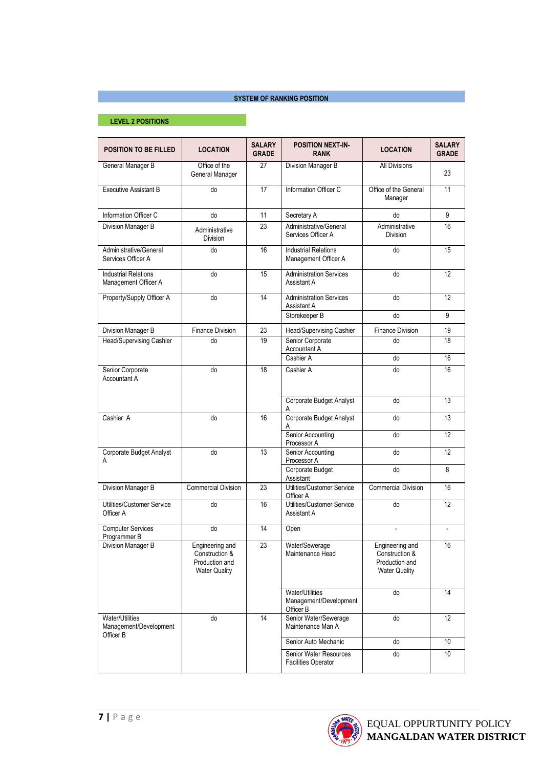## SYSTEM OF RANKING POSITION

### LEVEL 2 POSITIONS

| POSITION TO BE FILLED | LOCATION | SALARY GRADE | POSITION NEXT-IN-RANK | LOCATION | SALARY GRADE |
|---|---|---|---|---|---|
| General Manager B | Office of the General Manager | 27 | Division Manager B | All Divisions | 23 |
| Executive Assistant B | do | 17 | Information Officer C | Office of the General Manager | 11 |
| Information Officer C | do | 11 | Secretary A | do | 9 |
| Division Manager B | Administrative Division | 23 | Administrative/General Services Officer A | Administrative Division | 16 |
| Administrative/General Services Officer A | do | 16 | Industrial Relations Management Officer A | do | 15 |
| Industrial Relations Management Officer A | do | 15 | Administration Services Assistant A | do | 12 |
| Property/Supply Officer A | do | 14 | Administration Services Assistant A | do | 12 |
| | | | Storekeeper B | do | 9 |
| Division Manager B | Finance Division | 23 | Head/Supervising Cashier | Finance Division | 19 |
| Head/Supervising Cashier | do | 19 | Senior Corporate Accountant A | do | 18 |
| | | | Cashier A | do | 16 |
| Senior Corporate Accountant A | do | 18 | Cashier A | do | 16 |
| | | | Corporate Budget Analyst A | do | 13 |
| Cashier A | do | 16 | Corporate Budget Analyst A | do | 13 |
| | | | Senior Accounting Processor A | do | 12 |
| Corporate Budget Analyst A | do | 13 | Senior Accounting Processor A | do | 12 |
| | | | Corporate Budget Assistant | do | 8 |
| Division Manager B | Commercial Division | 23 | Utilities/Customer Service Officer A | Commercial Division | 16 |
| Utilities/Customer Service Officer A | do | 16 | Utilities/Customer Service Assistant A | do | 12 |
| Computer Services Programmer B | do | 14 | Open | - | - |
| Division Manager B | Engineering and Construction & Production and Water Quality | 23 | Water/Sewerage Maintenance Head | Engineering and Construction & Production and Water Quality | 16 |
| | | | Water/Utilities Management/Development Officer B | do | 14 |
| Water/Utilities Management/Development Officer B | do | 14 | Senior Water/Sewerage Maintenance Man A | do | 12 |
| | | | Senior Auto Mechanic | do | 10 |
| | | | Senior Water Resources Facilities Operator | do | 10 |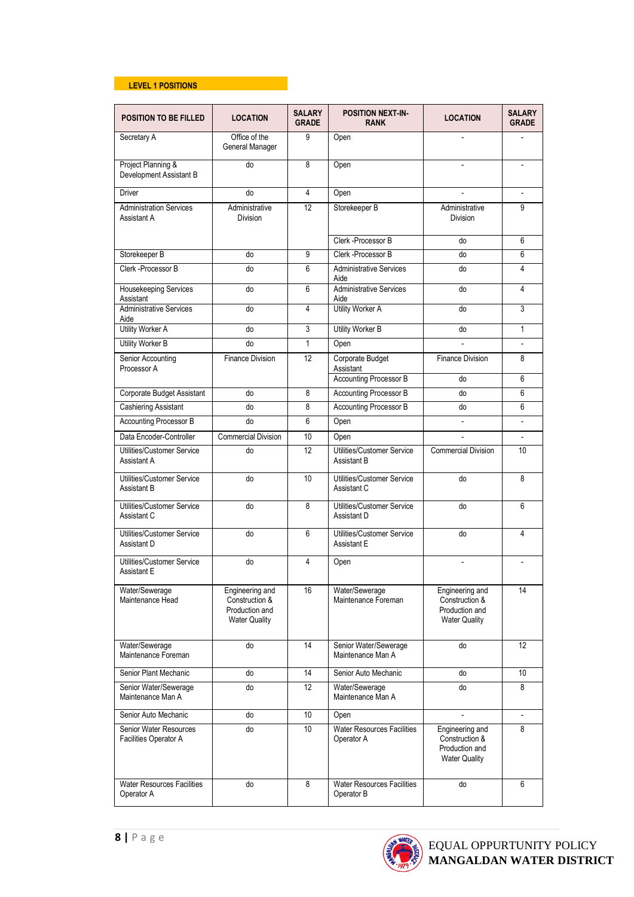## LEVEL 1 POSITIONS

| POSITION TO BE FILLED | LOCATION | SALARY GRADE | POSITION NEXT-IN-RANK | LOCATION | SALARY GRADE |
|---|---|---|---|---|---|
| Secretary A | Office of the General Manager | 9 | Open | - | - |
| Project Planning & Development Assistant B | do | 8 | Open | - | - |
| Driver | do | 4 | Open | - | - |
| Administration Services Assistant A | Administrative Division | 12 | Storekeeper B | Administrative Division | 9 |
| | | | Clerk -Processor B | do | 6 |
| Storekeeper B | do | 9 | Clerk -Processor B | do | 6 |
| Clerk -Processor B | do | 6 | Administrative Services Aide | do | 4 |
| Housekeeping Services Assistant | do | 6 | Administrative Services Aide | do | 4 |
| Administrative Services Aide | do | 4 | Utility Worker A | do | 3 |
| Utility Worker A | do | 3 | Utility Worker B | do | 1 |
| Utility Worker B | do | 1 | Open | - | - |
| Senior Accounting Processor A | Finance Division | 12 | Corporate Budget Assistant | Finance Division | 8 |
| | | | Accounting Processor B | do | 6 |
| Corporate Budget Assistant | do | 8 | Accounting Processor B | do | 6 |
| Cashiering Assistant | do | 8 | Accounting Processor B | do | 6 |
| Accounting Processor B | do | 6 | Open | - | - |
| Data Encoder-Controller | Commercial Division | 10 | Open | - | - |
| Utilities/Customer Service Assistant A | do | 12 | Utilities/Customer Service Assistant B | Commercial Division | 10 |
| Utilities/Customer Service Assistant B | do | 10 | Utilities/Customer Service Assistant C | do | 8 |
| Utilities/Customer Service Assistant C | do | 8 | Utilities/Customer Service Assistant D | do | 6 |
| Utilities/Customer Service Assistant D | do | 6 | Utilities/Customer Service Assistant E | do | 4 |
| Utilities/Customer Service Assistant E | do | 4 | Open | - | - |
| Water/Sewerage Maintenance Head | Engineering and Construction & Production and Water Quality | 16 | Water/Sewerage Maintenance Foreman | Engineering and Construction & Production and Water Quality | 14 |
| Water/Sewerage Maintenance Foreman | do | 14 | Senior Water/Sewerage Maintenance Man A | do | 12 |
| Senior Plant Mechanic | do | 14 | Senior Auto Mechanic | do | 10 |
| Senior Water/Sewerage Maintenance Man A | do | 12 | Water/Sewerage Maintenance Man A | do | 8 |
| Senior Auto Mechanic | do | 10 | Open | - | - |
| Senior Water Resources Facilities Operator A | do | 10 | Water Resources Facilities Operator A | Engineering and Construction & Production and Water Quality | 8 |
| Water Resources Facilities Operator A | do | 8 | Water Resources Facilities Operator B | do | 6 |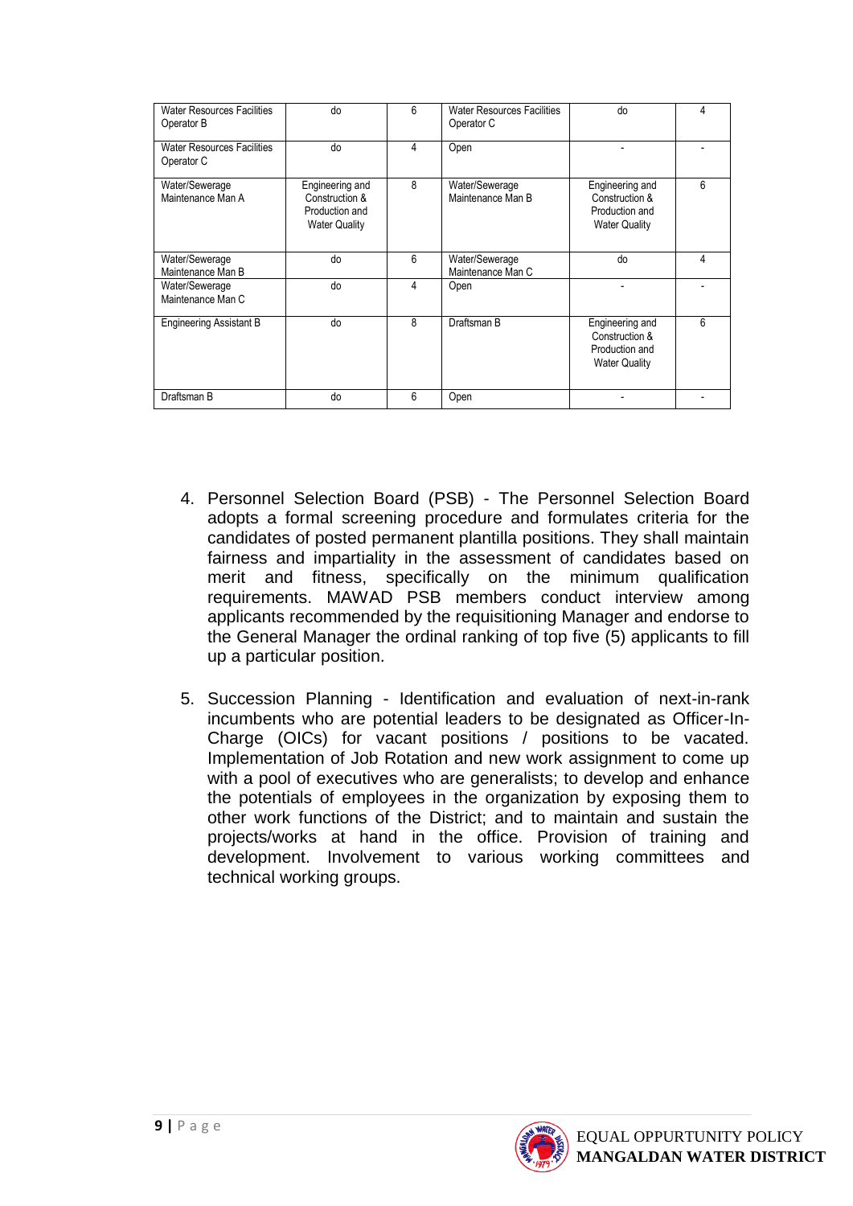| | | | | | |
|---|---|---|---|---|---|
| Water Resources Facilities Operator B | do | 6 | Water Resources Facilities Operator C | do | 4 |
| Water Resources Facilities Operator C | do | 4 | Open | - | - |
| Water/Sewerage Maintenance Man A | Engineering and Construction & Production and Water Quality | 8 | Water/Sewerage Maintenance Man B | Engineering and Construction & Production and Water Quality | 6 |
| Water/Sewerage Maintenance Man B | do | 6 | Water/Sewerage Maintenance Man C | do | 4 |
| Water/Sewerage Maintenance Man C | do | 4 | Open | - | - |
| Engineering Assistant B | do | 8 | Draftsman B | Engineering and Construction & Production and Water Quality | 6 |
| Draftsman B | do | 6 | Open | - | - |

4. Personnel Selection Board (PSB) - The Personnel Selection Board adopts a formal screening procedure and formulates criteria for the candidates of posted permanent plantilla positions. They shall maintain fairness and impartiality in the assessment of candidates based on merit and fitness, specifically on the minimum qualification requirements. MAWAD PSB members conduct interview among applicants recommended by the requisitioning Manager and endorse to the General Manager the ordinal ranking of top five (5) applicants to fill up a particular position.

5. Succession Planning - Identification and evaluation of next-in-rank incumbents who are potential leaders to be designated as Officer-In-Charge (OICs) for vacant positions / positions to be vacated. Implementation of Job Rotation and new work assignment to come up with a pool of executives who are generalists; to develop and enhance the potentials of employees in the organization by exposing them to other work functions of the District; and to maintain and sustain the projects/works at hand in the office. Provision of training and development. Involvement to various working committees and technical working groups.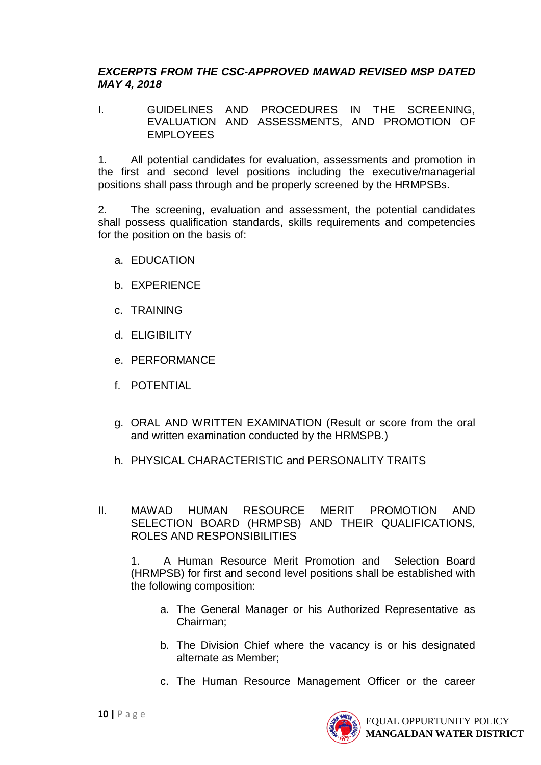***EXCERPTS FROM THE CSC-APPROVED MAWAD REVISED MSP DATED MAY 4, 2018***

I. GUIDELINES AND PROCEDURES IN THE SCREENING, EVALUATION AND ASSESSMENTS, AND PROMOTION OF EMPLOYEES

1. All potential candidates for evaluation, assessments and promotion in the first and second level positions including the executive/managerial positions shall pass through and be properly screened by the HRMPSBs.

2. The screening, evaluation and assessment, the potential candidates shall possess qualification standards, skills requirements and competencies for the position on the basis of:

   a. EDUCATION

   b. EXPERIENCE

   c. TRAINING

   d. ELIGIBILITY

   e. PERFORMANCE

   f. POTENTIAL

   g. ORAL AND WRITTEN EXAMINATION (Result or score from the oral and written examination conducted by the HRMSPB.)

   h. PHYSICAL CHARACTERISTIC and PERSONALITY TRAITS

II. MAWAD HUMAN RESOURCE MERIT PROMOTION AND SELECTION BOARD (HRMPSB) AND THEIR QUALIFICATIONS, ROLES AND RESPONSIBILITIES

1. A Human Resource Merit Promotion and Selection Board (HRMPSB) for first and second level positions shall be established with the following composition:

   a. The General Manager or his Authorized Representative as Chairman;

   b. The Division Chief where the vacancy is or his designated alternate as Member;

   c. The Human Resource Management Officer or the career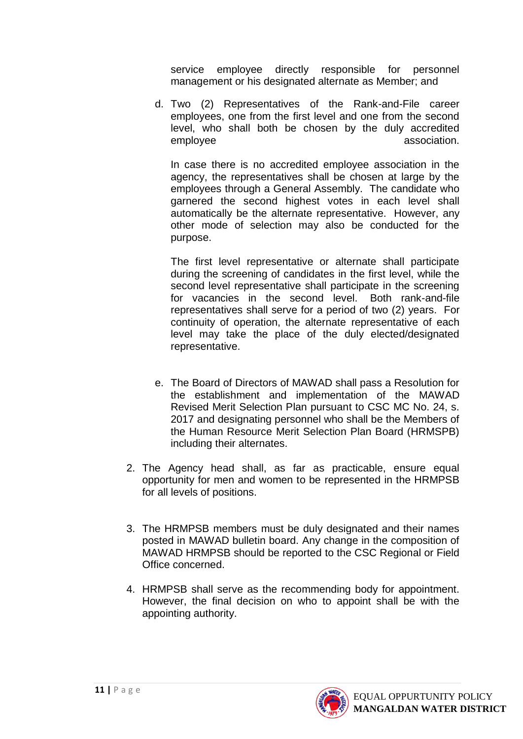service employee directly responsible for personnel management or his designated alternate as Member; and

d. Two (2) Representatives of the Rank-and-File career employees, one from the first level and one from the second level, who shall both be chosen by the duly accredited employee association.

   In case there is no accredited employee association in the agency, the representatives shall be chosen at large by the employees through a General Assembly. The candidate who garnered the second highest votes in each level shall automatically be the alternate representative. However, any other mode of selection may also be conducted for the purpose.

   The first level representative or alternate shall participate during the screening of candidates in the first level, while the second level representative shall participate in the screening for vacancies in the second level. Both rank-and-file representatives shall serve for a period of two (2) years. For continuity of operation, the alternate representative of each level may take the place of the duly elected/designated representative.

e. The Board of Directors of MAWAD shall pass a Resolution for the establishment and implementation of the MAWAD Revised Merit Selection Plan pursuant to CSC MC No. 24, s. 2017 and designating personnel who shall be the Members of the Human Resource Merit Selection Plan Board (HRMSPB) including their alternates.

2. The Agency head shall, as far as practicable, ensure equal opportunity for men and women to be represented in the HRMPSB for all levels of positions.

3. The HRMPSB members must be duly designated and their names posted in MAWAD bulletin board. Any change in the composition of MAWAD HRMPSB should be reported to the CSC Regional or Field Office concerned.

4. HRMPSB shall serve as the recommending body for appointment. However, the final decision on who to appoint shall be with the appointing authority.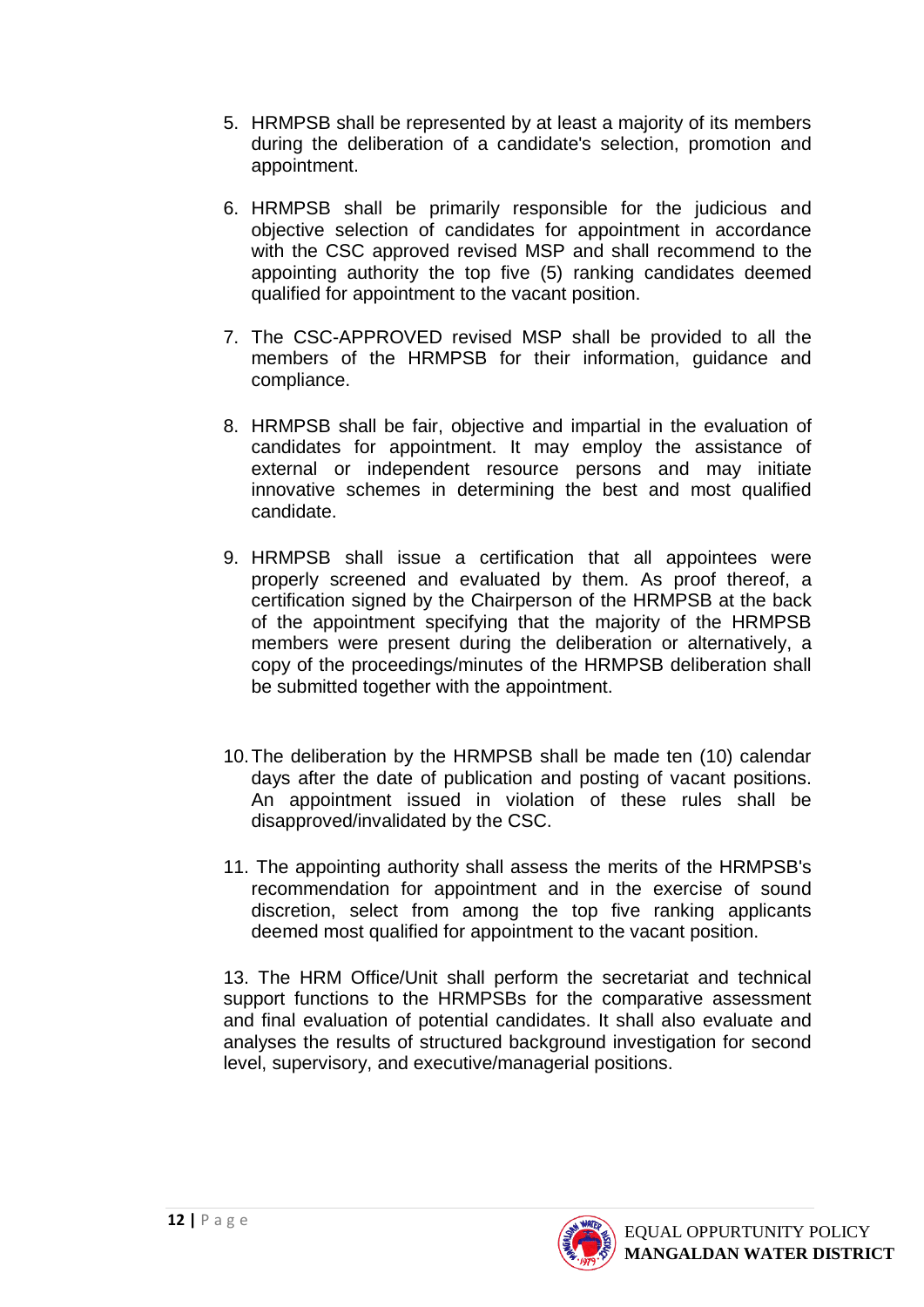5. HRMPSB shall be represented by at least a majority of its members during the deliberation of a candidate's selection, promotion and appointment.

6. HRMPSB shall be primarily responsible for the judicious and objective selection of candidates for appointment in accordance with the CSC approved revised MSP and shall recommend to the appointing authority the top five (5) ranking candidates deemed qualified for appointment to the vacant position.

7. The CSC-APPROVED revised MSP shall be provided to all the members of the HRMPSB for their information, guidance and compliance.

8. HRMPSB shall be fair, objective and impartial in the evaluation of candidates for appointment. It may employ the assistance of external or independent resource persons and may initiate innovative schemes in determining the best and most qualified candidate.

9. HRMPSB shall issue a certification that all appointees were properly screened and evaluated by them. As proof thereof, a certification signed by the Chairperson of the HRMPSB at the back of the appointment specifying that the majority of the HRMPSB members were present during the deliberation or alternatively, a copy of the proceedings/minutes of the HRMPSB deliberation shall be submitted together with the appointment.

10. The deliberation by the HRMPSB shall be made ten (10) calendar days after the date of publication and posting of vacant positions. An appointment issued in violation of these rules shall be disapproved/invalidated by the CSC.

11. The appointing authority shall assess the merits of the HRMPSB's recommendation for appointment and in the exercise of sound discretion, select from among the top five ranking applicants deemed most qualified for appointment to the vacant position.

13. The HRM Office/Unit shall perform the secretariat and technical support functions to the HRMPSBs for the comparative assessment and final evaluation of potential candidates. It shall also evaluate and analyses the results of structured background investigation for second level, supervisory, and executive/managerial positions.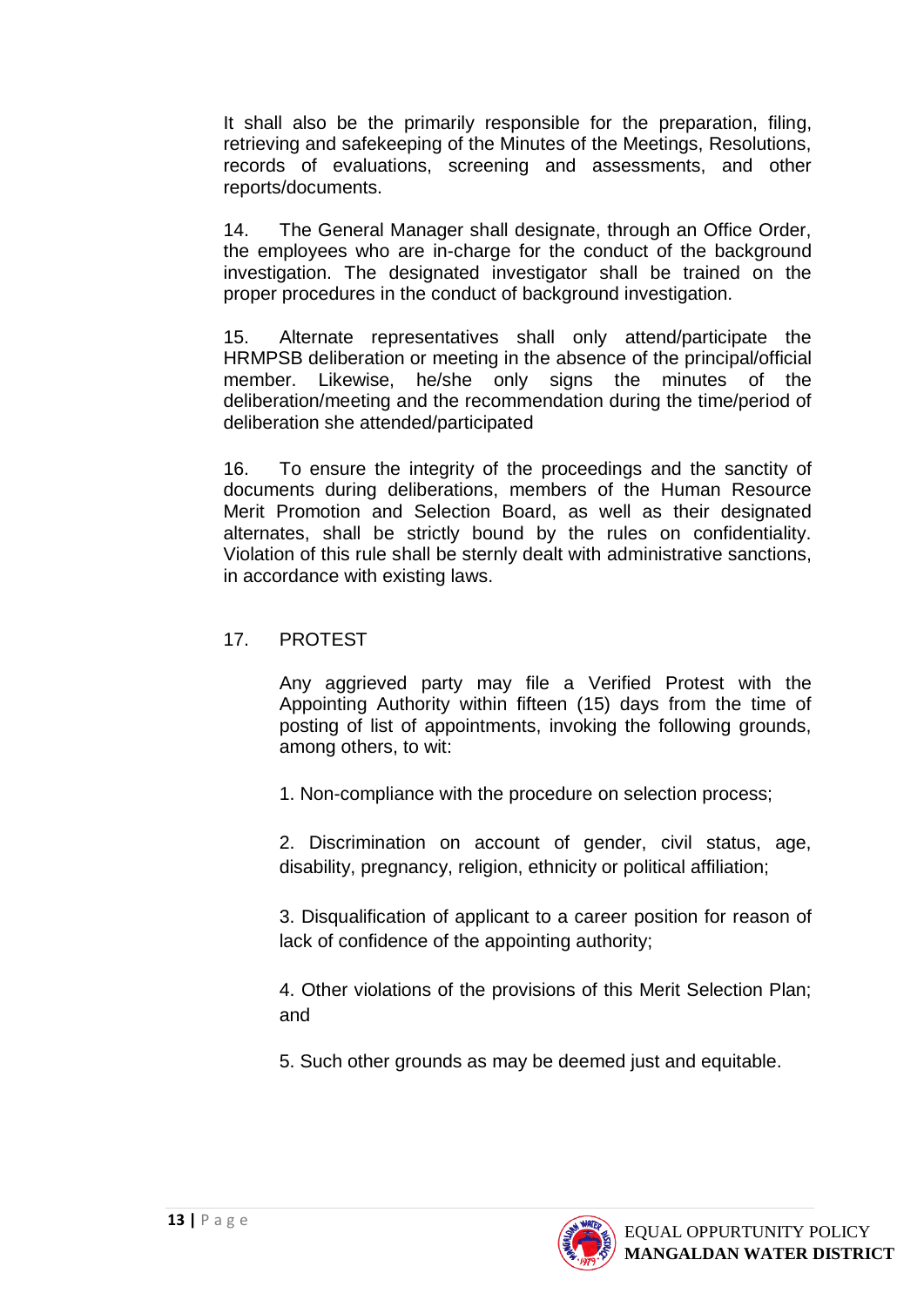It shall also be the primarily responsible for the preparation, filing, retrieving and safekeeping of the Minutes of the Meetings, Resolutions, records of evaluations, screening and assessments, and other reports/documents.

14. The General Manager shall designate, through an Office Order, the employees who are in-charge for the conduct of the background investigation. The designated investigator shall be trained on the proper procedures in the conduct of background investigation.

15. Alternate representatives shall only attend/participate the HRMPSB deliberation or meeting in the absence of the principal/official member. Likewise, he/she only signs the minutes of the deliberation/meeting and the recommendation during the time/period of deliberation she attended/participated

16. To ensure the integrity of the proceedings and the sanctity of documents during deliberations, members of the Human Resource Merit Promotion and Selection Board, as well as their designated alternates, shall be strictly bound by the rules on confidentiality. Violation of this rule shall be sternly dealt with administrative sanctions, in accordance with existing laws.

17. PROTEST

Any aggrieved party may file a Verified Protest with the Appointing Authority within fifteen (15) days from the time of posting of list of appointments, invoking the following grounds, among others, to wit:

1. Non-compliance with the procedure on selection process;

2. Discrimination on account of gender, civil status, age, disability, pregnancy, religion, ethnicity or political affiliation;

3. Disqualification of applicant to a career position for reason of lack of confidence of the appointing authority;

4. Other violations of the provisions of this Merit Selection Plan; and

5. Such other grounds as may be deemed just and equitable.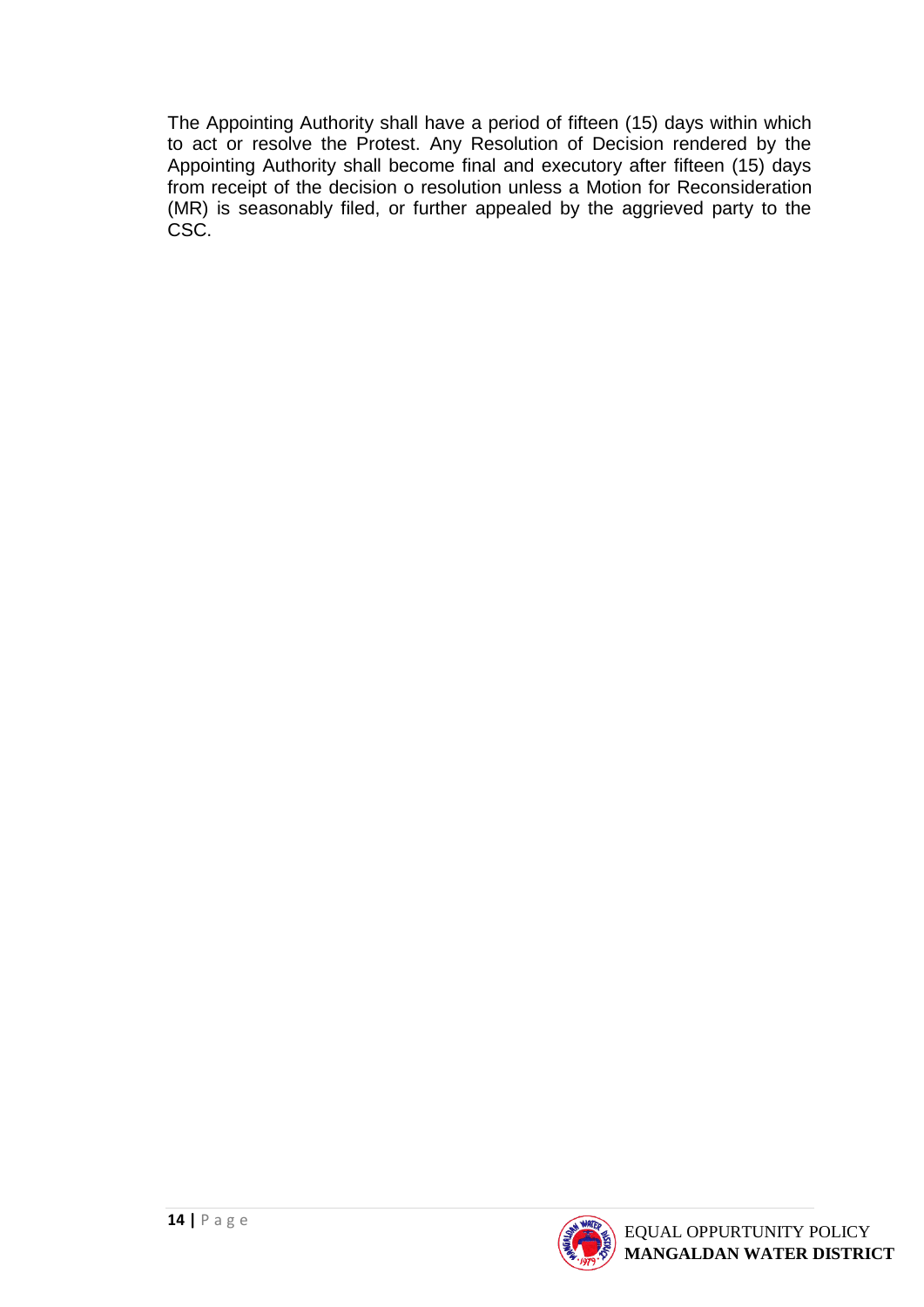The Appointing Authority shall have a period of fifteen (15) days within which to act or resolve the Protest. Any Resolution of Decision rendered by the Appointing Authority shall become final and executory after fifteen (15) days from receipt of the decision o resolution unless a Motion for Reconsideration (MR) is seasonably filed, or further appealed by the aggrieved party to the CSC.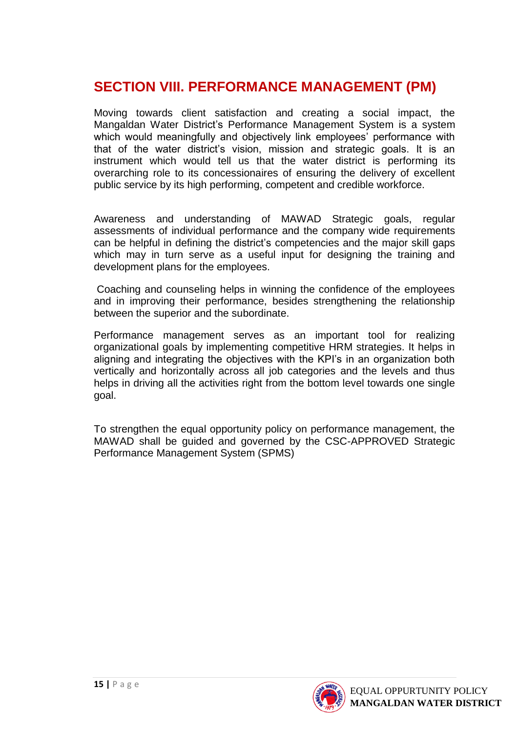## SECTION VIII. PERFORMANCE MANAGEMENT (PM)

Moving towards client satisfaction and creating a social impact, the Mangaldan Water District's Performance Management System is a system which would meaningfully and objectively link employees' performance with that of the water district's vision, mission and strategic goals. It is an instrument which would tell us that the water district is performing its overarching role to its concessionaires of ensuring the delivery of excellent public service by its high performing, competent and credible workforce.

Awareness and understanding of MAWAD Strategic goals, regular assessments of individual performance and the company wide requirements can be helpful in defining the district's competencies and the major skill gaps which may in turn serve as a useful input for designing the training and development plans for the employees.

Coaching and counseling helps in winning the confidence of the employees and in improving their performance, besides strengthening the relationship between the superior and the subordinate.

Performance management serves as an important tool for realizing organizational goals by implementing competitive HRM strategies. It helps in aligning and integrating the objectives with the KPI's in an organization both vertically and horizontally across all job categories and the levels and thus helps in driving all the activities right from the bottom level towards one single goal.

To strengthen the equal opportunity policy on performance management, the MAWAD shall be guided and governed by the CSC-APPROVED Strategic Performance Management System (SPMS)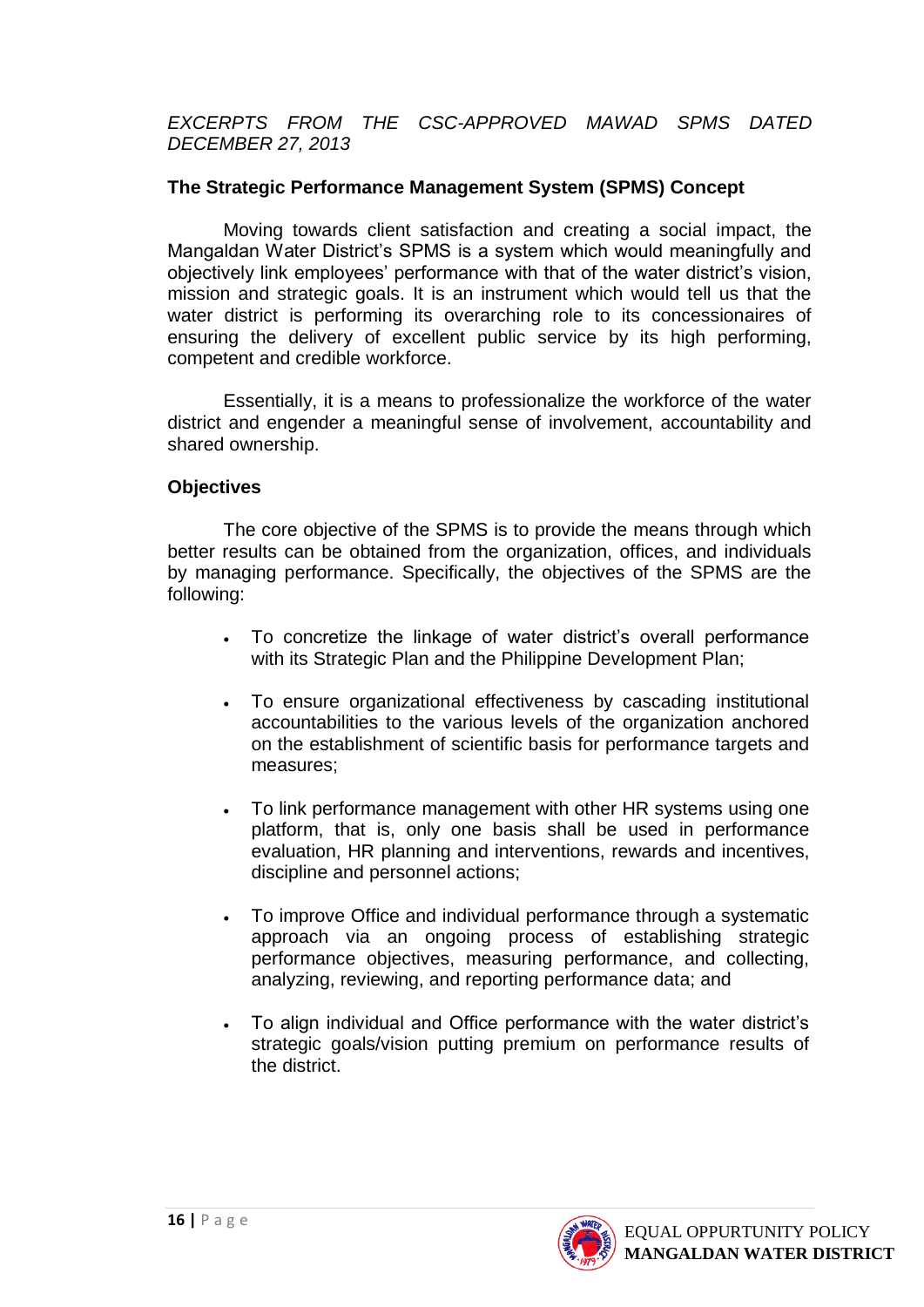*EXCERPTS FROM THE CSC-APPROVED MAWAD SPMS DATED DECEMBER 27, 2013*

**The Strategic Performance Management System (SPMS) Concept**

Moving towards client satisfaction and creating a social impact, the Mangaldan Water District's SPMS is a system which would meaningfully and objectively link employees' performance with that of the water district's vision, mission and strategic goals. It is an instrument which would tell us that the water district is performing its overarching role to its concessionaires of ensuring the delivery of excellent public service by its high performing, competent and credible workforce.

Essentially, it is a means to professionalize the workforce of the water district and engender a meaningful sense of involvement, accountability and shared ownership.

**Objectives**

The core objective of the SPMS is to provide the means through which better results can be obtained from the organization, offices, and individuals by managing performance. Specifically, the objectives of the SPMS are the following:

- To concretize the linkage of water district's overall performance with its Strategic Plan and the Philippine Development Plan;
- To ensure organizational effectiveness by cascading institutional accountabilities to the various levels of the organization anchored on the establishment of scientific basis for performance targets and measures;
- To link performance management with other HR systems using one platform, that is, only one basis shall be used in performance evaluation, HR planning and interventions, rewards and incentives, discipline and personnel actions;
- To improve Office and individual performance through a systematic approach via an ongoing process of establishing strategic performance objectives, measuring performance, and collecting, analyzing, reviewing, and reporting performance data; and
- To align individual and Office performance with the water district's strategic goals/vision putting premium on performance results of the district.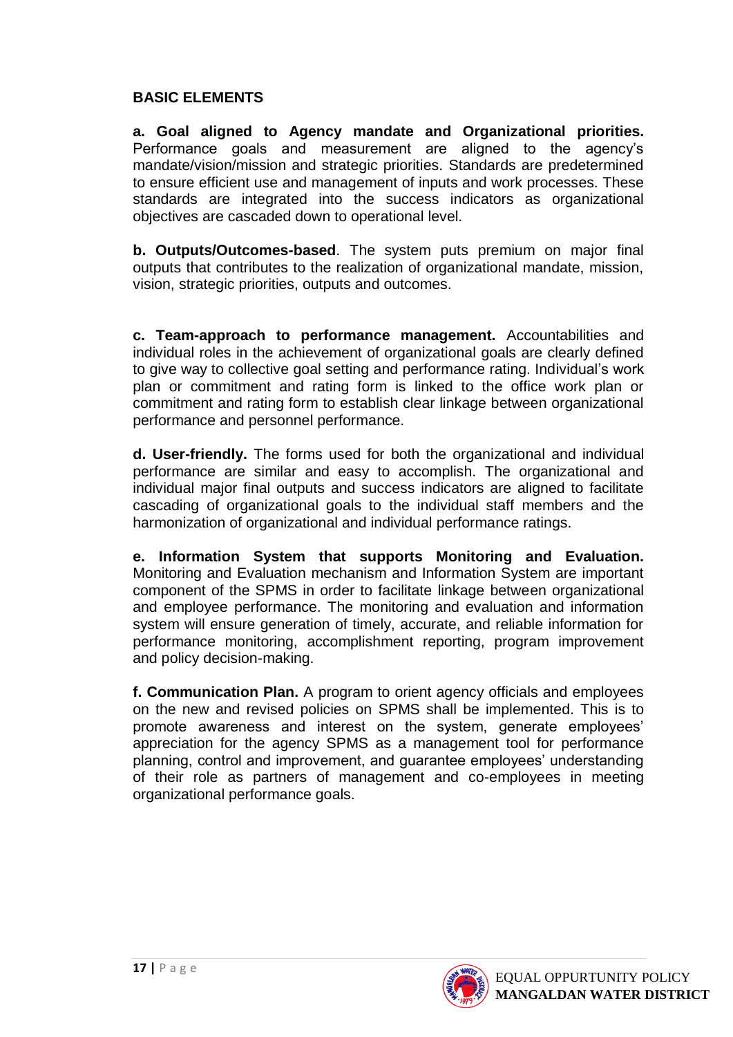**BASIC ELEMENTS**

**a. Goal aligned to Agency mandate and Organizational priorities.** Performance goals and measurement are aligned to the agency's mandate/vision/mission and strategic priorities. Standards are predetermined to ensure efficient use and management of inputs and work processes. These standards are integrated into the success indicators as organizational objectives are cascaded down to operational level.

**b. Outputs/Outcomes-based**. The system puts premium on major final outputs that contributes to the realization of organizational mandate, mission, vision, strategic priorities, outputs and outcomes.

**c. Team-approach to performance management.** Accountabilities and individual roles in the achievement of organizational goals are clearly defined to give way to collective goal setting and performance rating. Individual's work plan or commitment and rating form is linked to the office work plan or commitment and rating form to establish clear linkage between organizational performance and personnel performance.

**d. User-friendly.** The forms used for both the organizational and individual performance are similar and easy to accomplish. The organizational and individual major final outputs and success indicators are aligned to facilitate cascading of organizational goals to the individual staff members and the harmonization of organizational and individual performance ratings.

**e. Information System that supports Monitoring and Evaluation.** Monitoring and Evaluation mechanism and Information System are important component of the SPMS in order to facilitate linkage between organizational and employee performance. The monitoring and evaluation and information system will ensure generation of timely, accurate, and reliable information for performance monitoring, accomplishment reporting, program improvement and policy decision-making.

**f. Communication Plan.** A program to orient agency officials and employees on the new and revised policies on SPMS shall be implemented. This is to promote awareness and interest on the system, generate employees' appreciation for the agency SPMS as a management tool for performance planning, control and improvement, and guarantee employees' understanding of their role as partners of management and co-employees in meeting organizational performance goals.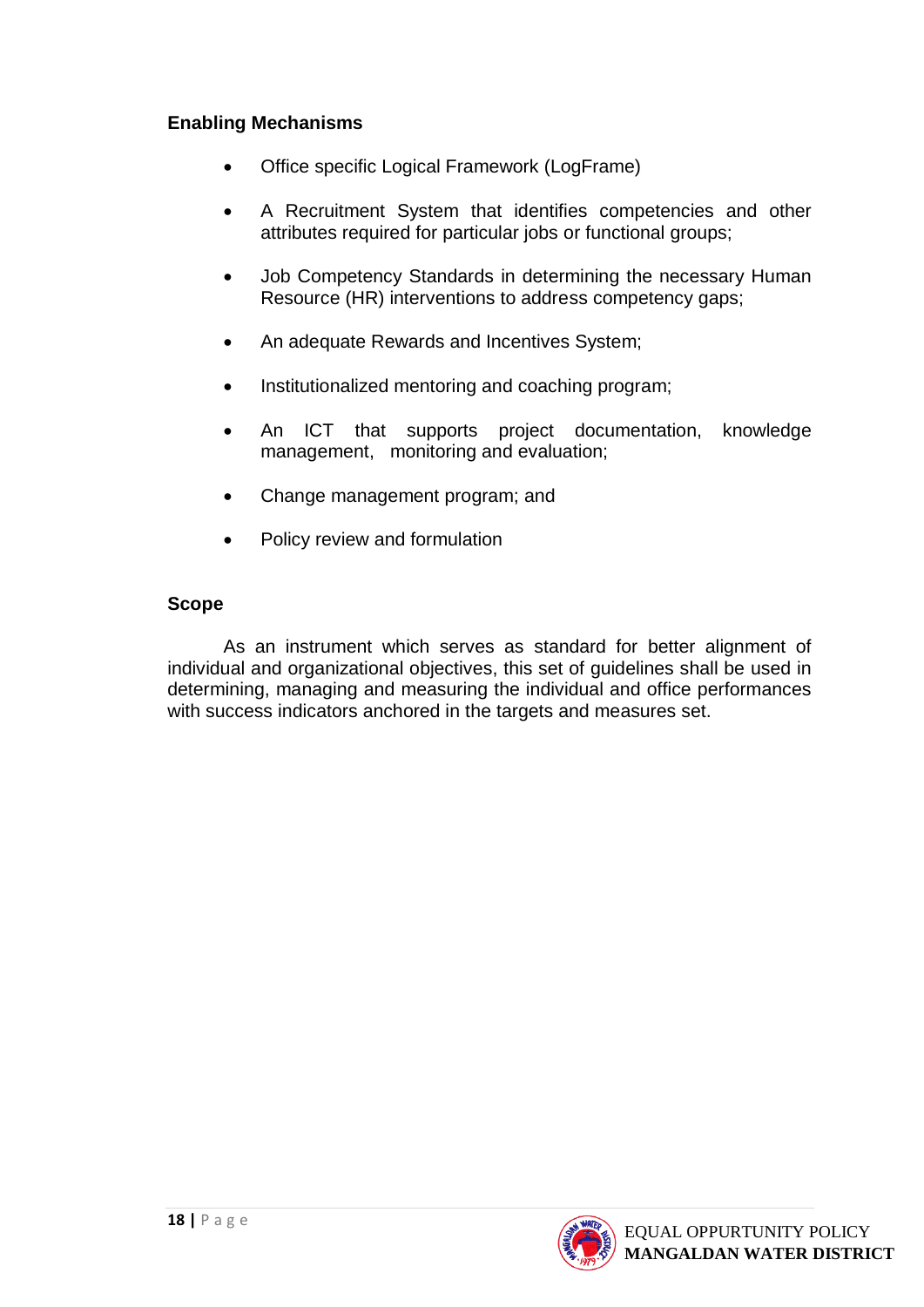**Enabling Mechanisms**

- Office specific Logical Framework (LogFrame)
- A Recruitment System that identifies competencies and other attributes required for particular jobs or functional groups;
- Job Competency Standards in determining the necessary Human Resource (HR) interventions to address competency gaps;
- An adequate Rewards and Incentives System;
- Institutionalized mentoring and coaching program;
- An ICT that supports project documentation, knowledge management, monitoring and evaluation;
- Change management program; and
- Policy review and formulation

**Scope**

As an instrument which serves as standard for better alignment of individual and organizational objectives, this set of guidelines shall be used in determining, managing and measuring the individual and office performances with success indicators anchored in the targets and measures set.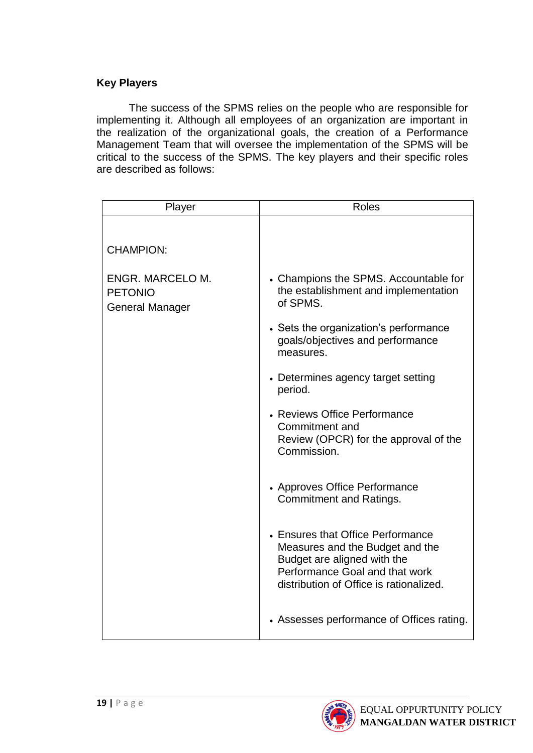### Key Players

The success of the SPMS relies on the people who are responsible for implementing it. Although all employees of an organization are important in the realization of the organizational goals, the creation of a Performance Management Team that will oversee the implementation of the SPMS will be critical to the success of the SPMS. The key players and their specific roles are described as follows:

| Player | Roles |
|---|---|
| CHAMPION:<br><br>ENGR. MARCELO M. PETONIO<br>General Manager | • Champions the SPMS. Accountable for the establishment and implementation of SPMS.<br><br>• Sets the organization's performance goals/objectives and performance measures.<br><br>• Determines agency target setting period.<br><br>• Reviews Office Performance Commitment and Review (OPCR) for the approval of the Commission.<br><br>• Approves Office Performance Commitment and Ratings.<br><br>• Ensures that Office Performance Measures and the Budget and the Budget are aligned with the Performance Goal and that work distribution of Office is rationalized.<br><br>• Assesses performance of Offices rating. |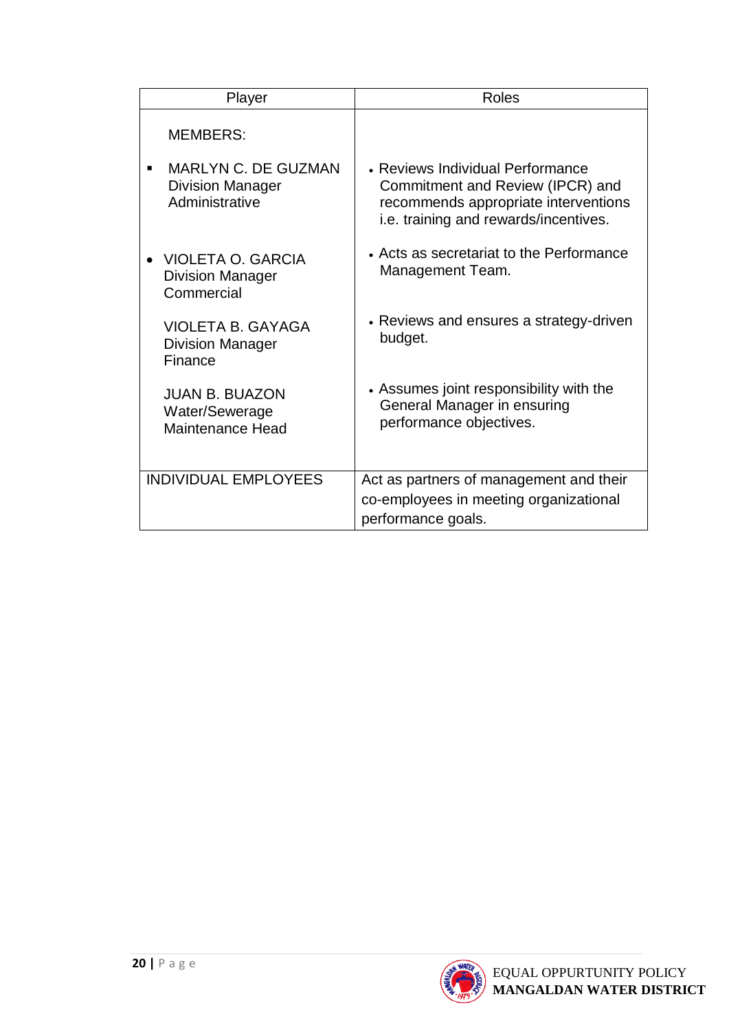| Player | Roles |
| --- | --- |
| MEMBERS:<br><br>▪ MARLYN C. DE GUZMAN<br>Division Manager<br>Administrative<br><br>• VIOLETA O. GARCIA<br>Division Manager<br>Commercial<br><br>VIOLETA B. GAYAGA<br>Division Manager<br>Finance<br><br>JUAN B. BUAZON<br>Water/Sewerage<br>Maintenance Head | • Reviews Individual Performance Commitment and Review (IPCR) and recommends appropriate interventions i.e. training and rewards/incentives.<br><br>• Acts as secretariat to the Performance Management Team.<br><br>• Reviews and ensures a strategy-driven budget.<br><br>• Assumes joint responsibility with the General Manager in ensuring performance objectives. |
| INDIVIDUAL EMPLOYEES | Act as partners of management and their co-employees in meeting organizational performance goals. |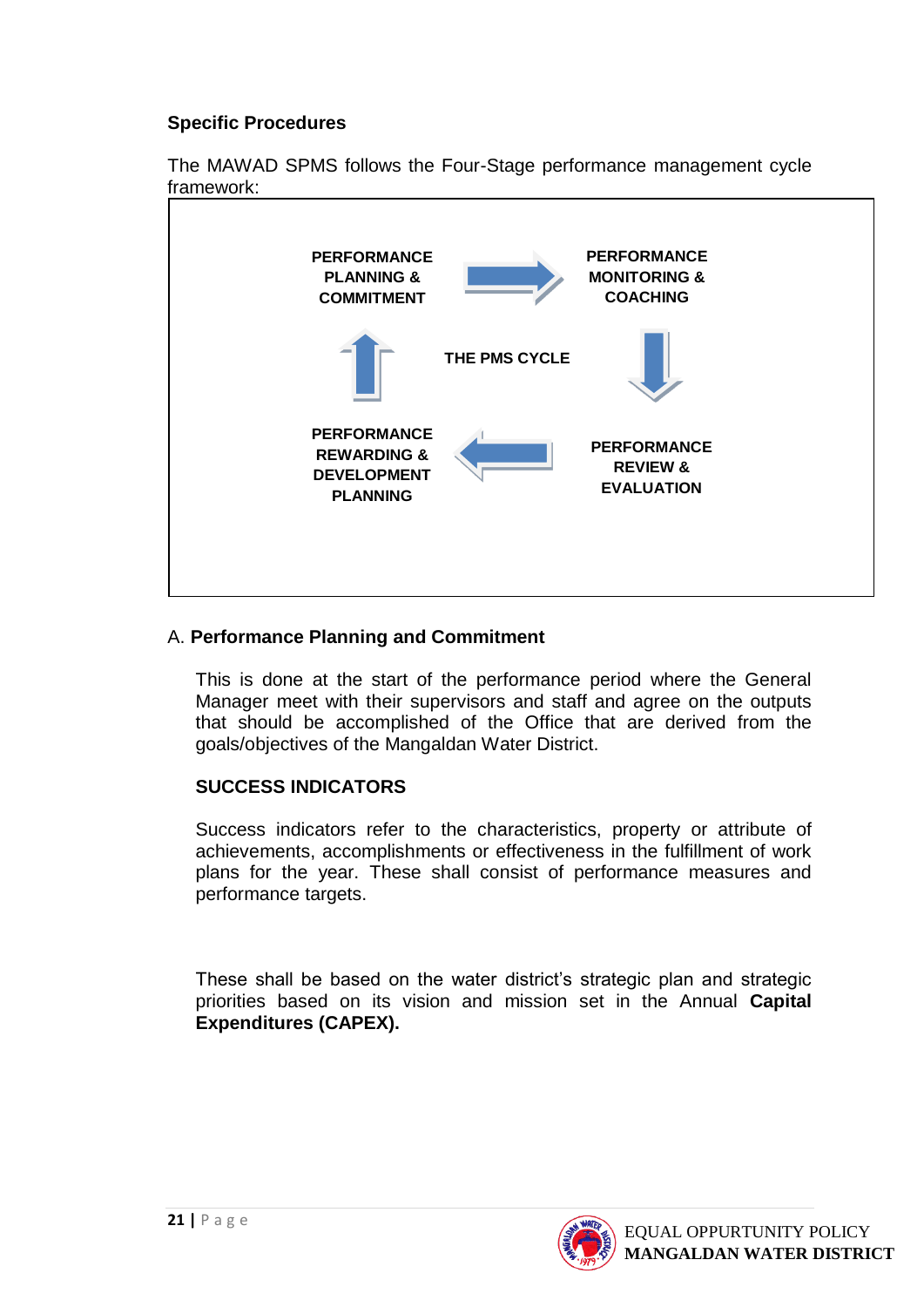**Specific Procedures**

The MAWAD SPMS follows the Four-Stage performance management cycle framework:

PERFORMANCE PLANNING & COMMITMENT

PERFORMANCE MONITORING & COACHING

THE PMS CYCLE

PERFORMANCE REWARDING & DEVELOPMENT PLANNING

PERFORMANCE REVIEW & EVALUATION

A. **Performance Planning and Commitment**

This is done at the start of the performance period where the General Manager meet with their supervisors and staff and agree on the outputs that should be accomplished of the Office that are derived from the goals/objectives of the Mangaldan Water District.

**SUCCESS INDICATORS**

Success indicators refer to the characteristics, property or attribute of achievements, accomplishments or effectiveness in the fulfillment of work plans for the year. These shall consist of performance measures and performance targets.

These shall be based on the water district's strategic plan and strategic priorities based on its vision and mission set in the Annual **Capital Expenditures (CAPEX).**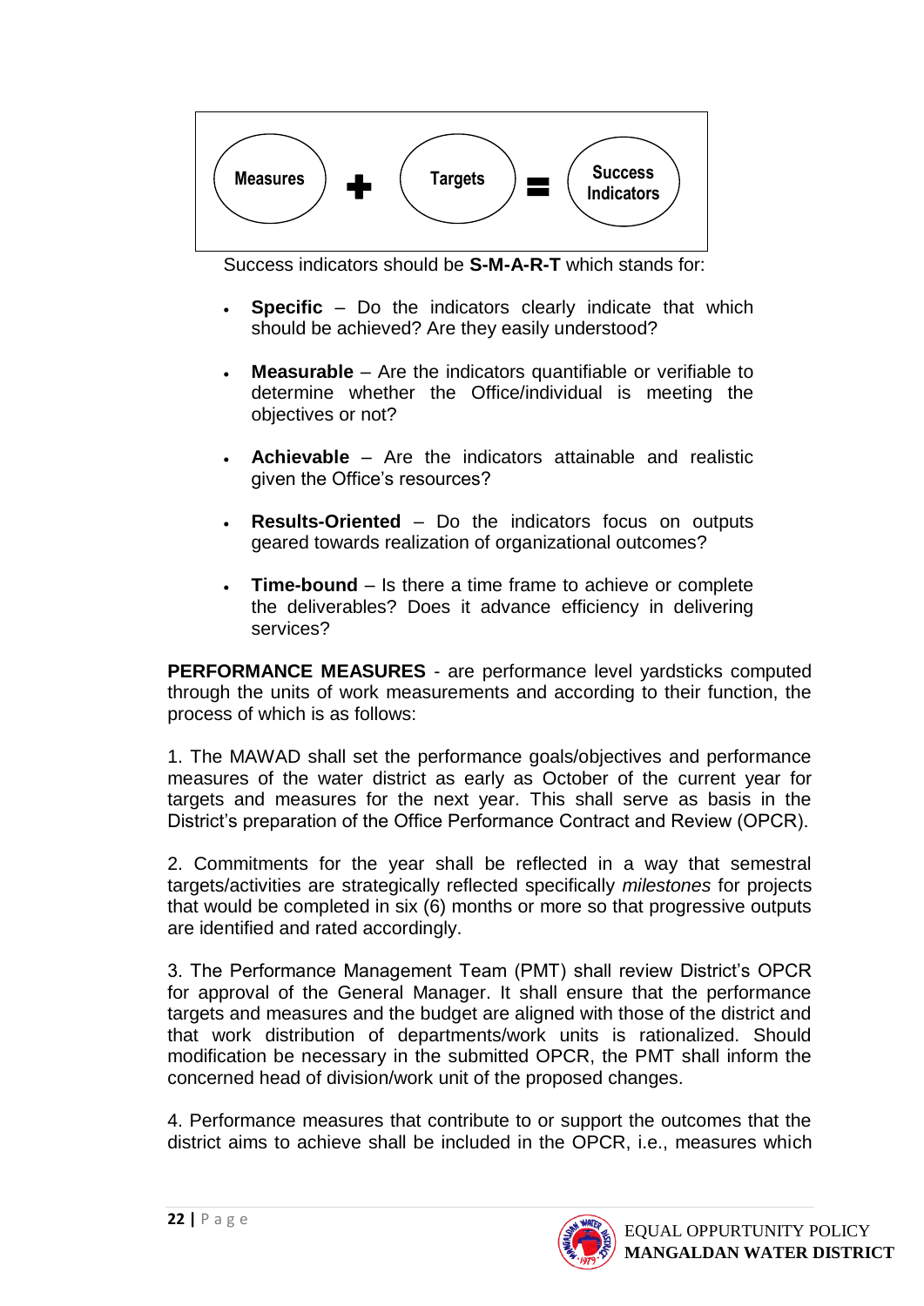Measures + Targets = Success Indicators

Success indicators should be **S-M-A-R-T** which stands for:

- **Specific** – Do the indicators clearly indicate that which should be achieved? Are they easily understood?
- **Measurable** – Are the indicators quantifiable or verifiable to determine whether the Office/individual is meeting the objectives or not?
- **Achievable** – Are the indicators attainable and realistic given the Office's resources?
- **Results-Oriented** – Do the indicators focus on outputs geared towards realization of organizational outcomes?
- **Time-bound** – Is there a time frame to achieve or complete the deliverables? Does it advance efficiency in delivering services?

**PERFORMANCE MEASURES** - are performance level yardsticks computed through the units of work measurements and according to their function, the process of which is as follows:

1. The MAWAD shall set the performance goals/objectives and performance measures of the water district as early as October of the current year for targets and measures for the next year. This shall serve as basis in the District's preparation of the Office Performance Contract and Review (OPCR).

2. Commitments for the year shall be reflected in a way that semestral targets/activities are strategically reflected specifically *milestones* for projects that would be completed in six (6) months or more so that progressive outputs are identified and rated accordingly.

3. The Performance Management Team (PMT) shall review District's OPCR for approval of the General Manager. It shall ensure that the performance targets and measures and the budget are aligned with those of the district and that work distribution of departments/work units is rationalized. Should modification be necessary in the submitted OPCR, the PMT shall inform the concerned head of division/work unit of the proposed changes.

4. Performance measures that contribute to or support the outcomes that the district aims to achieve shall be included in the OPCR, i.e., measures which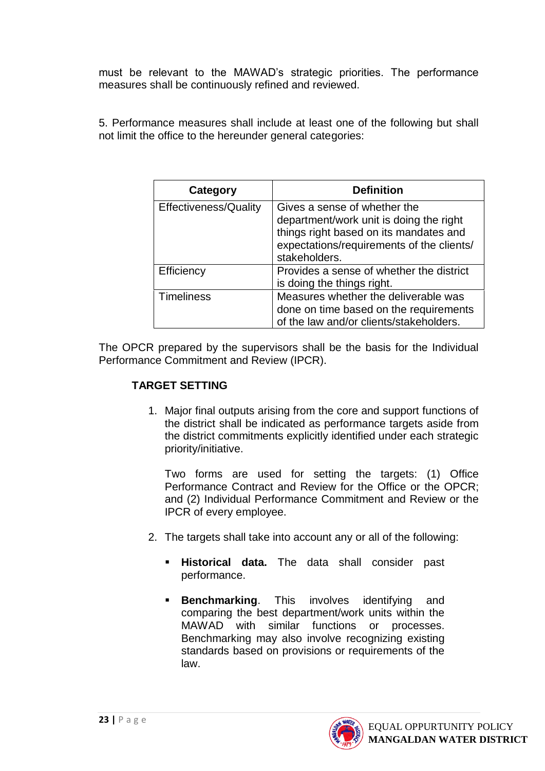must be relevant to the MAWAD's strategic priorities. The performance measures shall be continuously refined and reviewed.

5. Performance measures shall include at least one of the following but shall not limit the office to the hereunder general categories:

| Category | Definition |
|---|---|
| Effectiveness/Quality | Gives a sense of whether the department/work unit is doing the right things right based on its mandates and expectations/requirements of the clients/ stakeholders. |
| Efficiency | Provides a sense of whether the district is doing the things right. |
| Timeliness | Measures whether the deliverable was done on time based on the requirements of the law and/or clients/stakeholders. |

The OPCR prepared by the supervisors shall be the basis for the Individual Performance Commitment and Review (IPCR).

**TARGET SETTING**

1. Major final outputs arising from the core and support functions of the district shall be indicated as performance targets aside from the district commitments explicitly identified under each strategic priority/initiative.

   Two forms are used for setting the targets: (1) Office Performance Contract and Review for the Office or the OPCR; and (2) Individual Performance Commitment and Review or the IPCR of every employee.

2. The targets shall take into account any or all of the following:

   - **Historical data.** The data shall consider past performance.

   - **Benchmarking**. This involves identifying and comparing the best department/work units within the MAWAD with similar functions or processes. Benchmarking may also involve recognizing existing standards based on provisions or requirements of the law.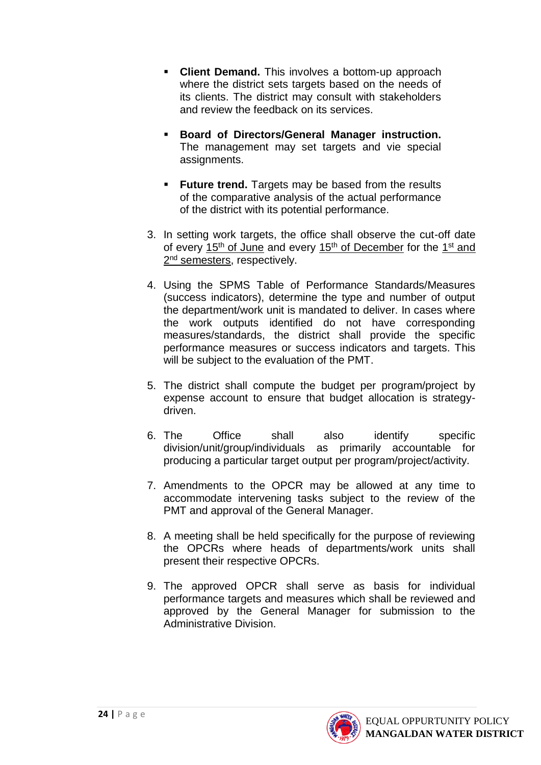- **Client Demand.** This involves a bottom-up approach where the district sets targets based on the needs of its clients. The district may consult with stakeholders and review the feedback on its services.

- **Board of Directors/General Manager instruction.** The management may set targets and vie special assignments.

- **Future trend.** Targets may be based from the results of the comparative analysis of the actual performance of the district with its potential performance.

3. In setting work targets, the office shall observe the cut-off date of every 15th of June and every 15th of December for the 1st and 2nd semesters, respectively.

4. Using the SPMS Table of Performance Standards/Measures (success indicators), determine the type and number of output the department/work unit is mandated to deliver. In cases where the work outputs identified do not have corresponding measures/standards, the district shall provide the specific performance measures or success indicators and targets. This will be subject to the evaluation of the PMT.

5. The district shall compute the budget per program/project by expense account to ensure that budget allocation is strategy-driven.

6. The Office shall also identify specific division/unit/group/individuals as primarily accountable for producing a particular target output per program/project/activity.

7. Amendments to the OPCR may be allowed at any time to accommodate intervening tasks subject to the review of the PMT and approval of the General Manager.

8. A meeting shall be held specifically for the purpose of reviewing the OPCRs where heads of departments/work units shall present their respective OPCRs.

9. The approved OPCR shall serve as basis for individual performance targets and measures which shall be reviewed and approved by the General Manager for submission to the Administrative Division.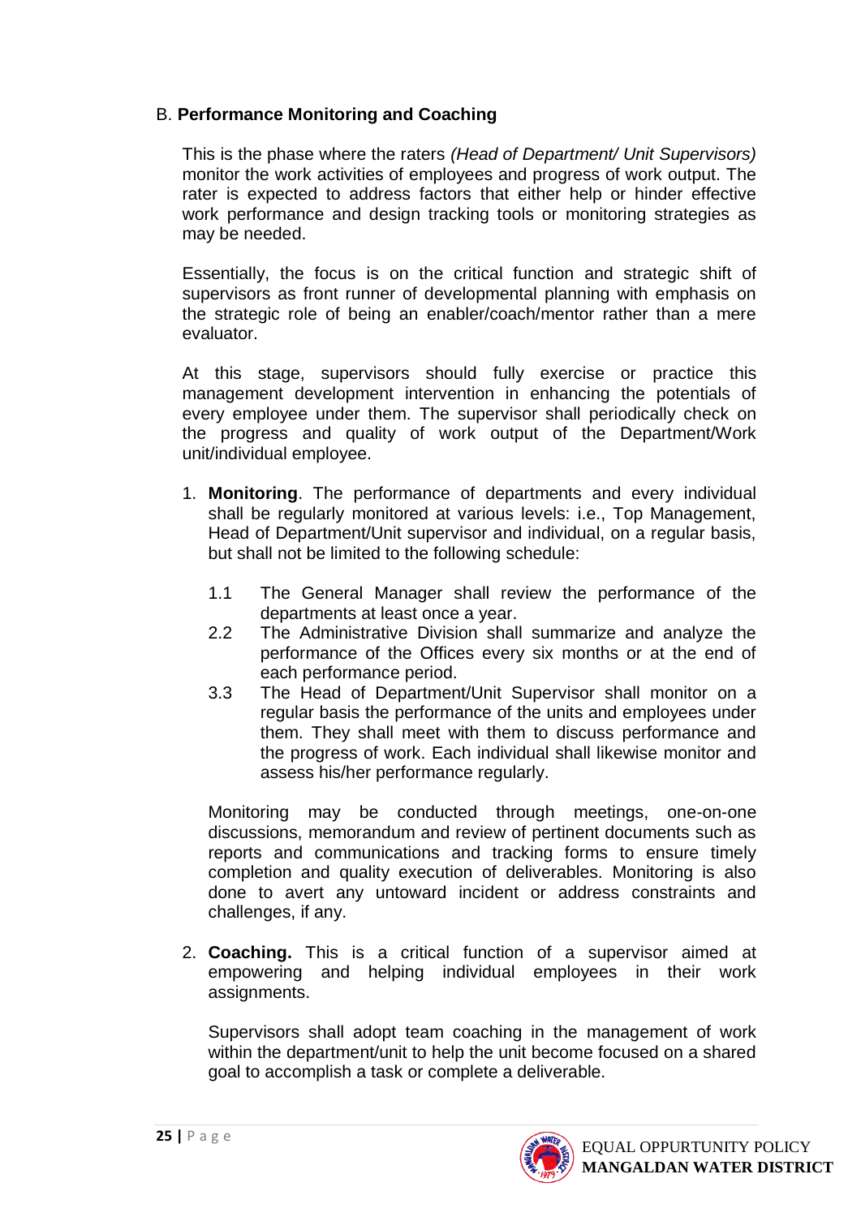B. **Performance Monitoring and Coaching**

This is the phase where the raters *(Head of Department/ Unit Supervisors)* monitor the work activities of employees and progress of work output. The rater is expected to address factors that either help or hinder effective work performance and design tracking tools or monitoring strategies as may be needed.

Essentially, the focus is on the critical function and strategic shift of supervisors as front runner of developmental planning with emphasis on the strategic role of being an enabler/coach/mentor rather than a mere evaluator.

At this stage, supervisors should fully exercise or practice this management development intervention in enhancing the potentials of every employee under them. The supervisor shall periodically check on the progress and quality of work output of the Department/Work unit/individual employee.

1. **Monitoring**. The performance of departments and every individual shall be regularly monitored at various levels: i.e., Top Management, Head of Department/Unit supervisor and individual, on a regular basis, but shall not be limited to the following schedule:

   1.1 The General Manager shall review the performance of the departments at least once a year.

   2.2 The Administrative Division shall summarize and analyze the performance of the Offices every six months or at the end of each performance period.

   3.3 The Head of Department/Unit Supervisor shall monitor on a regular basis the performance of the units and employees under them. They shall meet with them to discuss performance and the progress of work. Each individual shall likewise monitor and assess his/her performance regularly.

   Monitoring may be conducted through meetings, one-on-one discussions, memorandum and review of pertinent documents such as reports and communications and tracking forms to ensure timely completion and quality execution of deliverables. Monitoring is also done to avert any untoward incident or address constraints and challenges, if any.

2. **Coaching.** This is a critical function of a supervisor aimed at empowering and helping individual employees in their work assignments.

   Supervisors shall adopt team coaching in the management of work within the department/unit to help the unit become focused on a shared goal to accomplish a task or complete a deliverable.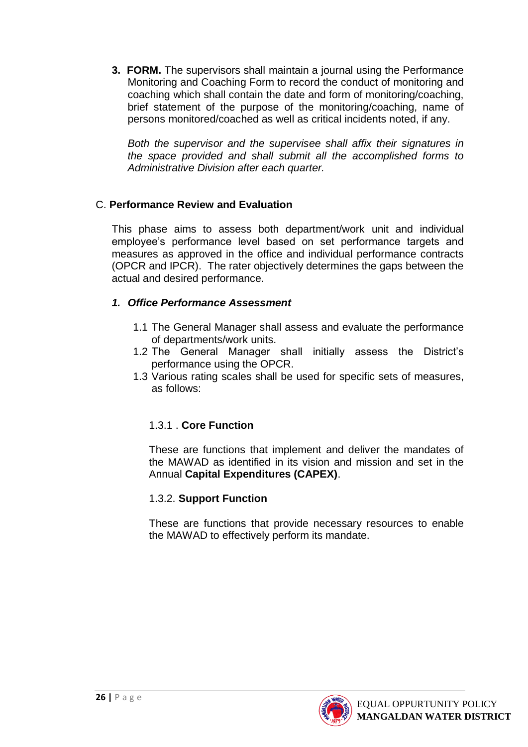3. **FORM.** The supervisors shall maintain a journal using the Performance Monitoring and Coaching Form to record the conduct of monitoring and coaching which shall contain the date and form of monitoring/coaching, brief statement of the purpose of the monitoring/coaching, name of persons monitored/coached as well as critical incidents noted, if any.

   *Both the supervisor and the supervisee shall affix their signatures in the space provided and shall submit all the accomplished forms to Administrative Division after each quarter.*

C. **Performance Review and Evaluation**

This phase aims to assess both department/work unit and individual employee's performance level based on set performance targets and measures as approved in the office and individual performance contracts (OPCR and IPCR). The rater objectively determines the gaps between the actual and desired performance.

***1. Office Performance Assessment***

1.1 The General Manager shall assess and evaluate the performance of departments/work units.

1.2 The General Manager shall initially assess the District's performance using the OPCR.

1.3 Various rating scales shall be used for specific sets of measures, as follows:

1.3.1 . **Core Function**

These are functions that implement and deliver the mandates of the MAWAD as identified in its vision and mission and set in the Annual **Capital Expenditures (CAPEX)**.

1.3.2. **Support Function**

These are functions that provide necessary resources to enable the MAWAD to effectively perform its mandate.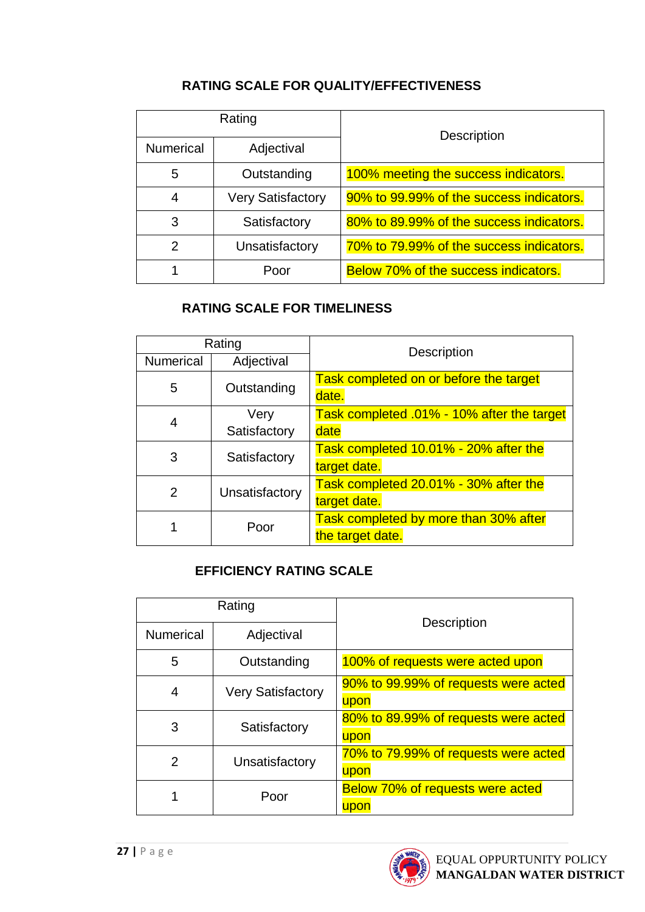**RATING SCALE FOR QUALITY/EFFECTIVENESS**

| Rating | | Description |
|---|---|---|
| Numerical | Adjectival | |
| 5 | Outstanding | 100% meeting the success indicators. |
| 4 | Very Satisfactory | 90% to 99.99% of the success indicators. |
| 3 | Satisfactory | 80% to 89.99% of the success indicators. |
| 2 | Unsatisfactory | 70% to 79.99% of the success indicators. |
| 1 | Poor | Below 70% of the success indicators. |

**RATING SCALE FOR TIMELINESS**

| Rating | | Description |
|---|---|---|
| Numerical | Adjectival | |
| 5 | Outstanding | Task completed on or before the target date. |
| 4 | Very Satisfactory | Task completed .01% - 10% after the target date |
| 3 | Satisfactory | Task completed 10.01% - 20% after the target date. |
| 2 | Unsatisfactory | Task completed 20.01% - 30% after the target date. |
| 1 | Poor | Task completed by more than 30% after the target date. |

**EFFICIENCY RATING SCALE**

| Rating | | Description |
|---|---|---|
| Numerical | Adjectival | |
| 5 | Outstanding | 100% of requests were acted upon |
| 4 | Very Satisfactory | 90% to 99.99% of requests were acted upon |
| 3 | Satisfactory | 80% to 89.99% of requests were acted upon |
| 2 | Unsatisfactory | 70% to 79.99% of requests were acted upon |
| 1 | Poor | Below 70% of requests were acted upon |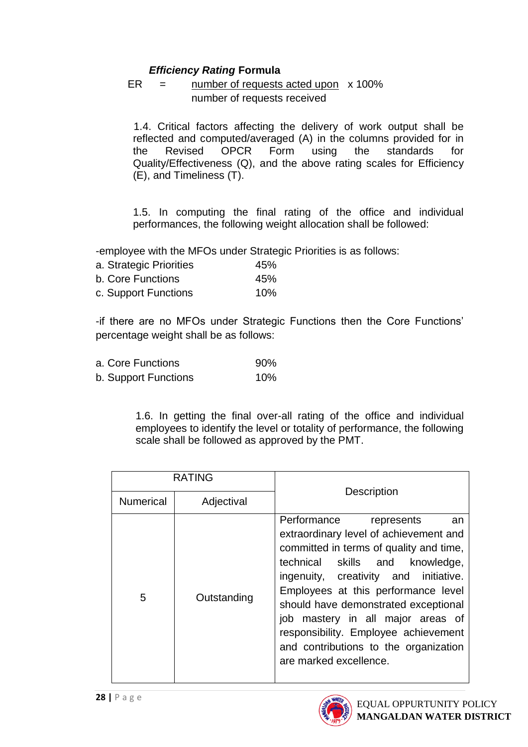***Efficiency Rating* Formula**

$$ER = \frac{\text{number of requests acted upon}}{\text{number of requests received}} \times 100\%$$

1.4. Critical factors affecting the delivery of work output shall be reflected and computed/averaged (A) in the columns provided for in the Revised OPCR Form using the standards for Quality/Effectiveness (Q), and the above rating scales for Efficiency (E), and Timeliness (T).

1.5. In computing the final rating of the office and individual performances, the following weight allocation shall be followed:

-employee with the MFOs under Strategic Priorities is as follows:

a. Strategic Priorities 45%
b. Core Functions 45%
c. Support Functions 10%

-if there are no MFOs under Strategic Functions then the Core Functions' percentage weight shall be as follows:

a. Core Functions 90%
b. Support Functions 10%

1.6. In getting the final over-all rating of the office and individual employees to identify the level or totality of performance, the following scale shall be followed as approved by the PMT.

| RATING | | Description |
|---|---|---|
| Numerical | Adjectival | |
| 5 | Outstanding | Performance represents an extraordinary level of achievement and committed in terms of quality and time, technical skills and knowledge, ingenuity, creativity and initiative. Employees at this performance level should have demonstrated exceptional job mastery in all major areas of responsibility. Employee achievement and contributions to the organization are marked excellence. |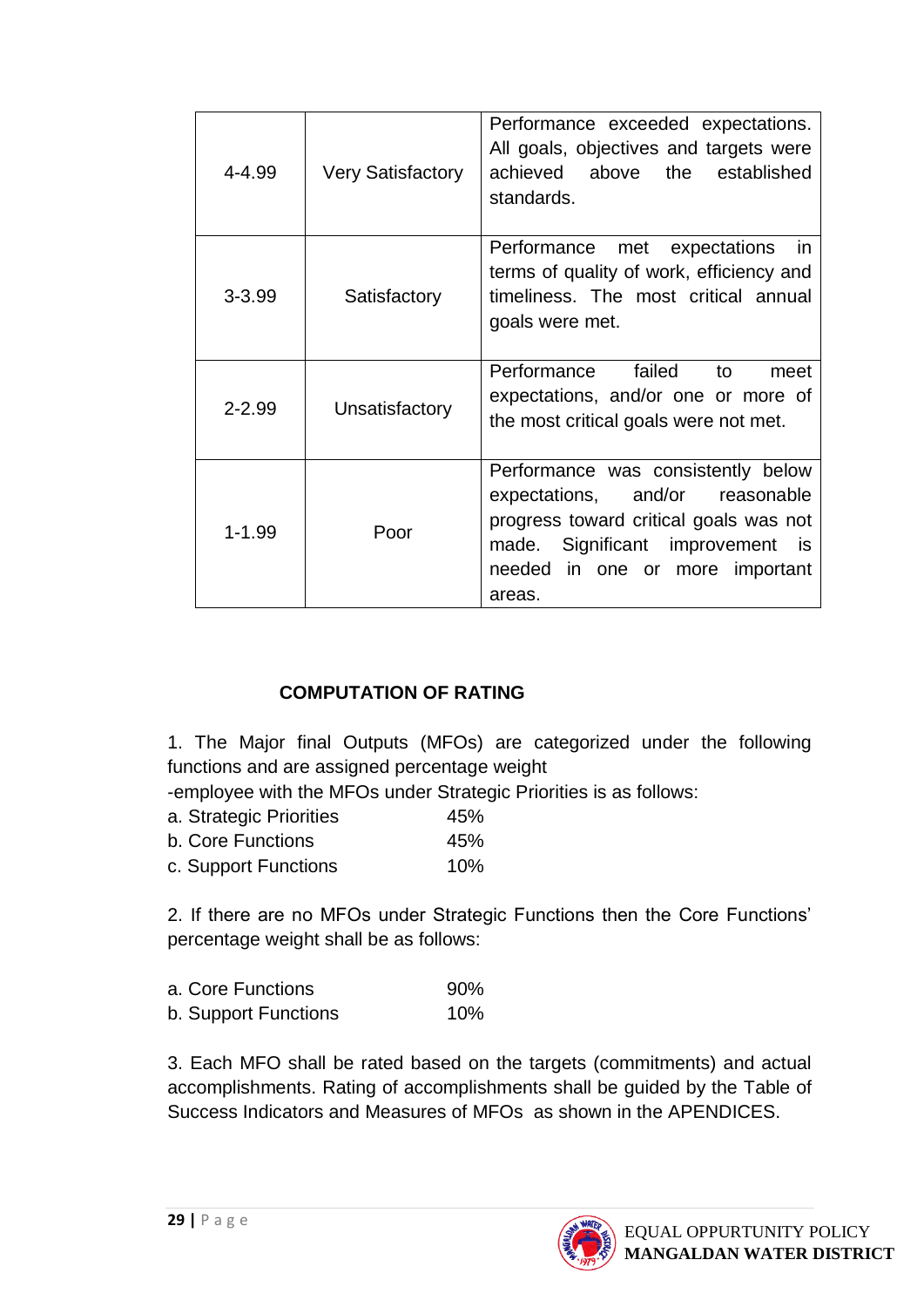| | | |
|---|---|---|
| 4-4.99 | Very Satisfactory | Performance exceeded expectations. All goals, objectives and targets were achieved above the established standards. |
| 3-3.99 | Satisfactory | Performance met expectations in terms of quality of work, efficiency and timeliness. The most critical annual goals were met. |
| 2-2.99 | Unsatisfactory | Performance failed to meet expectations, and/or one or more of the most critical goals were not met. |
| 1-1.99 | Poor | Performance was consistently below expectations, and/or reasonable progress toward critical goals was not made. Significant improvement is needed in one or more important areas. |

**COMPUTATION OF RATING**

1. The Major final Outputs (MFOs) are categorized under the following functions and are assigned percentage weight
-employee with the MFOs under Strategic Priorities is as follows:

a. Strategic Priorities 45%
b. Core Functions 45%
c. Support Functions 10%

2. If there are no MFOs under Strategic Functions then the Core Functions' percentage weight shall be as follows:

a. Core Functions 90%
b. Support Functions 10%

3. Each MFO shall be rated based on the targets (commitments) and actual accomplishments. Rating of accomplishments shall be guided by the Table of Success Indicators and Measures of MFOs as shown in the APENDICES.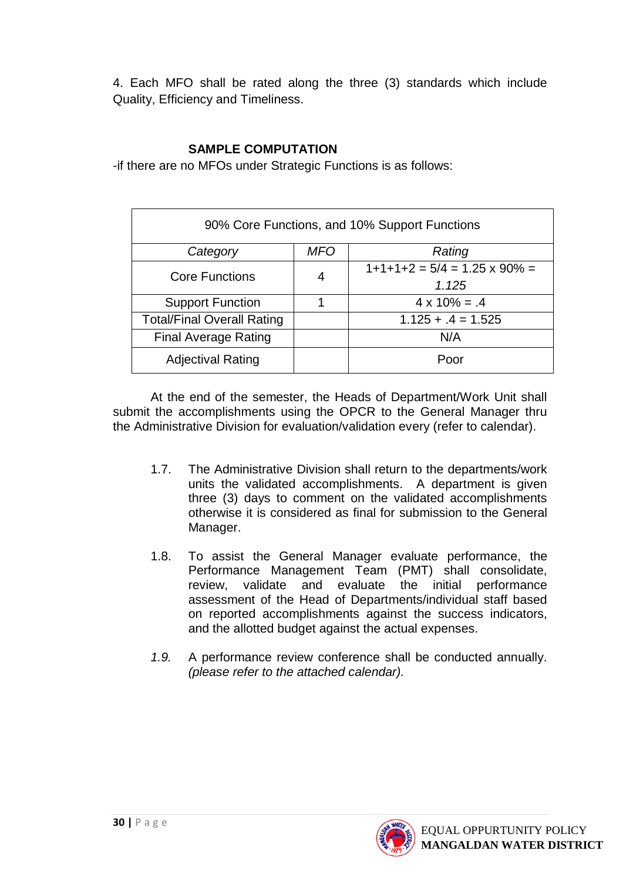4. Each MFO shall be rated along the three (3) standards which include Quality, Efficiency and Timeliness.

**SAMPLE COMPUTATION**

-if there are no MFOs under Strategic Functions is as follows:

| 90% Core Functions, and 10% Support Functions | | |
|---|---|---|
| *Category* | *MFO* | *Rating* |
| Core Functions | 4 | 1+1+1+2 = 5/4 = 1.25 x 90% = *1.125* |
| Support Function | 1 | 4 x 10% = .4 |
| Total/Final Overall Rating | | 1.125 + .4 = 1.525 |
| Final Average Rating | | N/A |
| Adjectival Rating | | Poor |

At the end of the semester, the Heads of Department/Work Unit shall submit the accomplishments using the OPCR to the General Manager thru the Administrative Division for evaluation/validation every (refer to calendar).

1.7. The Administrative Division shall return to the departments/work units the validated accomplishments. A department is given three (3) days to comment on the validated accomplishments otherwise it is considered as final for submission to the General Manager.

1.8. To assist the General Manager evaluate performance, the Performance Management Team (PMT) shall consolidate, review, validate and evaluate the initial performance assessment of the Head of Departments/individual staff based on reported accomplishments against the success indicators, and the allotted budget against the actual expenses.

*1.9.* A performance review conference shall be conducted annually. *(please refer to the attached calendar).*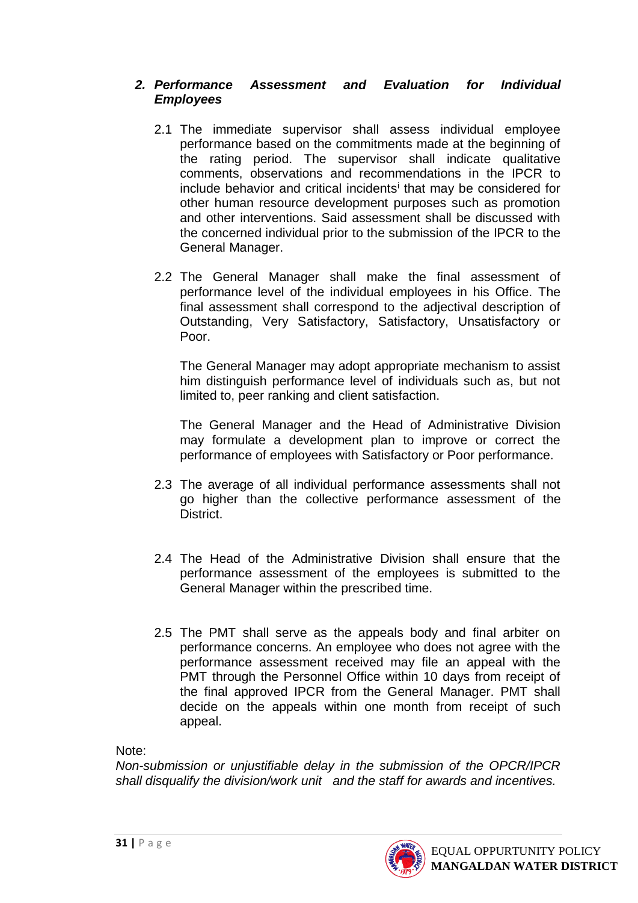### *2. Performance Assessment and Evaluation for Individual Employees*

2.1 The immediate supervisor shall assess individual employee performance based on the commitments made at the beginning of the rating period. The supervisor shall indicate qualitative comments, observations and recommendations in the IPCR to include behavior and critical incidents[i] that may be considered for other human resource development purposes such as promotion and other interventions. Said assessment shall be discussed with the concerned individual prior to the submission of the IPCR to the General Manager.

2.2 The General Manager shall make the final assessment of performance level of the individual employees in his Office. The final assessment shall correspond to the adjectival description of Outstanding, Very Satisfactory, Satisfactory, Unsatisfactory or Poor.

The General Manager may adopt appropriate mechanism to assist him distinguish performance level of individuals such as, but not limited to, peer ranking and client satisfaction.

The General Manager and the Head of Administrative Division may formulate a development plan to improve or correct the performance of employees with Satisfactory or Poor performance.

2.3 The average of all individual performance assessments shall not go higher than the collective performance assessment of the District.

2.4 The Head of the Administrative Division shall ensure that the performance assessment of the employees is submitted to the General Manager within the prescribed time.

2.5 The PMT shall serve as the appeals body and final arbiter on performance concerns. An employee who does not agree with the performance assessment received may file an appeal with the PMT through the Personnel Office within 10 days from receipt of the final approved IPCR from the General Manager. PMT shall decide on the appeals within one month from receipt of such appeal.

Note:
*Non-submission or unjustifiable delay in the submission of the OPCR/IPCR shall disqualify the division/work unit and the staff for awards and incentives.*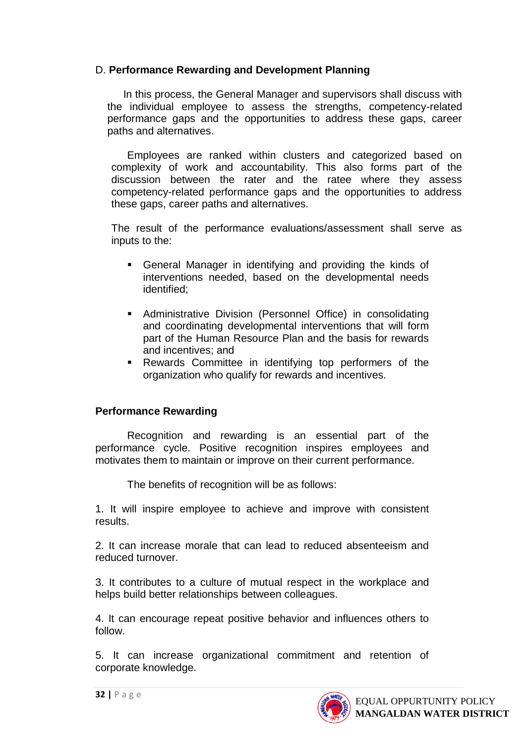D. **Performance Rewarding and Development Planning**

In this process, the General Manager and supervisors shall discuss with the individual employee to assess the strengths, competency-related performance gaps and the opportunities to address these gaps, career paths and alternatives.

Employees are ranked within clusters and categorized based on complexity of work and accountability. This also forms part of the discussion between the rater and the ratee where they assess competency-related performance gaps and the opportunities to address these gaps, career paths and alternatives.

The result of the performance evaluations/assessment shall serve as inputs to the:

- General Manager in identifying and providing the kinds of interventions needed, based on the developmental needs identified;
- Administrative Division (Personnel Office) in consolidating and coordinating developmental interventions that will form part of the Human Resource Plan and the basis for rewards and incentives; and
- Rewards Committee in identifying top performers of the organization who qualify for rewards and incentives.

**Performance Rewarding**

Recognition and rewarding is an essential part of the performance cycle. Positive recognition inspires employees and motivates them to maintain or improve on their current performance.

The benefits of recognition will be as follows:

1. It will inspire employee to achieve and improve with consistent results.

2. It can increase morale that can lead to reduced absenteeism and reduced turnover.

3. It contributes to a culture of mutual respect in the workplace and helps build better relationships between colleagues.

4. It can encourage repeat positive behavior and influences others to follow.

5. It can increase organizational commitment and retention of corporate knowledge.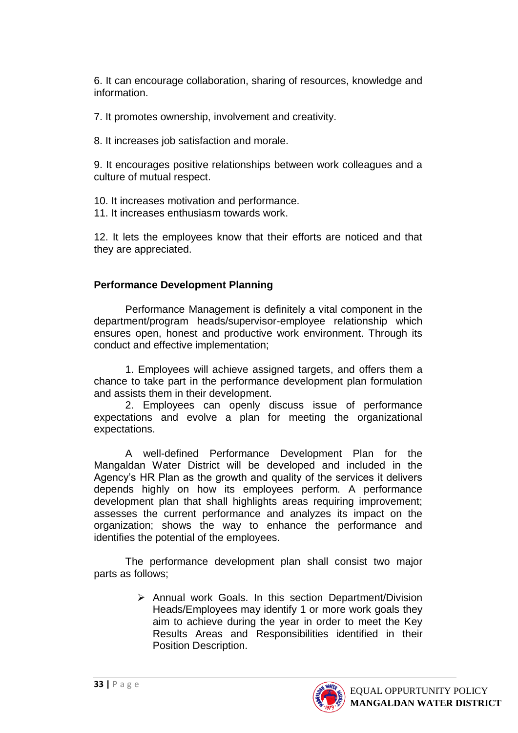6. It can encourage collaboration, sharing of resources, knowledge and information.

7. It promotes ownership, involvement and creativity.

8. It increases job satisfaction and morale.

9. It encourages positive relationships between work colleagues and a culture of mutual respect.

10. It increases motivation and performance.
11. It increases enthusiasm towards work.

12. It lets the employees know that their efforts are noticed and that they are appreciated.

**Performance Development Planning**

Performance Management is definitely a vital component in the department/program heads/supervisor-employee relationship which ensures open, honest and productive work environment. Through its conduct and effective implementation;

1. Employees will achieve assigned targets, and offers them a chance to take part in the performance development plan formulation and assists them in their development.
2. Employees can openly discuss issue of performance expectations and evolve a plan for meeting the organizational expectations.

A well-defined Performance Development Plan for the Mangaldan Water District will be developed and included in the Agency's HR Plan as the growth and quality of the services it delivers depends highly on how its employees perform. A performance development plan that shall highlights areas requiring improvement; assesses the current performance and analyzes its impact on the organization; shows the way to enhance the performance and identifies the potential of the employees.

The performance development plan shall consist two major parts as follows;

- Annual work Goals. In this section Department/Division Heads/Employees may identify 1 or more work goals they aim to achieve during the year in order to meet the Key Results Areas and Responsibilities identified in their Position Description.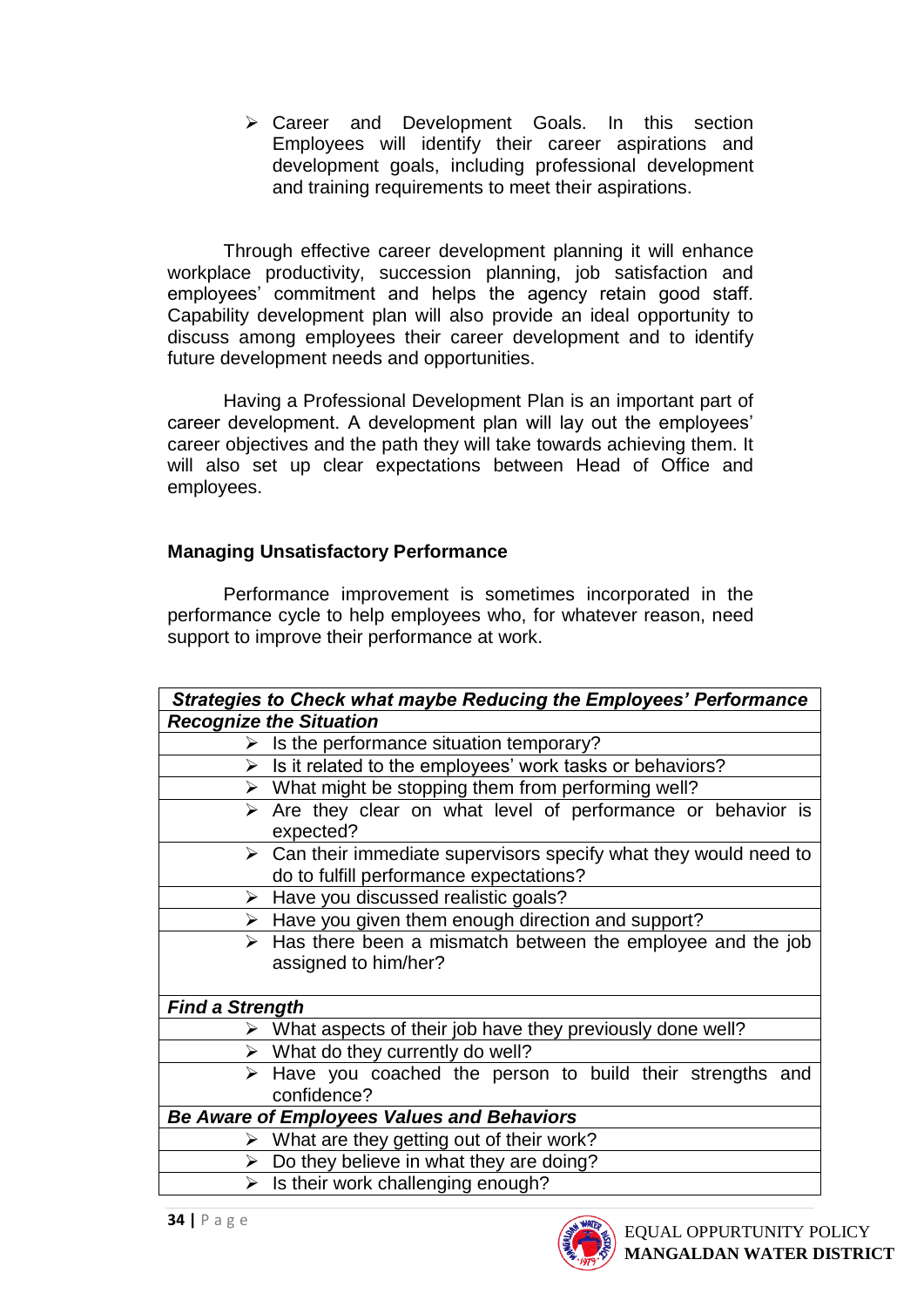- Career and Development Goals. In this section Employees will identify their career aspirations and development goals, including professional development and training requirements to meet their aspirations.

Through effective career development planning it will enhance workplace productivity, succession planning, job satisfaction and employees' commitment and helps the agency retain good staff. Capability development plan will also provide an ideal opportunity to discuss among employees their career development and to identify future development needs and opportunities.

Having a Professional Development Plan is an important part of career development. A development plan will lay out the employees' career objectives and the path they will take towards achieving them. It will also set up clear expectations between Head of Office and employees.

**Managing Unsatisfactory Performance**

Performance improvement is sometimes incorporated in the performance cycle to help employees who, for whatever reason, need support to improve their performance at work.

| ***Strategies to Check what maybe Reducing the Employees' Performance*** |
|---|
| ***Recognize the Situation*** |
| - Is the performance situation temporary? |
| - Is it related to the employees' work tasks or behaviors? |
| - What might be stopping them from performing well? |
| - Are they clear on what level of performance or behavior is expected? |
| - Can their immediate supervisors specify what they would need to do to fulfill performance expectations? |
| - Have you discussed realistic goals? |
| - Have you given them enough direction and support? |
| - Has there been a mismatch between the employee and the job assigned to him/her? |
| ***Find a Strength*** |
| - What aspects of their job have they previously done well? |
| - What do they currently do well? |
| - Have you coached the person to build their strengths and confidence? |
| ***Be Aware of Employees Values and Behaviors*** |
| - What are they getting out of their work? |
| - Do they believe in what they are doing? |
| - Is their work challenging enough? |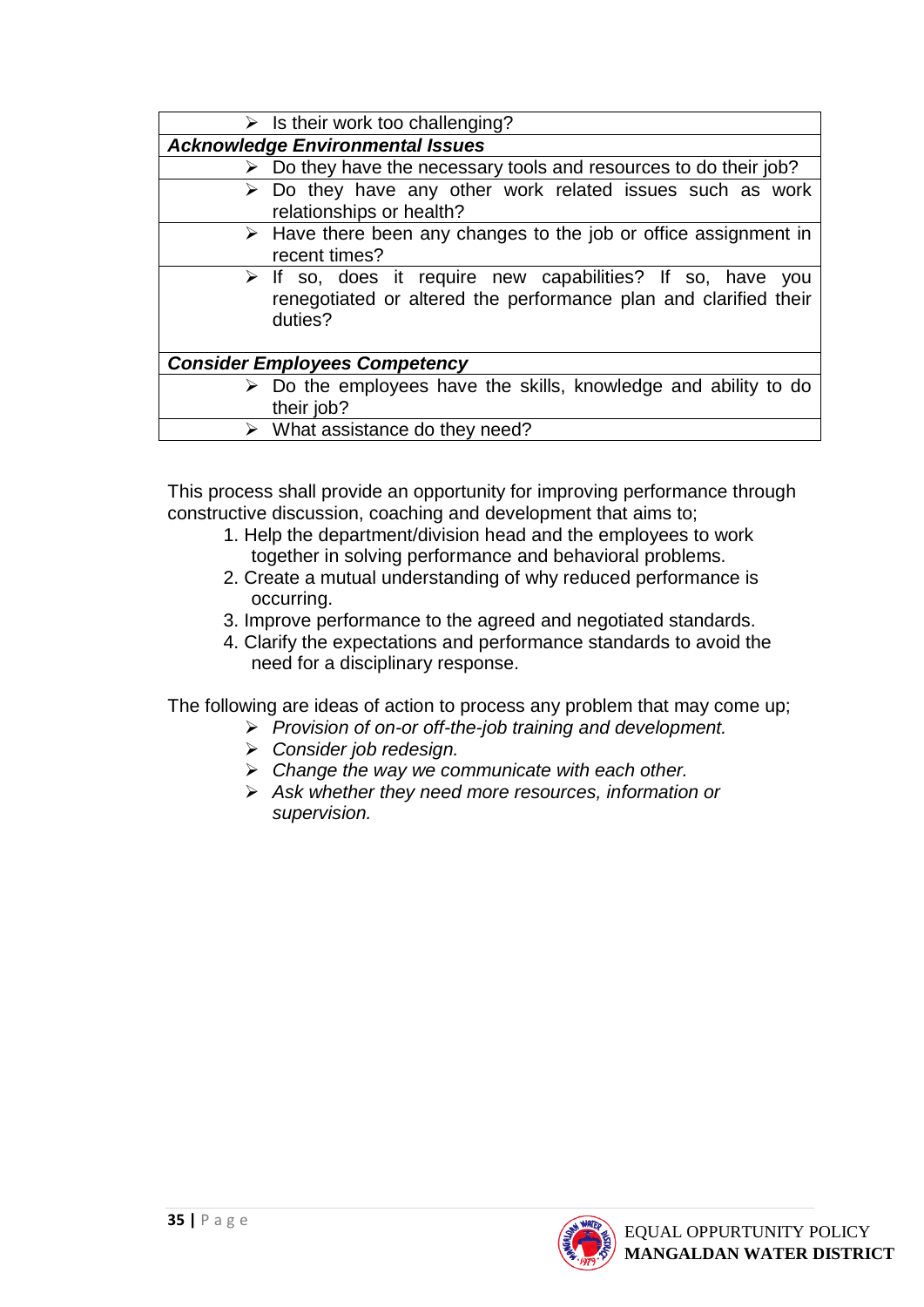| |
|---|
| ➢ Is their work too challenging? |
| ***Acknowledge Environmental Issues*** |
| ➢ Do they have the necessary tools and resources to do their job? |
| ➢ Do they have any other work related issues such as work relationships or health? |
| ➢ Have there been any changes to the job or office assignment in recent times? |
| ➢ If so, does it require new capabilities? If so, have you renegotiated or altered the performance plan and clarified their duties? |
| ***Consider Employees Competency*** |
| ➢ Do the employees have the skills, knowledge and ability to do their job? |
| ➢ What assistance do they need? |

This process shall provide an opportunity for improving performance through constructive discussion, coaching and development that aims to;

1. Help the department/division head and the employees to work together in solving performance and behavioral problems.
2. Create a mutual understanding of why reduced performance is occurring.
3. Improve performance to the agreed and negotiated standards.
4. Clarify the expectations and performance standards to avoid the need for a disciplinary response.

The following are ideas of action to process any problem that may come up;

- *Provision of on-or off-the-job training and development.*
- *Consider job redesign.*
- *Change the way we communicate with each other.*
- *Ask whether they need more resources, information or supervision.*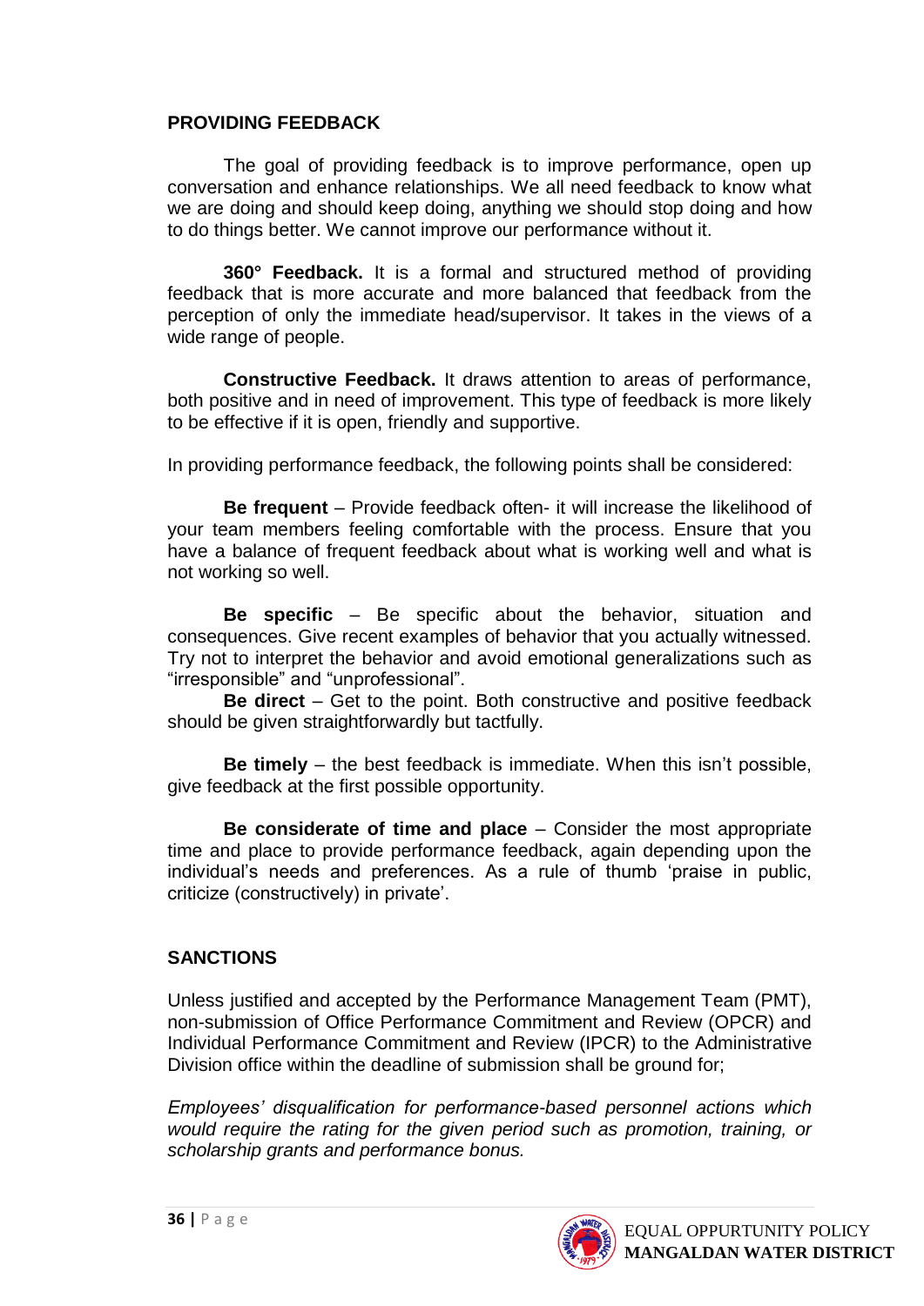## PROVIDING FEEDBACK

The goal of providing feedback is to improve performance, open up conversation and enhance relationships. We all need feedback to know what we are doing and should keep doing, anything we should stop doing and how to do things better. We cannot improve our performance without it.

**360° Feedback.** It is a formal and structured method of providing feedback that is more accurate and more balanced that feedback from the perception of only the immediate head/supervisor. It takes in the views of a wide range of people.

**Constructive Feedback.** It draws attention to areas of performance, both positive and in need of improvement. This type of feedback is more likely to be effective if it is open, friendly and supportive.

In providing performance feedback, the following points shall be considered:

**Be frequent** – Provide feedback often- it will increase the likelihood of your team members feeling comfortable with the process. Ensure that you have a balance of frequent feedback about what is working well and what is not working so well.

**Be specific** – Be specific about the behavior, situation and consequences. Give recent examples of behavior that you actually witnessed. Try not to interpret the behavior and avoid emotional generalizations such as "irresponsible" and "unprofessional".

**Be direct** – Get to the point. Both constructive and positive feedback should be given straightforwardly but tactfully.

**Be timely** – the best feedback is immediate. When this isn't possible, give feedback at the first possible opportunity.

**Be considerate of time and place** – Consider the most appropriate time and place to provide performance feedback, again depending upon the individual's needs and preferences. As a rule of thumb 'praise in public, criticize (constructively) in private'.

## SANCTIONS

Unless justified and accepted by the Performance Management Team (PMT), non-submission of Office Performance Commitment and Review (OPCR) and Individual Performance Commitment and Review (IPCR) to the Administrative Division office within the deadline of submission shall be ground for;

*Employees' disqualification for performance-based personnel actions which would require the rating for the given period such as promotion, training, or scholarship grants and performance bonus.*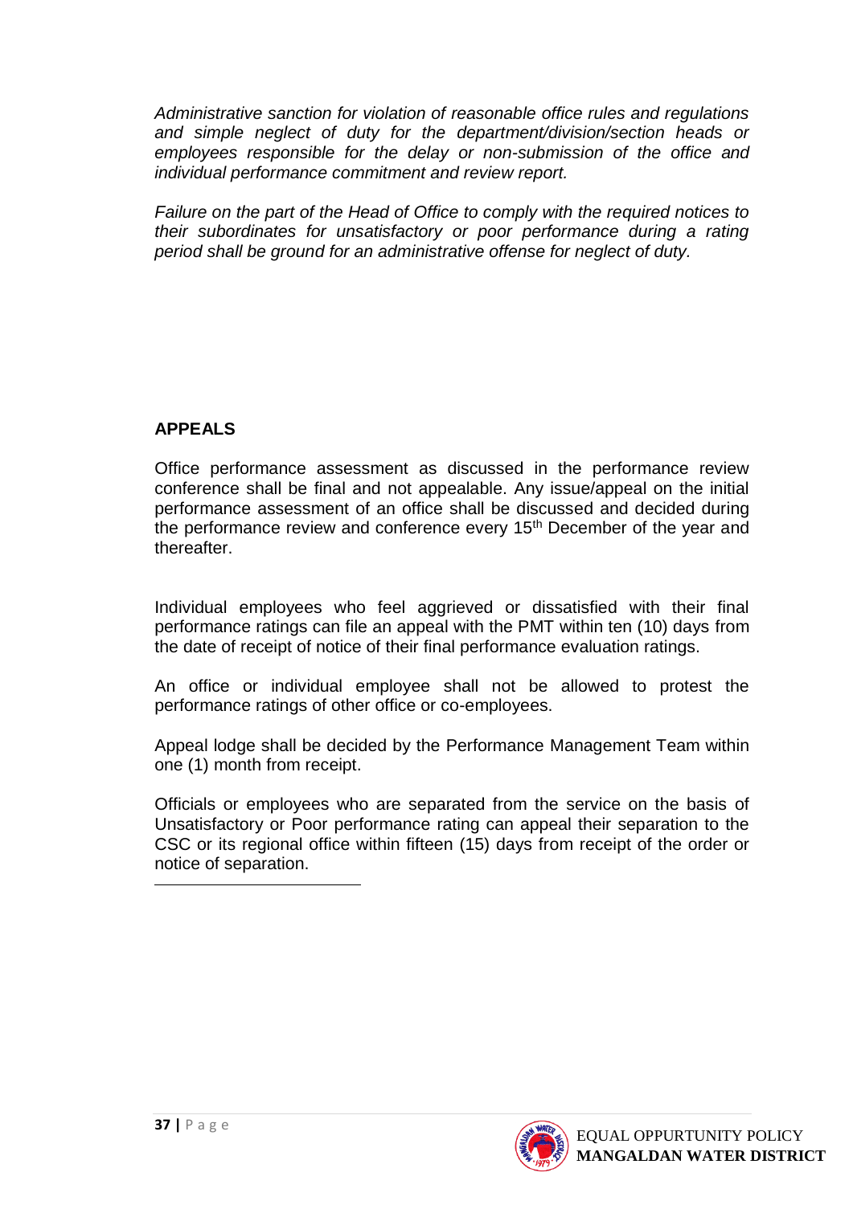*Administrative sanction for violation of reasonable office rules and regulations and simple neglect of duty for the department/division/section heads or employees responsible for the delay or non-submission of the office and individual performance commitment and review report.*

*Failure on the part of the Head of Office to comply with the required notices to their subordinates for unsatisfactory or poor performance during a rating period shall be ground for an administrative offense for neglect of duty.*

**APPEALS**

Office performance assessment as discussed in the performance review conference shall be final and not appealable. Any issue/appeal on the initial performance assessment of an office shall be discussed and decided during the performance review and conference every 15th December of the year and thereafter.

Individual employees who feel aggrieved or dissatisfied with their final performance ratings can file an appeal with the PMT within ten (10) days from the date of receipt of notice of their final performance evaluation ratings.

An office or individual employee shall not be allowed to protest the performance ratings of other office or co-employees.

Appeal lodge shall be decided by the Performance Management Team within one (1) month from receipt.

Officials or employees who are separated from the service on the basis of Unsatisfactory or Poor performance rating can appeal their separation to the CSC or its regional office within fifteen (15) days from receipt of the order or notice of separation.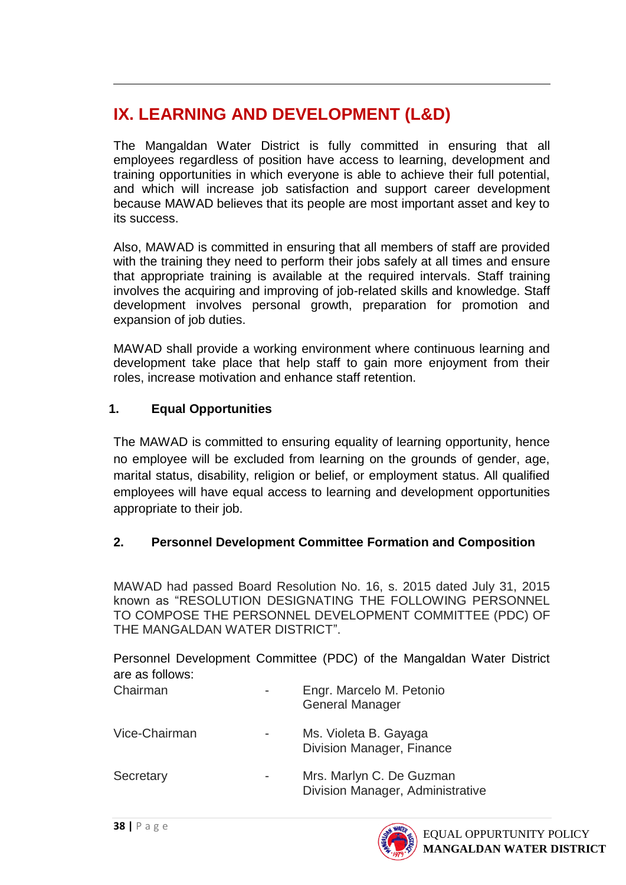## IX. LEARNING AND DEVELOPMENT (L&D)

The Mangaldan Water District is fully committed in ensuring that all employees regardless of position have access to learning, development and training opportunities in which everyone is able to achieve their full potential, and which will increase job satisfaction and support career development because MAWAD believes that its people are most important asset and key to its success.

Also, MAWAD is committed in ensuring that all members of staff are provided with the training they need to perform their jobs safely at all times and ensure that appropriate training is available at the required intervals. Staff training involves the acquiring and improving of job-related skills and knowledge. Staff development involves personal growth, preparation for promotion and expansion of job duties.

MAWAD shall provide a working environment where continuous learning and development take place that help staff to gain more enjoyment from their roles, increase motivation and enhance staff retention.

### 1. Equal Opportunities

The MAWAD is committed to ensuring equality of learning opportunity, hence no employee will be excluded from learning on the grounds of gender, age, marital status, disability, religion or belief, or employment status. All qualified employees will have equal access to learning and development opportunities appropriate to their job.

### 2. Personnel Development Committee Formation and Composition

MAWAD had passed Board Resolution No. 16, s. 2015 dated July 31, 2015 known as "RESOLUTION DESIGNATING THE FOLLOWING PERSONNEL TO COMPOSE THE PERSONNEL DEVELOPMENT COMMITTEE (PDC) OF THE MANGALDAN WATER DISTRICT".

Personnel Development Committee (PDC) of the Mangaldan Water District are as follows:

| | | |
|---|---|---|
| Chairman | - | Engr. Marcelo M. Petonio<br>General Manager |
| Vice-Chairman | - | Ms. Violeta B. Gayaga<br>Division Manager, Finance |
| Secretary | - | Mrs. Marlyn C. De Guzman<br>Division Manager, Administrative |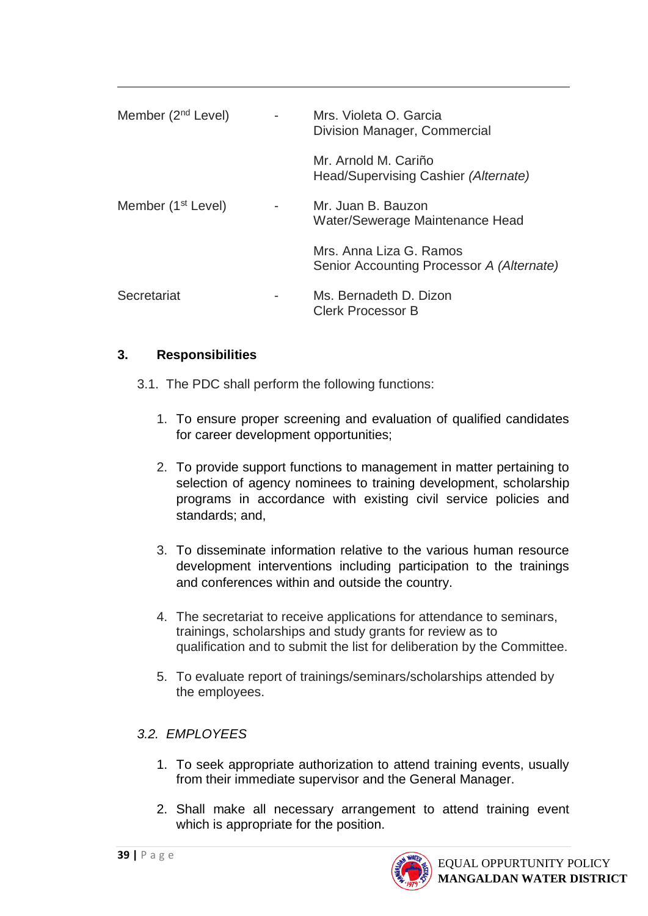| | | |
|---|---|---|
| Member (2nd Level) | - | Mrs. Violeta O. Garcia<br>Division Manager, Commercial |
| | | Mr. Arnold M. Cariño<br>Head/Supervising Cashier *(Alternate)* |
| Member (1st Level) | - | Mr. Juan B. Bauzon<br>Water/Sewerage Maintenance Head |
| | | Mrs. Anna Liza G. Ramos<br>Senior Accounting Processor A *(Alternate)* |
| Secretariat | - | Ms. Bernadeth D. Dizon<br>Clerk Processor B |

## 3. Responsibilities

3.1. The PDC shall perform the following functions:

1. To ensure proper screening and evaluation of qualified candidates for career development opportunities;

2. To provide support functions to management in matter pertaining to selection of agency nominees to training development, scholarship programs in accordance with existing civil service policies and standards; and,

3. To disseminate information relative to the various human resource development interventions including participation to the trainings and conferences within and outside the country.

4. The secretariat to receive applications for attendance to seminars, trainings, scholarships and study grants for review as to qualification and to submit the list for deliberation by the Committee.

5. To evaluate report of trainings/seminars/scholarships attended by the employees.

*3.2. EMPLOYEES*

1. To seek appropriate authorization to attend training events, usually from their immediate supervisor and the General Manager.

2. Shall make all necessary arrangement to attend training event which is appropriate for the position.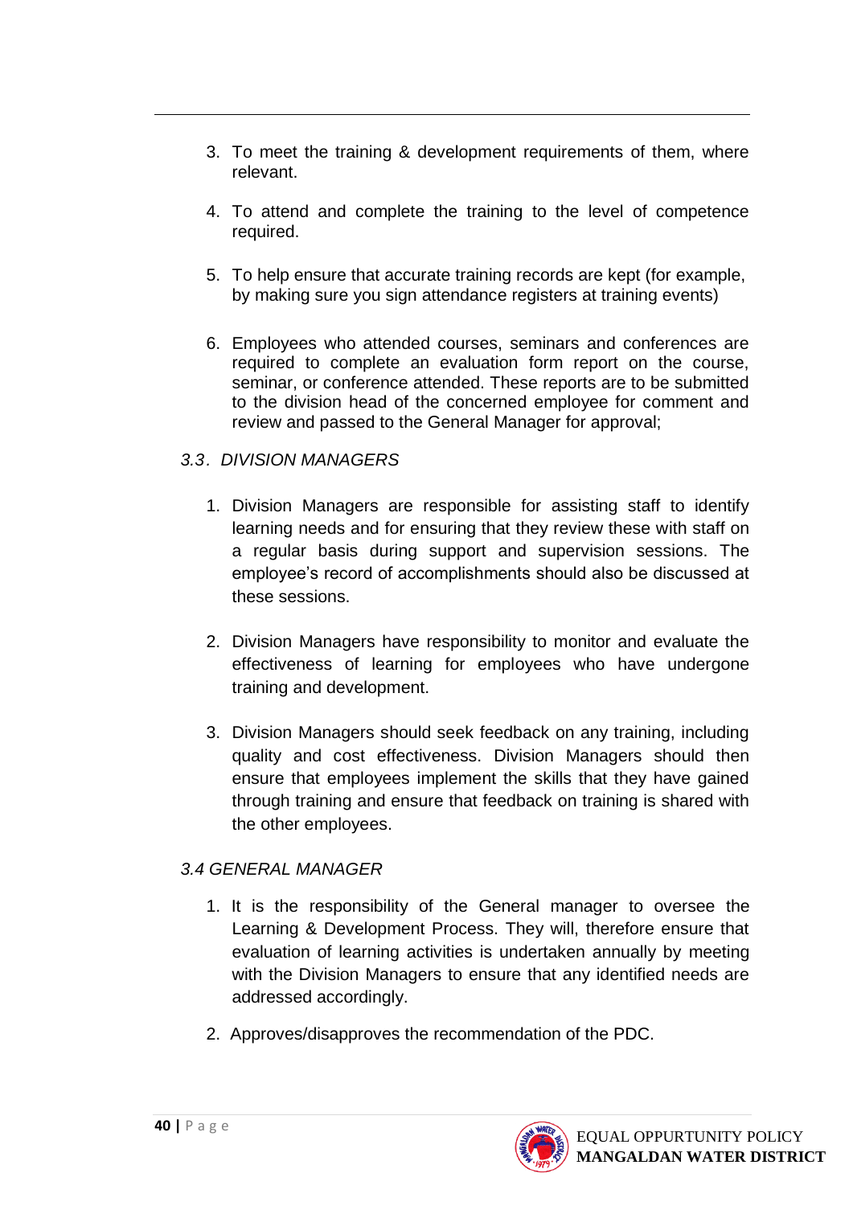3. To meet the training & development requirements of them, where relevant.

4. To attend and complete the training to the level of competence required.

5. To help ensure that accurate training records are kept (for example, by making sure you sign attendance registers at training events)

6. Employees who attended courses, seminars and conferences are required to complete an evaluation form report on the course, seminar, or conference attended. These reports are to be submitted to the division head of the concerned employee for comment and review and passed to the General Manager for approval;

### *3.3. DIVISION MANAGERS*

1. Division Managers are responsible for assisting staff to identify learning needs and for ensuring that they review these with staff on a regular basis during support and supervision sessions. The employee's record of accomplishments should also be discussed at these sessions.

2. Division Managers have responsibility to monitor and evaluate the effectiveness of learning for employees who have undergone training and development.

3. Division Managers should seek feedback on any training, including quality and cost effectiveness. Division Managers should then ensure that employees implement the skills that they have gained through training and ensure that feedback on training is shared with the other employees.

### *3.4 GENERAL MANAGER*

1. It is the responsibility of the General manager to oversee the Learning & Development Process. They will, therefore ensure that evaluation of learning activities is undertaken annually by meeting with the Division Managers to ensure that any identified needs are addressed accordingly.

2. Approves/disapproves the recommendation of the PDC.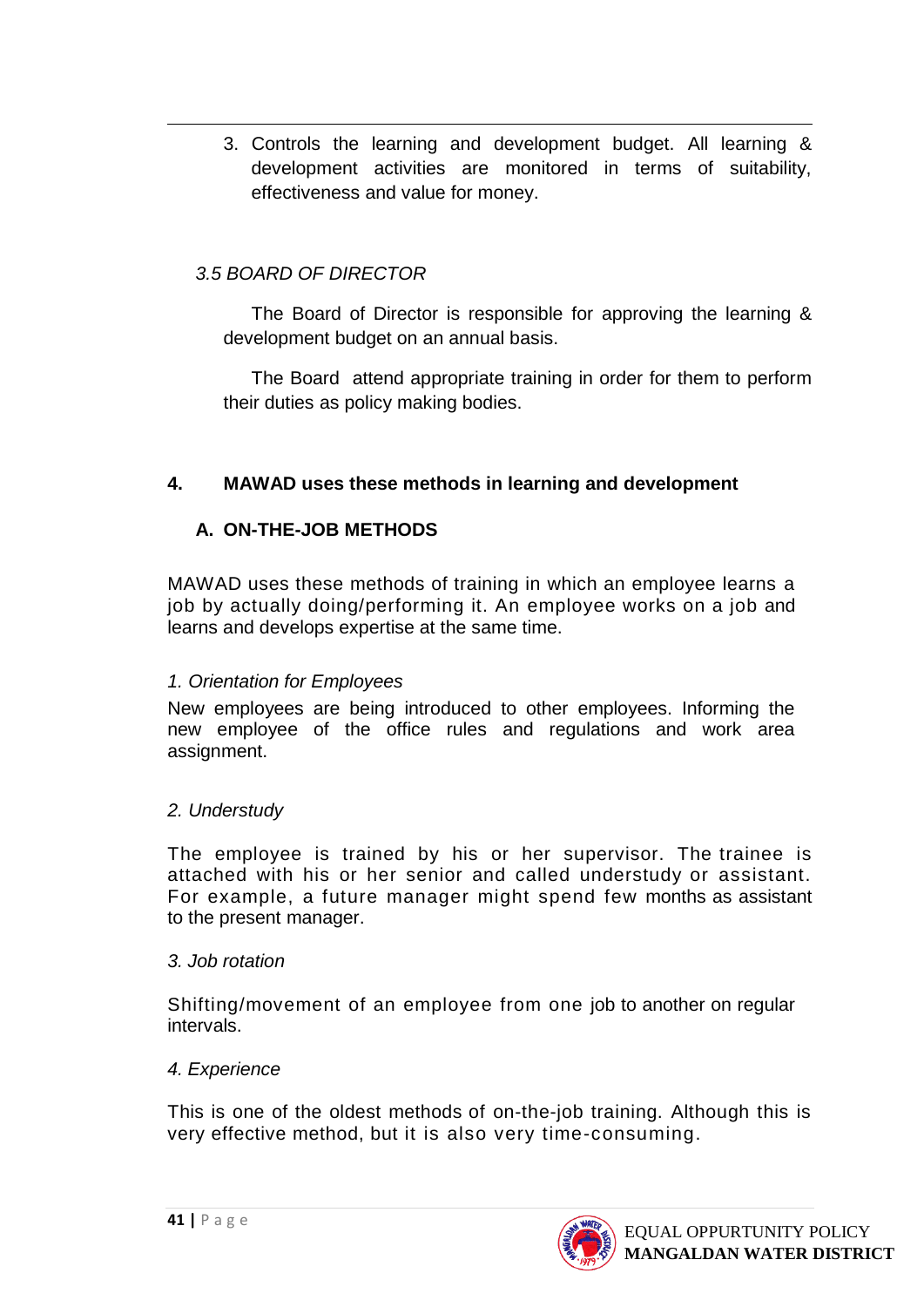3. Controls the learning and development budget. All learning & development activities are monitored in terms of suitability, effectiveness and value for money.

*3.5 BOARD OF DIRECTOR*

The Board of Director is responsible for approving the learning & development budget on an annual basis.

The Board attend appropriate training in order for them to perform their duties as policy making bodies.

**4. MAWAD uses these methods in learning and development**

**A. ON-THE-JOB METHODS**

MAWAD uses these methods of training in which an employee learns a job by actually doing/performing it. An employee works on a job and learns and develops expertise at the same time.

*1. Orientation for Employees*

New employees are being introduced to other employees. Informing the new employee of the office rules and regulations and work area assignment.

*2. Understudy*

The employee is trained by his or her supervisor. The trainee is attached with his or her senior and called understudy or assistant. For example, a future manager might spend few months as assistant to the present manager.

*3. Job rotation*

Shifting/movement of an employee from one job to another on regular intervals.

*4. Experience*

This is one of the oldest methods of on-the-job training. Although this is very effective method, but it is also very time-consuming.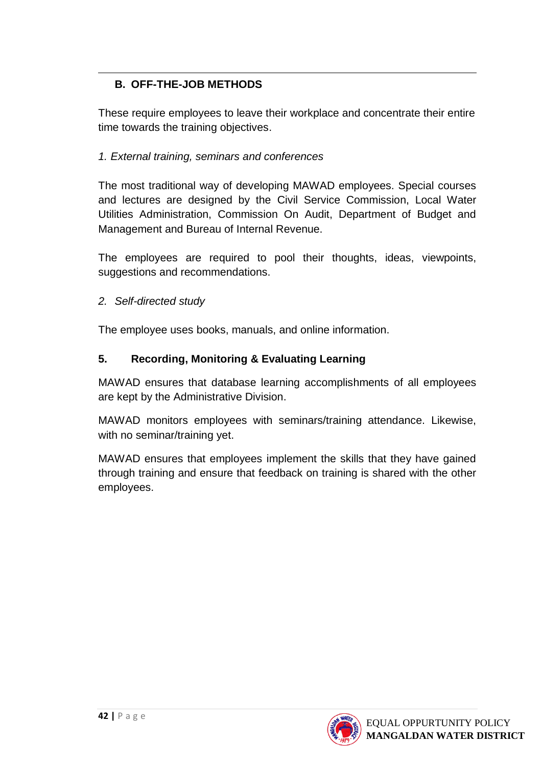### B. OFF-THE-JOB METHODS

These require employees to leave their workplace and concentrate their entire time towards the training objectives.

*1. External training, seminars and conferences*

The most traditional way of developing MAWAD employees. Special courses and lectures are designed by the Civil Service Commission, Local Water Utilities Administration, Commission On Audit, Department of Budget and Management and Bureau of Internal Revenue.

The employees are required to pool their thoughts, ideas, viewpoints, suggestions and recommendations.

*2. Self-directed study*

The employee uses books, manuals, and online information.

## 5. Recording, Monitoring & Evaluating Learning

MAWAD ensures that database learning accomplishments of all employees are kept by the Administrative Division.

MAWAD monitors employees with seminars/training attendance. Likewise, with no seminar/training yet.

MAWAD ensures that employees implement the skills that they have gained through training and ensure that feedback on training is shared with the other employees.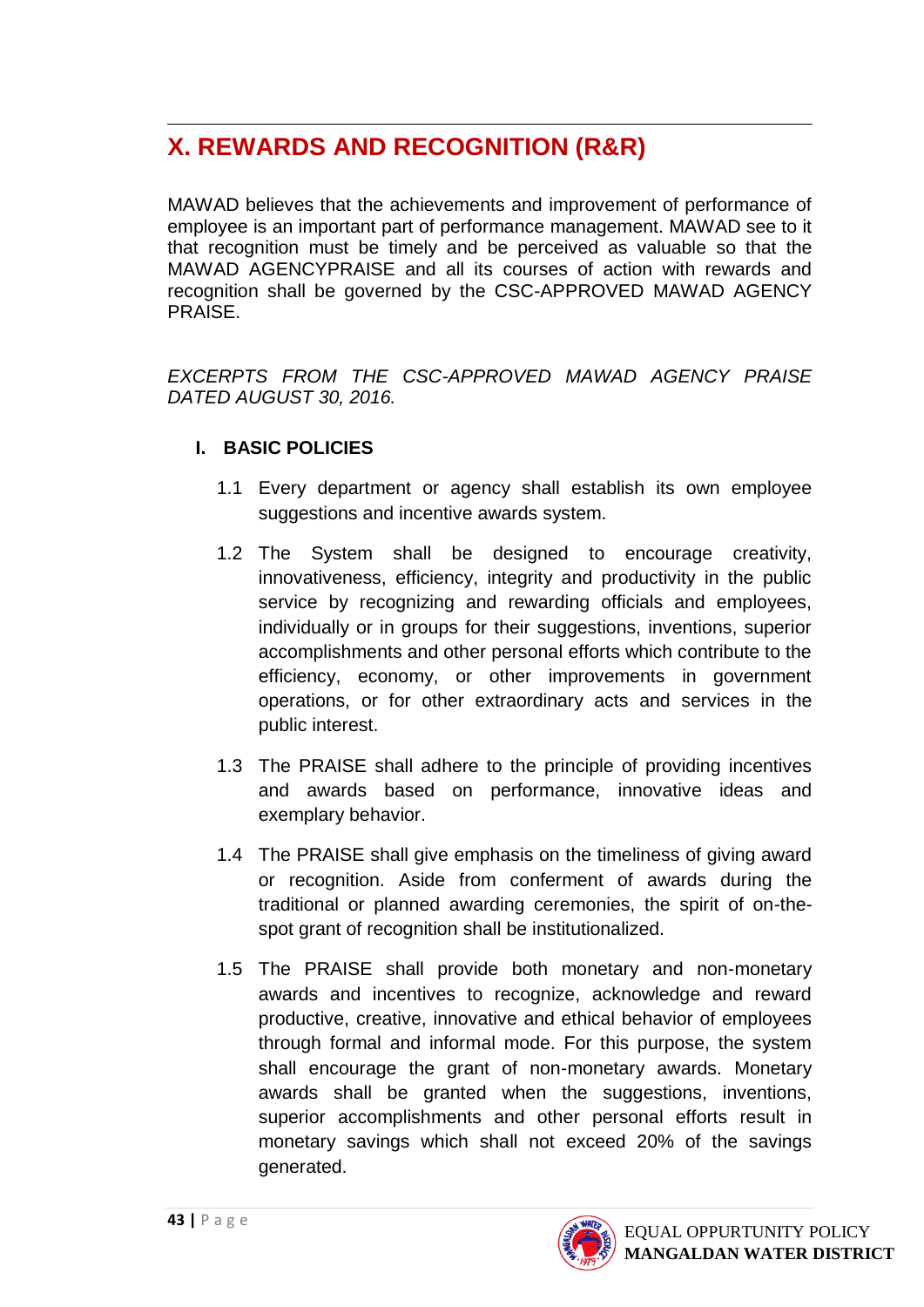## X. REWARDS AND RECOGNITION (R&R)

MAWAD believes that the achievements and improvement of performance of employee is an important part of performance management. MAWAD see to it that recognition must be timely and be perceived as valuable so that the MAWAD AGENCYPRAISE and all its courses of action with rewards and recognition shall be governed by the CSC-APPROVED MAWAD AGENCY PRAISE.

*EXCERPTS FROM THE CSC-APPROVED MAWAD AGENCY PRAISE DATED AUGUST 30, 2016.*

### I. BASIC POLICIES

1.1 Every department or agency shall establish its own employee suggestions and incentive awards system.

1.2 The System shall be designed to encourage creativity, innovativeness, efficiency, integrity and productivity in the public service by recognizing and rewarding officials and employees, individually or in groups for their suggestions, inventions, superior accomplishments and other personal efforts which contribute to the efficiency, economy, or other improvements in government operations, or for other extraordinary acts and services in the public interest.

1.3 The PRAISE shall adhere to the principle of providing incentives and awards based on performance, innovative ideas and exemplary behavior.

1.4 The PRAISE shall give emphasis on the timeliness of giving award or recognition. Aside from conferment of awards during the traditional or planned awarding ceremonies, the spirit of on-the-spot grant of recognition shall be institutionalized.

1.5 The PRAISE shall provide both monetary and non-monetary awards and incentives to recognize, acknowledge and reward productive, creative, innovative and ethical behavior of employees through formal and informal mode. For this purpose, the system shall encourage the grant of non-monetary awards. Monetary awards shall be granted when the suggestions, inventions, superior accomplishments and other personal efforts result in monetary savings which shall not exceed 20% of the savings generated.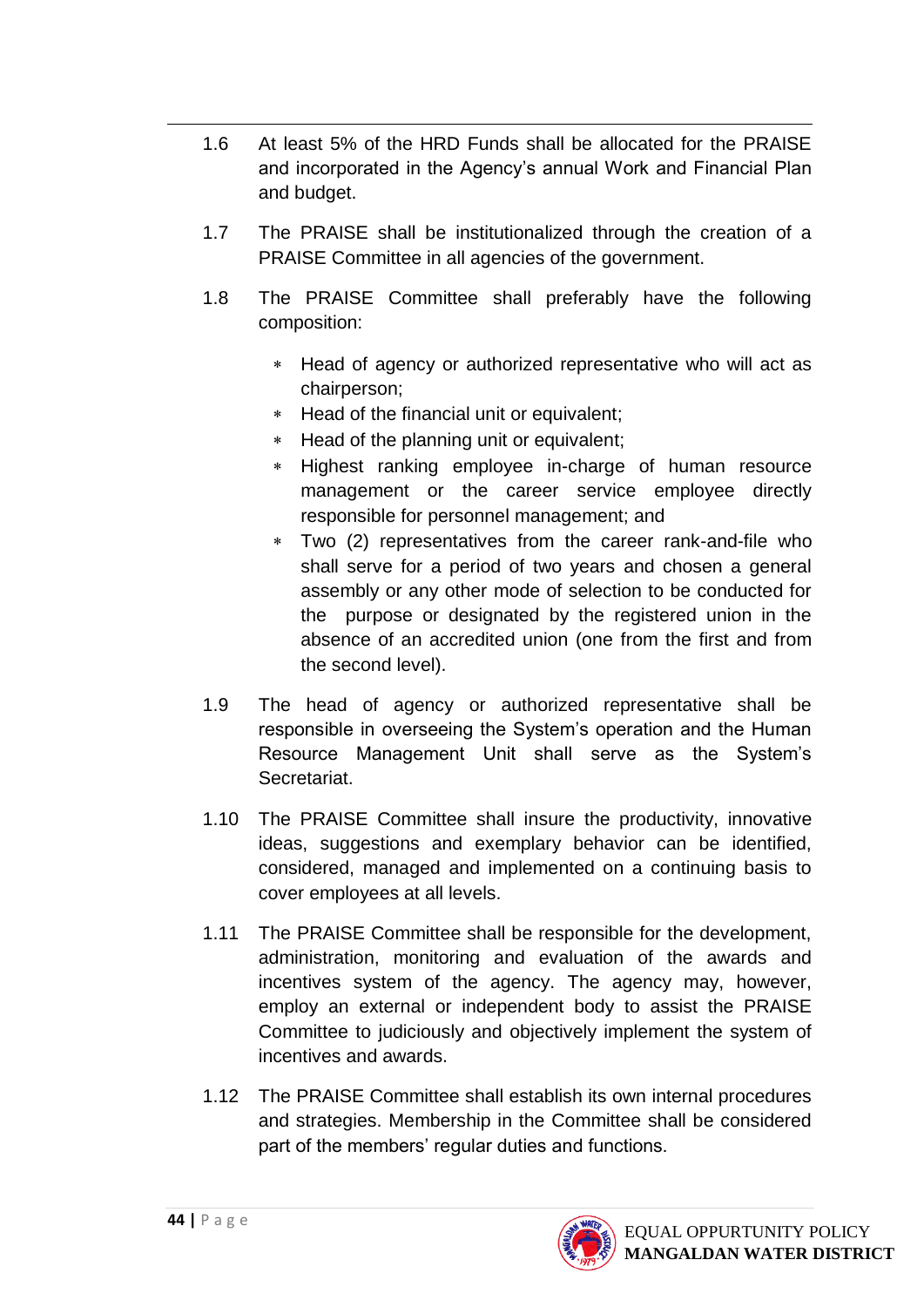1.6 At least 5% of the HRD Funds shall be allocated for the PRAISE and incorporated in the Agency's annual Work and Financial Plan and budget.

1.7 The PRAISE shall be institutionalized through the creation of a PRAISE Committee in all agencies of the government.

1.8 The PRAISE Committee shall preferably have the following composition:

- Head of agency or authorized representative who will act as chairperson;
- Head of the financial unit or equivalent;
- Head of the planning unit or equivalent;
- Highest ranking employee in-charge of human resource management or the career service employee directly responsible for personnel management; and
- Two (2) representatives from the career rank-and-file who shall serve for a period of two years and chosen a general assembly or any other mode of selection to be conducted for the purpose or designated by the registered union in the absence of an accredited union (one from the first and from the second level).

1.9 The head of agency or authorized representative shall be responsible in overseeing the System's operation and the Human Resource Management Unit shall serve as the System's Secretariat.

1.10 The PRAISE Committee shall insure the productivity, innovative ideas, suggestions and exemplary behavior can be identified, considered, managed and implemented on a continuing basis to cover employees at all levels.

1.11 The PRAISE Committee shall be responsible for the development, administration, monitoring and evaluation of the awards and incentives system of the agency. The agency may, however, employ an external or independent body to assist the PRAISE Committee to judiciously and objectively implement the system of incentives and awards.

1.12 The PRAISE Committee shall establish its own internal procedures and strategies. Membership in the Committee shall be considered part of the members' regular duties and functions.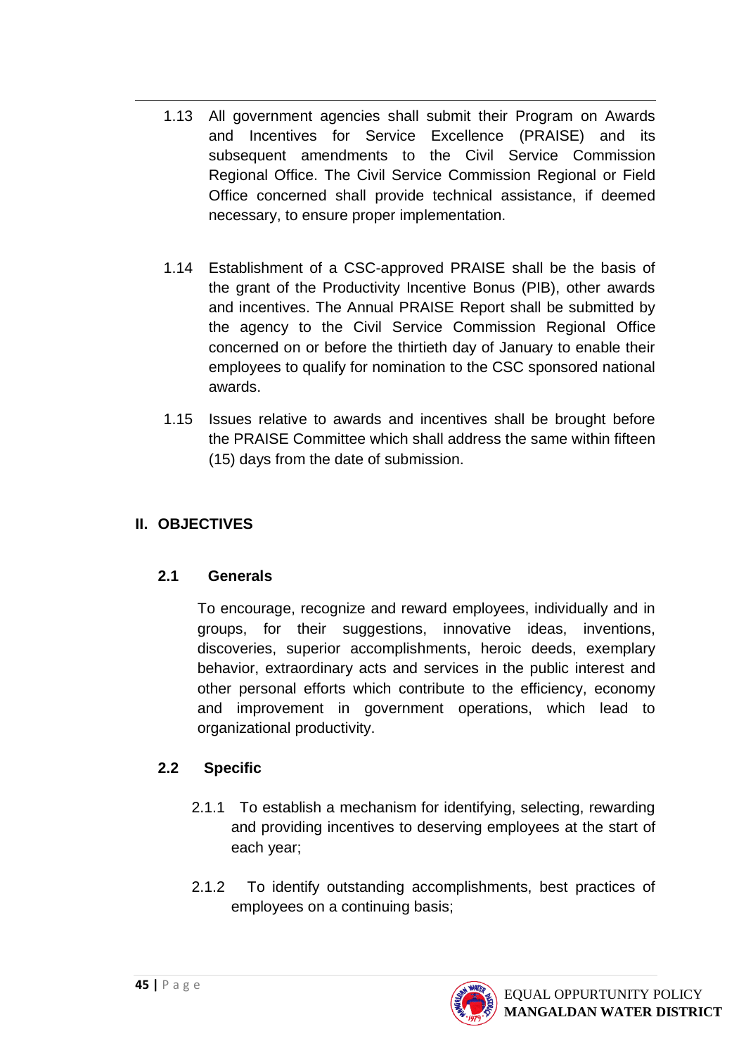1.13 All government agencies shall submit their Program on Awards and Incentives for Service Excellence (PRAISE) and its subsequent amendments to the Civil Service Commission Regional Office. The Civil Service Commission Regional or Field Office concerned shall provide technical assistance, if deemed necessary, to ensure proper implementation.

1.14 Establishment of a CSC-approved PRAISE shall be the basis of the grant of the Productivity Incentive Bonus (PIB), other awards and incentives. The Annual PRAISE Report shall be submitted by the agency to the Civil Service Commission Regional Office concerned on or before the thirtieth day of January to enable their employees to qualify for nomination to the CSC sponsored national awards.

1.15 Issues relative to awards and incentives shall be brought before the PRAISE Committee which shall address the same within fifteen (15) days from the date of submission.

## II. OBJECTIVES

### 2.1 Generals

To encourage, recognize and reward employees, individually and in groups, for their suggestions, innovative ideas, inventions, discoveries, superior accomplishments, heroic deeds, exemplary behavior, extraordinary acts and services in the public interest and other personal efforts which contribute to the efficiency, economy and improvement in government operations, which lead to organizational productivity.

### 2.2 Specific

2.1.1 To establish a mechanism for identifying, selecting, rewarding and providing incentives to deserving employees at the start of each year;

2.1.2 To identify outstanding accomplishments, best practices of employees on a continuing basis;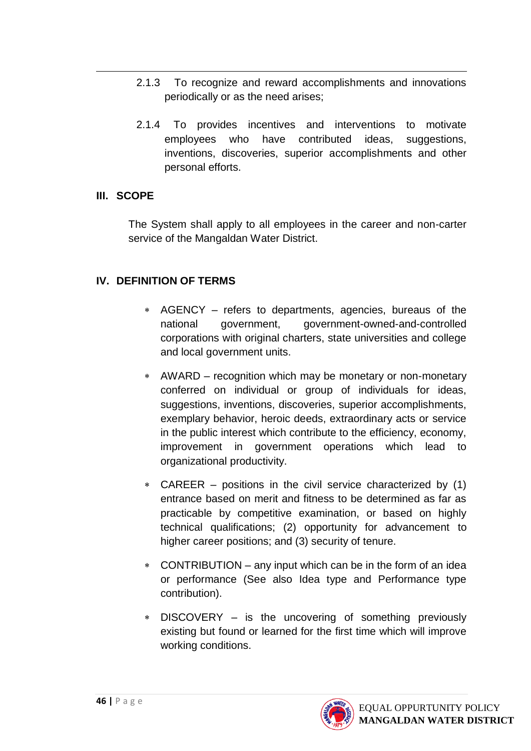2.1.3 To recognize and reward accomplishments and innovations periodically or as the need arises;

2.1.4 To provides incentives and interventions to motivate employees who have contributed ideas, suggestions, inventions, discoveries, superior accomplishments and other personal efforts.

## III. SCOPE

The System shall apply to all employees in the career and non-carter service of the Mangaldan Water District.

## IV. DEFINITION OF TERMS

- AGENCY – refers to departments, agencies, bureaus of the national government, government-owned-and-controlled corporations with original charters, state universities and college and local government units.

- AWARD – recognition which may be monetary or non-monetary conferred on individual or group of individuals for ideas, suggestions, inventions, discoveries, superior accomplishments, exemplary behavior, heroic deeds, extraordinary acts or service in the public interest which contribute to the efficiency, economy, improvement in government operations which lead to organizational productivity.

- CAREER – positions in the civil service characterized by (1) entrance based on merit and fitness to be determined as far as practicable by competitive examination, or based on highly technical qualifications; (2) opportunity for advancement to higher career positions; and (3) security of tenure.

- CONTRIBUTION – any input which can be in the form of an idea or performance (See also Idea type and Performance type contribution).

- DISCOVERY – is the uncovering of something previously existing but found or learned for the first time which will improve working conditions.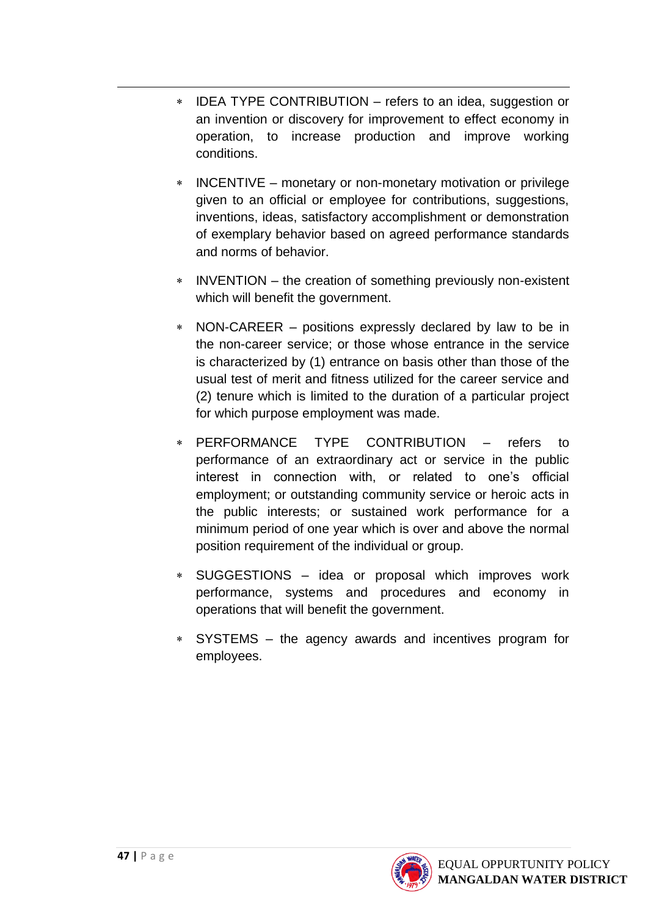- IDEA TYPE CONTRIBUTION – refers to an idea, suggestion or an invention or discovery for improvement to effect economy in operation, to increase production and improve working conditions.

- INCENTIVE – monetary or non-monetary motivation or privilege given to an official or employee for contributions, suggestions, inventions, ideas, satisfactory accomplishment or demonstration of exemplary behavior based on agreed performance standards and norms of behavior.

- INVENTION – the creation of something previously non-existent which will benefit the government.

- NON-CAREER – positions expressly declared by law to be in the non-career service; or those whose entrance in the service is characterized by (1) entrance on basis other than those of the usual test of merit and fitness utilized for the career service and (2) tenure which is limited to the duration of a particular project for which purpose employment was made.

- PERFORMANCE TYPE CONTRIBUTION – refers to performance of an extraordinary act or service in the public interest in connection with, or related to one's official employment; or outstanding community service or heroic acts in the public interests; or sustained work performance for a minimum period of one year which is over and above the normal position requirement of the individual or group.

- SUGGESTIONS – idea or proposal which improves work performance, systems and procedures and economy in operations that will benefit the government.

- SYSTEMS – the agency awards and incentives program for employees.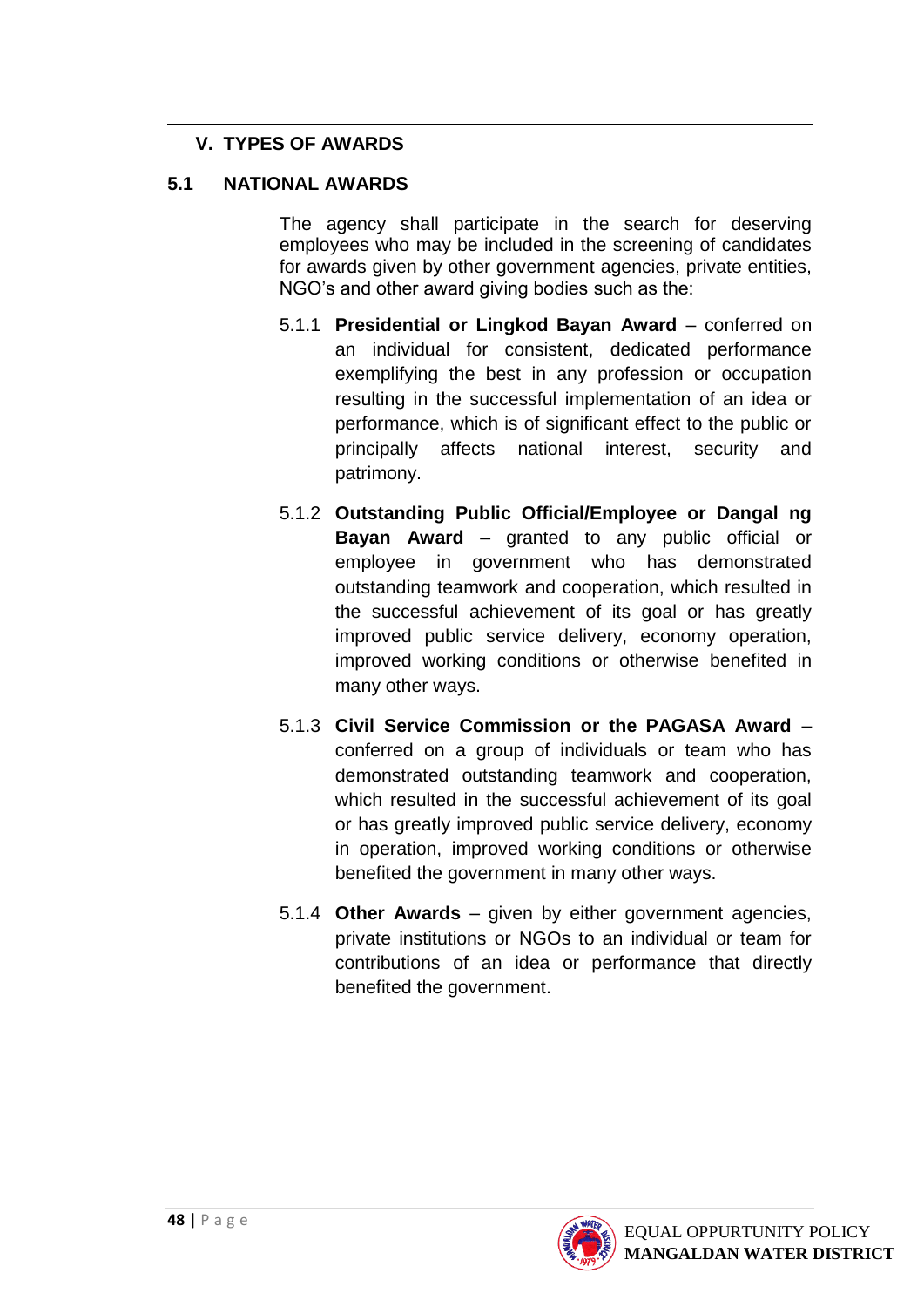## V. TYPES OF AWARDS

### 5.1 NATIONAL AWARDS

The agency shall participate in the search for deserving employees who may be included in the screening of candidates for awards given by other government agencies, private entities, NGO's and other award giving bodies such as the:

5.1.1 **Presidential or Lingkod Bayan Award** – conferred on an individual for consistent, dedicated performance exemplifying the best in any profession or occupation resulting in the successful implementation of an idea or performance, which is of significant effect to the public or principally affects national interest, security and patrimony.

5.1.2 **Outstanding Public Official/Employee or Dangal ng Bayan Award** – granted to any public official or employee in government who has demonstrated outstanding teamwork and cooperation, which resulted in the successful achievement of its goal or has greatly improved public service delivery, economy operation, improved working conditions or otherwise benefited in many other ways.

5.1.3 **Civil Service Commission or the PAGASA Award** – conferred on a group of individuals or team who has demonstrated outstanding teamwork and cooperation, which resulted in the successful achievement of its goal or has greatly improved public service delivery, economy in operation, improved working conditions or otherwise benefited the government in many other ways.

5.1.4 **Other Awards** – given by either government agencies, private institutions or NGOs to an individual or team for contributions of an idea or performance that directly benefited the government.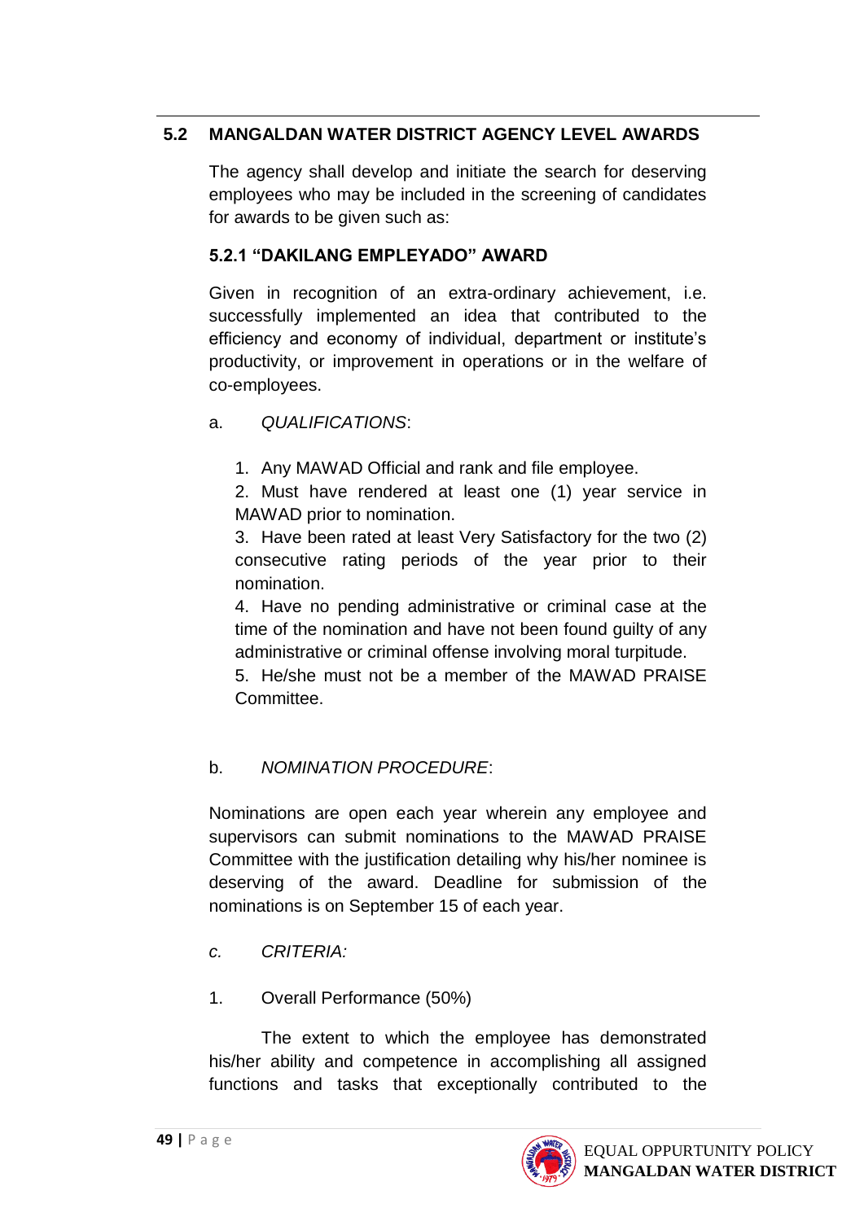## 5.2 MANGALDAN WATER DISTRICT AGENCY LEVEL AWARDS

The agency shall develop and initiate the search for deserving employees who may be included in the screening of candidates for awards to be given such as:

### 5.2.1 "DAKILANG EMPLEYADO" AWARD

Given in recognition of an extra-ordinary achievement, i.e. successfully implemented an idea that contributed to the efficiency and economy of individual, department or institute's productivity, or improvement in operations or in the welfare of co-employees.

a. *QUALIFICATIONS*:

1. Any MAWAD Official and rank and file employee.
2. Must have rendered at least one (1) year service in MAWAD prior to nomination.
3. Have been rated at least Very Satisfactory for the two (2) consecutive rating periods of the year prior to their nomination.
4. Have no pending administrative or criminal case at the time of the nomination and have not been found guilty of any administrative or criminal offense involving moral turpitude.
5. He/she must not be a member of the MAWAD PRAISE Committee.

b. *NOMINATION PROCEDURE*:

Nominations are open each year wherein any employee and supervisors can submit nominations to the MAWAD PRAISE Committee with the justification detailing why his/her nominee is deserving of the award. Deadline for submission of the nominations is on September 15 of each year.

*c. CRITERIA:*

1. Overall Performance (50%)

The extent to which the employee has demonstrated his/her ability and competence in accomplishing all assigned functions and tasks that exceptionally contributed to the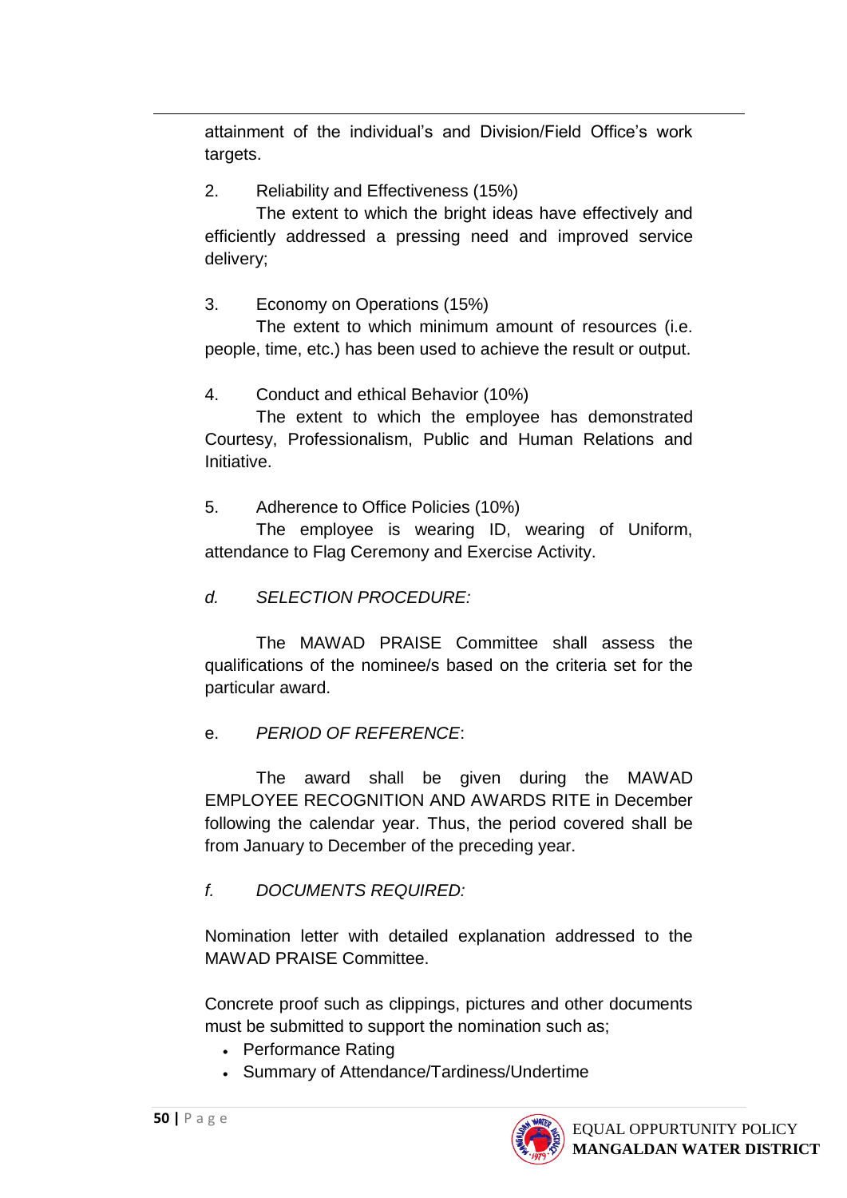attainment of the individual's and Division/Field Office's work targets.

2. Reliability and Effectiveness (15%)

The extent to which the bright ideas have effectively and efficiently addressed a pressing need and improved service delivery;

3. Economy on Operations (15%)

The extent to which minimum amount of resources (i.e. people, time, etc.) has been used to achieve the result or output.

4. Conduct and ethical Behavior (10%)

The extent to which the employee has demonstrated Courtesy, Professionalism, Public and Human Relations and Initiative.

5. Adherence to Office Policies (10%)

The employee is wearing ID, wearing of Uniform, attendance to Flag Ceremony and Exercise Activity.

*d. SELECTION PROCEDURE:*

The MAWAD PRAISE Committee shall assess the qualifications of the nominee/s based on the criteria set for the particular award.

e. *PERIOD OF REFERENCE*:

The award shall be given during the MAWAD EMPLOYEE RECOGNITION AND AWARDS RITE in December following the calendar year. Thus, the period covered shall be from January to December of the preceding year.

*f. DOCUMENTS REQUIRED:*

Nomination letter with detailed explanation addressed to the MAWAD PRAISE Committee.

Concrete proof such as clippings, pictures and other documents must be submitted to support the nomination such as;

- Performance Rating
- Summary of Attendance/Tardiness/Undertime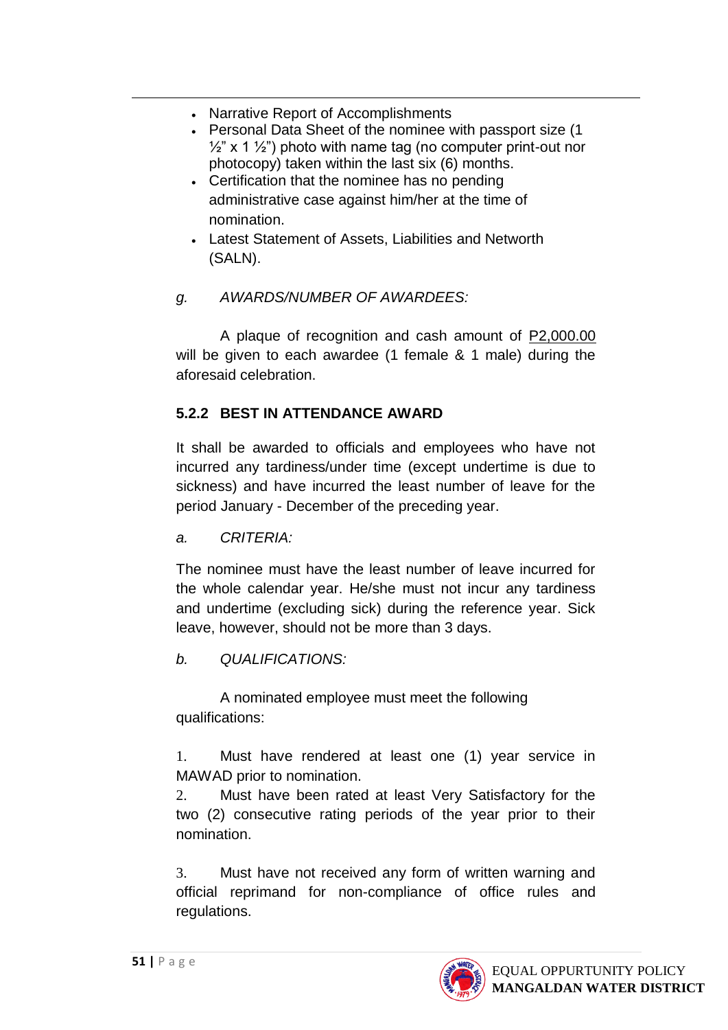- Narrative Report of Accomplishments
- Personal Data Sheet of the nominee with passport size (1 ½" x 1 ½") photo with name tag (no computer print-out nor photocopy) taken within the last six (6) months.
- Certification that the nominee has no pending administrative case against him/her at the time of nomination.
- Latest Statement of Assets, Liabilities and Networth (SALN).

*g. AWARDS/NUMBER OF AWARDEES:*

A plaque of recognition and cash amount of P2,000.00 will be given to each awardee (1 female & 1 male) during the aforesaid celebration.

### 5.2.2 BEST IN ATTENDANCE AWARD

It shall be awarded to officials and employees who have not incurred any tardiness/under time (except undertime is due to sickness) and have incurred the least number of leave for the period January - December of the preceding year.

*a. CRITERIA:*

The nominee must have the least number of leave incurred for the whole calendar year. He/she must not incur any tardiness and undertime (excluding sick) during the reference year. Sick leave, however, should not be more than 3 days.

*b. QUALIFICATIONS:*

A nominated employee must meet the following qualifications:

1. Must have rendered at least one (1) year service in MAWAD prior to nomination.
2. Must have been rated at least Very Satisfactory for the two (2) consecutive rating periods of the year prior to their nomination.

3. Must have not received any form of written warning and official reprimand for non-compliance of office rules and regulations.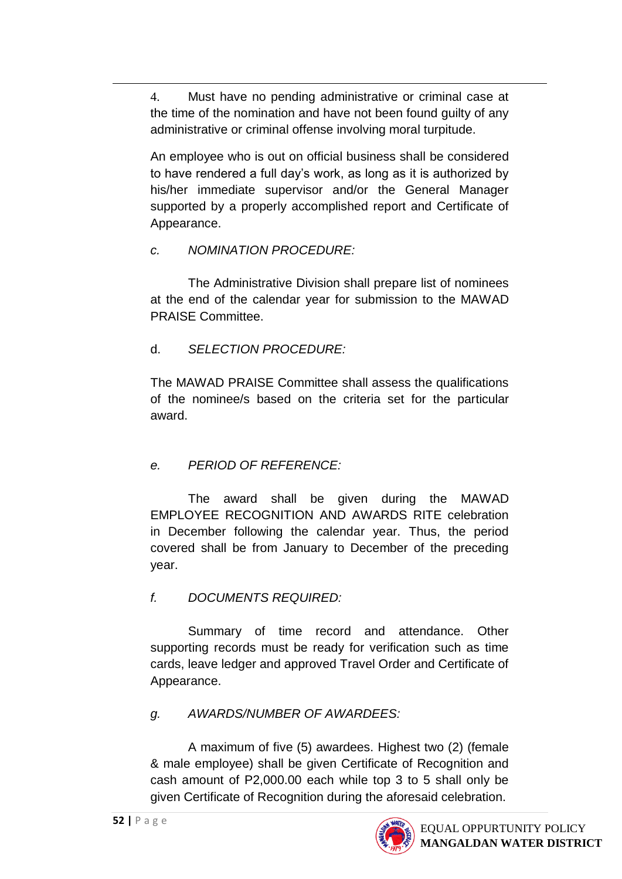4. Must have no pending administrative or criminal case at the time of the nomination and have not been found guilty of any administrative or criminal offense involving moral turpitude.

An employee who is out on official business shall be considered to have rendered a full day's work, as long as it is authorized by his/her immediate supervisor and/or the General Manager supported by a properly accomplished report and Certificate of Appearance.

*c. NOMINATION PROCEDURE:*

The Administrative Division shall prepare list of nominees at the end of the calendar year for submission to the MAWAD PRAISE Committee.

d. *SELECTION PROCEDURE:*

The MAWAD PRAISE Committee shall assess the qualifications of the nominee/s based on the criteria set for the particular award.

*e. PERIOD OF REFERENCE:*

The award shall be given during the MAWAD EMPLOYEE RECOGNITION AND AWARDS RITE celebration in December following the calendar year. Thus, the period covered shall be from January to December of the preceding year.

*f. DOCUMENTS REQUIRED:*

Summary of time record and attendance. Other supporting records must be ready for verification such as time cards, leave ledger and approved Travel Order and Certificate of Appearance.

*g. AWARDS/NUMBER OF AWARDEES:*

A maximum of five (5) awardees. Highest two (2) (female & male employee) shall be given Certificate of Recognition and cash amount of P2,000.00 each while top 3 to 5 shall only be given Certificate of Recognition during the aforesaid celebration.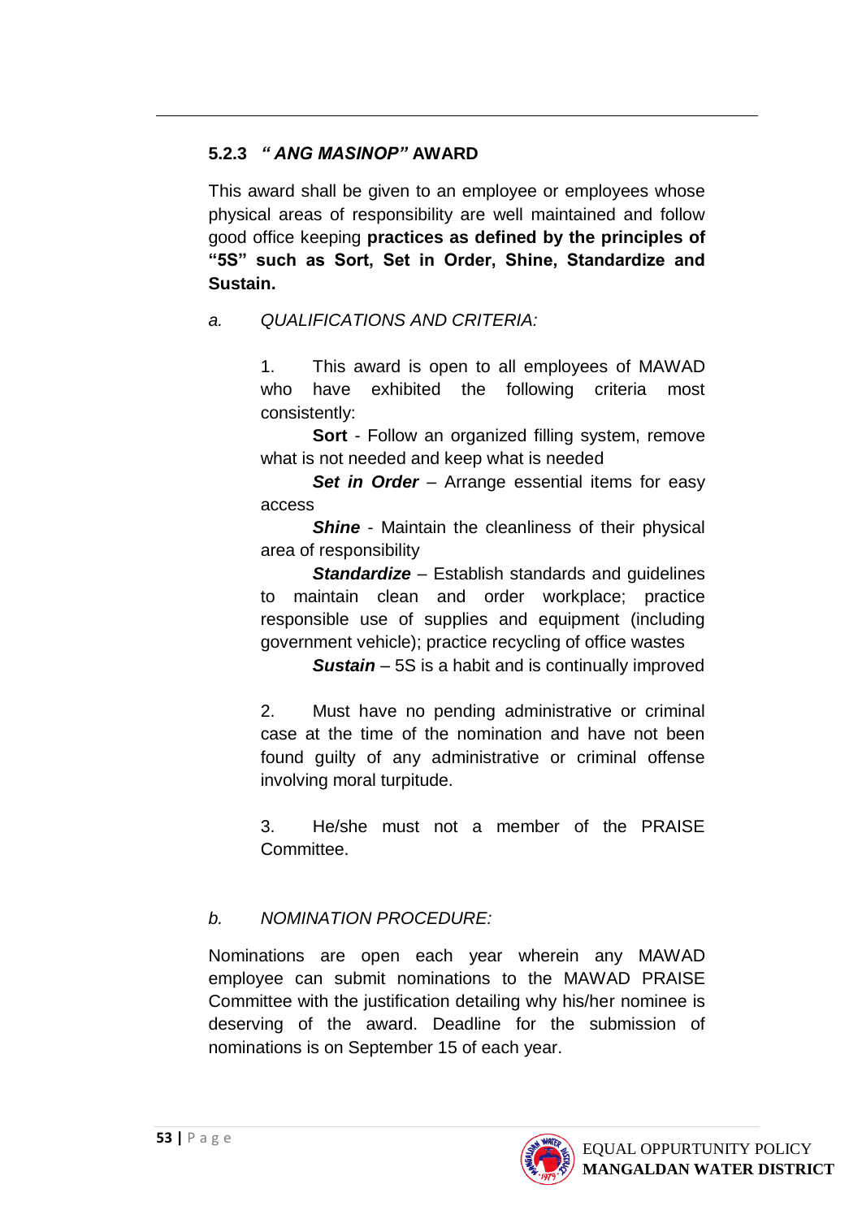### 5.2.3 *" ANG MASINOP"* AWARD

This award shall be given to an employee or employees whose physical areas of responsibility are well maintained and follow good office keeping **practices as defined by the principles of "5S" such as Sort, Set in Order, Shine, Standardize and Sustain.**

*a. QUALIFICATIONS AND CRITERIA:*

1. This award is open to all employees of MAWAD who have exhibited the following criteria most consistently:

   **Sort** - Follow an organized filling system, remove what is not needed and keep what is needed

   ***Set in Order*** – Arrange essential items for easy access

   ***Shine*** - Maintain the cleanliness of their physical area of responsibility

   ***Standardize*** – Establish standards and guidelines to maintain clean and order workplace; practice responsible use of supplies and equipment (including government vehicle); practice recycling of office wastes

   ***Sustain*** – 5S is a habit and is continually improved

2. Must have no pending administrative or criminal case at the time of the nomination and have not been found guilty of any administrative or criminal offense involving moral turpitude.

3. He/she must not a member of the PRAISE Committee.

*b. NOMINATION PROCEDURE:*

Nominations are open each year wherein any MAWAD employee can submit nominations to the MAWAD PRAISE Committee with the justification detailing why his/her nominee is deserving of the award. Deadline for the submission of nominations is on September 15 of each year.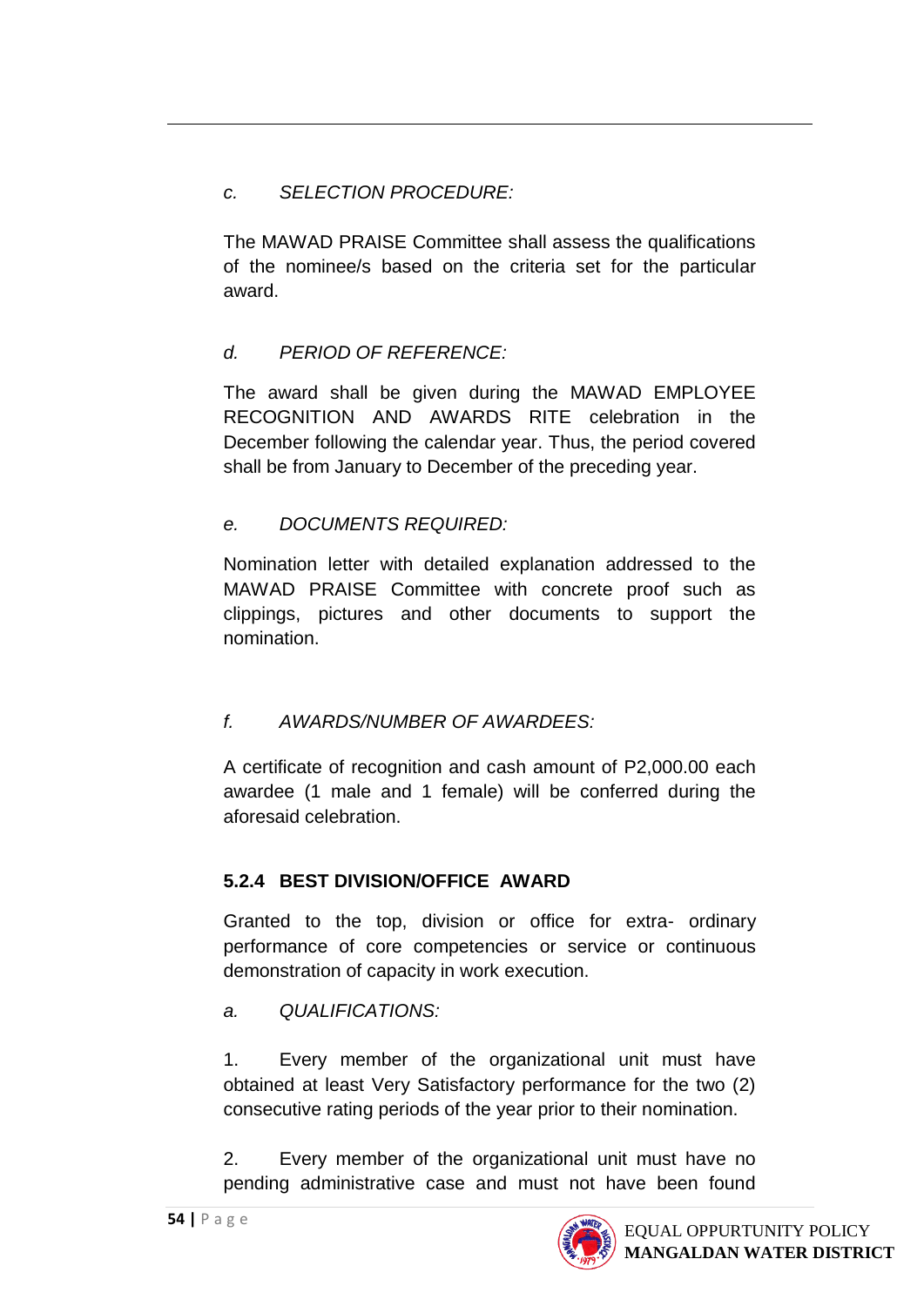*c. SELECTION PROCEDURE:*

The MAWAD PRAISE Committee shall assess the qualifications of the nominee/s based on the criteria set for the particular award.

*d. PERIOD OF REFERENCE:*

The award shall be given during the MAWAD EMPLOYEE RECOGNITION AND AWARDS RITE celebration in the December following the calendar year. Thus, the period covered shall be from January to December of the preceding year.

*e. DOCUMENTS REQUIRED:*

Nomination letter with detailed explanation addressed to the MAWAD PRAISE Committee with concrete proof such as clippings, pictures and other documents to support the nomination.

*f. AWARDS/NUMBER OF AWARDEES:*

A certificate of recognition and cash amount of P2,000.00 each awardee (1 male and 1 female) will be conferred during the aforesaid celebration.

### 5.2.4 BEST DIVISION/OFFICE AWARD

Granted to the top, division or office for extra- ordinary performance of core competencies or service or continuous demonstration of capacity in work execution.

*a. QUALIFICATIONS:*

1. Every member of the organizational unit must have obtained at least Very Satisfactory performance for the two (2) consecutive rating periods of the year prior to their nomination.

2. Every member of the organizational unit must have no pending administrative case and must not have been found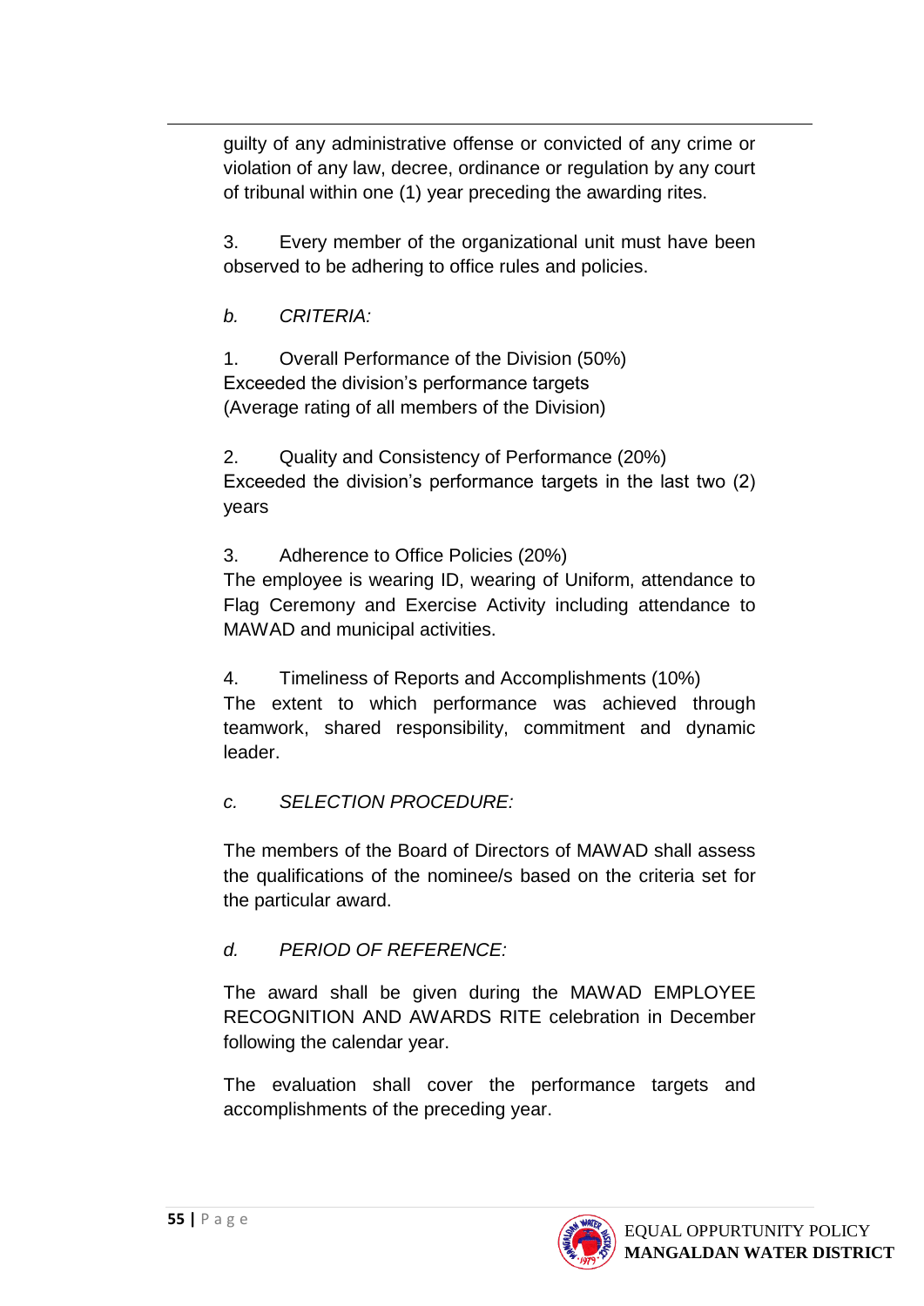guilty of any administrative offense or convicted of any crime or violation of any law, decree, ordinance or regulation by any court of tribunal within one (1) year preceding the awarding rites.

3. Every member of the organizational unit must have been observed to be adhering to office rules and policies.

*b. CRITERIA:*

1. Overall Performance of the Division (50%)
Exceeded the division's performance targets
(Average rating of all members of the Division)

2. Quality and Consistency of Performance (20%)
Exceeded the division's performance targets in the last two (2) years

3. Adherence to Office Policies (20%)
The employee is wearing ID, wearing of Uniform, attendance to Flag Ceremony and Exercise Activity including attendance to MAWAD and municipal activities.

4. Timeliness of Reports and Accomplishments (10%)
The extent to which performance was achieved through teamwork, shared responsibility, commitment and dynamic leader.

*c. SELECTION PROCEDURE:*

The members of the Board of Directors of MAWAD shall assess the qualifications of the nominee/s based on the criteria set for the particular award.

*d. PERIOD OF REFERENCE:*

The award shall be given during the MAWAD EMPLOYEE RECOGNITION AND AWARDS RITE celebration in December following the calendar year.

The evaluation shall cover the performance targets and accomplishments of the preceding year.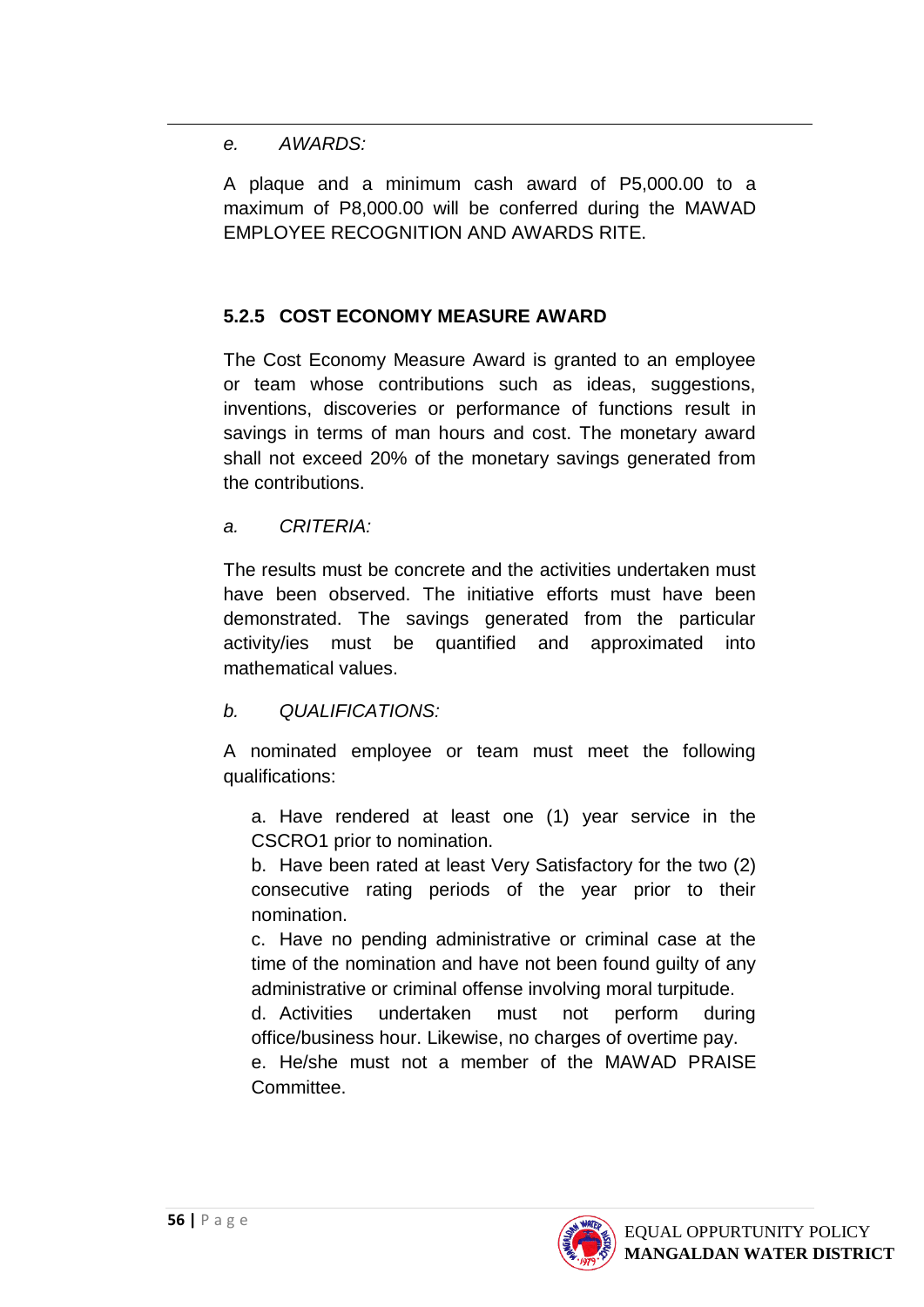*e. AWARDS:*

A plaque and a minimum cash award of P5,000.00 to a maximum of P8,000.00 will be conferred during the MAWAD EMPLOYEE RECOGNITION AND AWARDS RITE.

### 5.2.5 COST ECONOMY MEASURE AWARD

The Cost Economy Measure Award is granted to an employee or team whose contributions such as ideas, suggestions, inventions, discoveries or performance of functions result in savings in terms of man hours and cost. The monetary award shall not exceed 20% of the monetary savings generated from the contributions.

*a. CRITERIA:*

The results must be concrete and the activities undertaken must have been observed. The initiative efforts must have been demonstrated. The savings generated from the particular activity/ies must be quantified and approximated into mathematical values.

*b. QUALIFICATIONS:*

A nominated employee or team must meet the following qualifications:

a. Have rendered at least one (1) year service in the CSCRO1 prior to nomination.
b. Have been rated at least Very Satisfactory for the two (2) consecutive rating periods of the year prior to their nomination.
c. Have no pending administrative or criminal case at the time of the nomination and have not been found guilty of any administrative or criminal offense involving moral turpitude.
d. Activities undertaken must not perform during office/business hour. Likewise, no charges of overtime pay.
e. He/she must not a member of the MAWAD PRAISE Committee.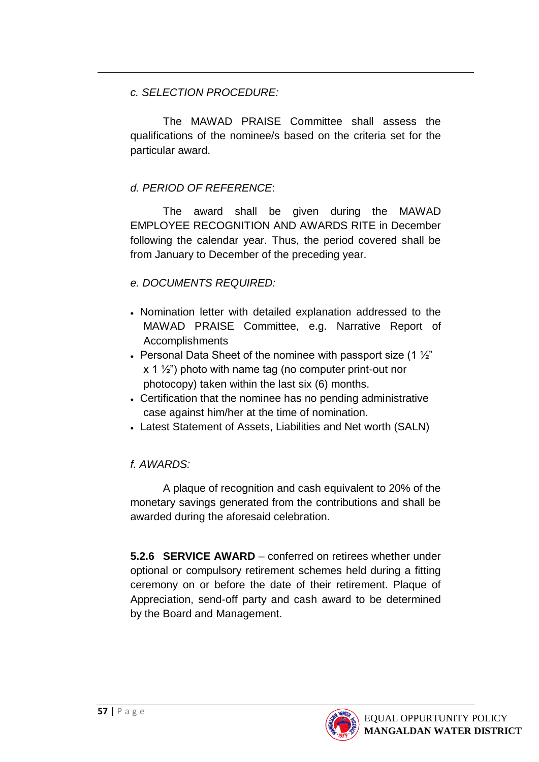*c. SELECTION PROCEDURE:*

The MAWAD PRAISE Committee shall assess the qualifications of the nominee/s based on the criteria set for the particular award.

*d. PERIOD OF REFERENCE*:

The award shall be given during the MAWAD EMPLOYEE RECOGNITION AND AWARDS RITE in December following the calendar year. Thus, the period covered shall be from January to December of the preceding year.

*e. DOCUMENTS REQUIRED:*

- Nomination letter with detailed explanation addressed to the MAWAD PRAISE Committee, e.g. Narrative Report of Accomplishments
- Personal Data Sheet of the nominee with passport size (1 ½" x 1 ½") photo with name tag (no computer print-out nor photocopy) taken within the last six (6) months.
- Certification that the nominee has no pending administrative case against him/her at the time of nomination.
- Latest Statement of Assets, Liabilities and Net worth (SALN)

*f. AWARDS:*

A plaque of recognition and cash equivalent to 20% of the monetary savings generated from the contributions and shall be awarded during the aforesaid celebration.

**5.2.6 SERVICE AWARD** – conferred on retirees whether under optional or compulsory retirement schemes held during a fitting ceremony on or before the date of their retirement. Plaque of Appreciation, send-off party and cash award to be determined by the Board and Management.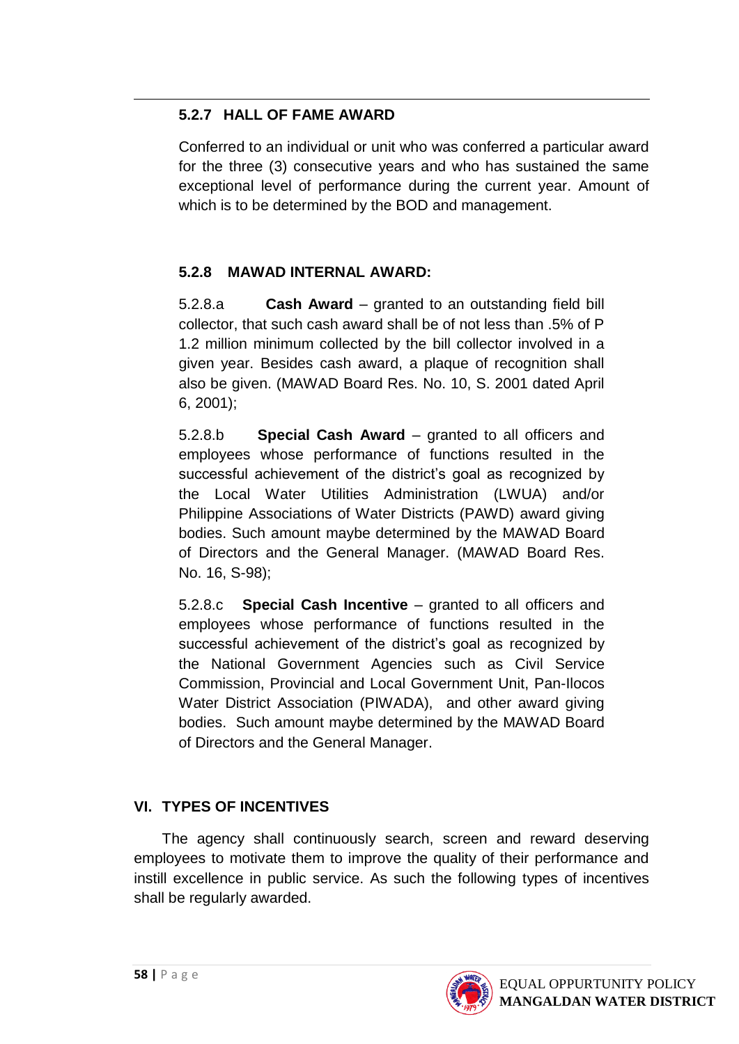#### 5.2.7 HALL OF FAME AWARD

Conferred to an individual or unit who was conferred a particular award for the three (3) consecutive years and who has sustained the same exceptional level of performance during the current year. Amount of which is to be determined by the BOD and management.

#### 5.2.8 MAWAD INTERNAL AWARD:

5.2.8.a **Cash Award** – granted to an outstanding field bill collector, that such cash award shall be of not less than .5% of P 1.2 million minimum collected by the bill collector involved in a given year. Besides cash award, a plaque of recognition shall also be given. (MAWAD Board Res. No. 10, S. 2001 dated April 6, 2001);

5.2.8.b **Special Cash Award** – granted to all officers and employees whose performance of functions resulted in the successful achievement of the district's goal as recognized by the Local Water Utilities Administration (LWUA) and/or Philippine Associations of Water Districts (PAWD) award giving bodies. Such amount maybe determined by the MAWAD Board of Directors and the General Manager. (MAWAD Board Res. No. 16, S-98);

5.2.8.c **Special Cash Incentive** – granted to all officers and employees whose performance of functions resulted in the successful achievement of the district's goal as recognized by the National Government Agencies such as Civil Service Commission, Provincial and Local Government Unit, Pan-Ilocos Water District Association (PIWADA), and other award giving bodies. Such amount maybe determined by the MAWAD Board of Directors and the General Manager.

## VI. TYPES OF INCENTIVES

The agency shall continuously search, screen and reward deserving employees to motivate them to improve the quality of their performance and instill excellence in public service. As such the following types of incentives shall be regularly awarded.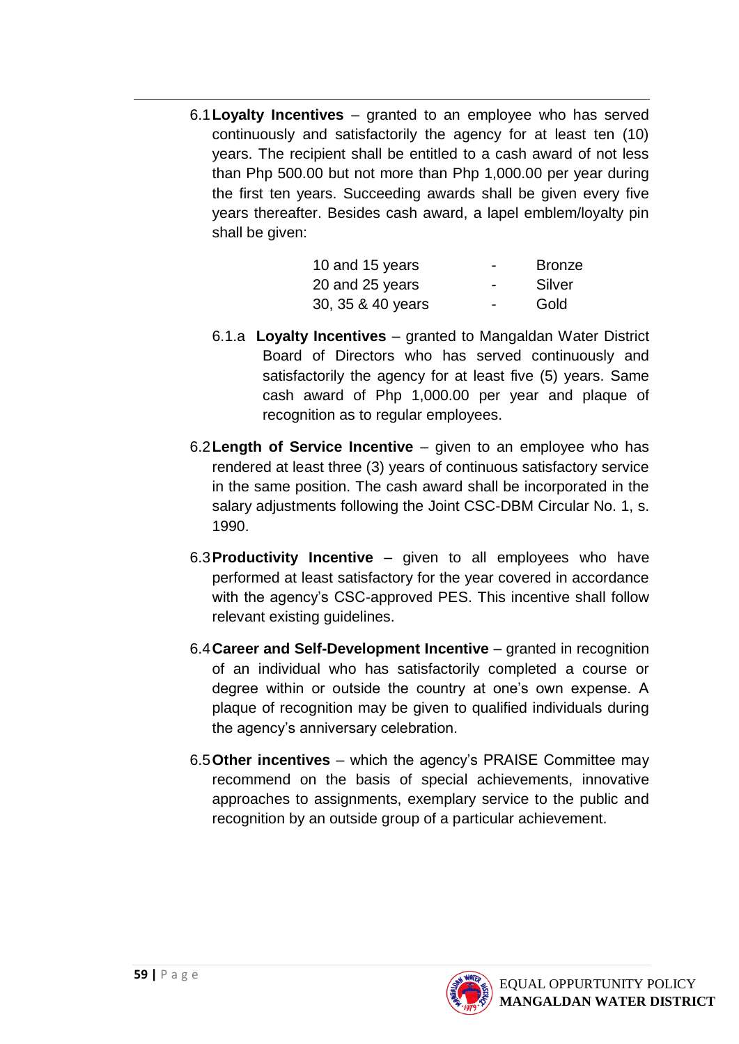6.1 **Loyalty Incentives** – granted to an employee who has served continuously and satisfactorily the agency for at least ten (10) years. The recipient shall be entitled to a cash award of not less than Php 500.00 but not more than Php 1,000.00 per year during the first ten years. Succeeding awards shall be given every five years thereafter. Besides cash award, a lapel emblem/loyalty pin shall be given:

| | | |
|---|---|---|
| 10 and 15 years | - | Bronze |
| 20 and 25 years | - | Silver |
| 30, 35 & 40 years | - | Gold |

6.1.a **Loyalty Incentives** – granted to Mangaldan Water District Board of Directors who has served continuously and satisfactorily the agency for at least five (5) years. Same cash award of Php 1,000.00 per year and plaque of recognition as to regular employees.

6.2 **Length of Service Incentive** – given to an employee who has rendered at least three (3) years of continuous satisfactory service in the same position. The cash award shall be incorporated in the salary adjustments following the Joint CSC-DBM Circular No. 1, s. 1990.

6.3 **Productivity Incentive** – given to all employees who have performed at least satisfactory for the year covered in accordance with the agency's CSC-approved PES. This incentive shall follow relevant existing guidelines.

6.4 **Career and Self-Development Incentive** – granted in recognition of an individual who has satisfactorily completed a course or degree within or outside the country at one's own expense. A plaque of recognition may be given to qualified individuals during the agency's anniversary celebration.

6.5 **Other incentives** – which the agency's PRAISE Committee may recommend on the basis of special achievements, innovative approaches to assignments, exemplary service to the public and recognition by an outside group of a particular achievement.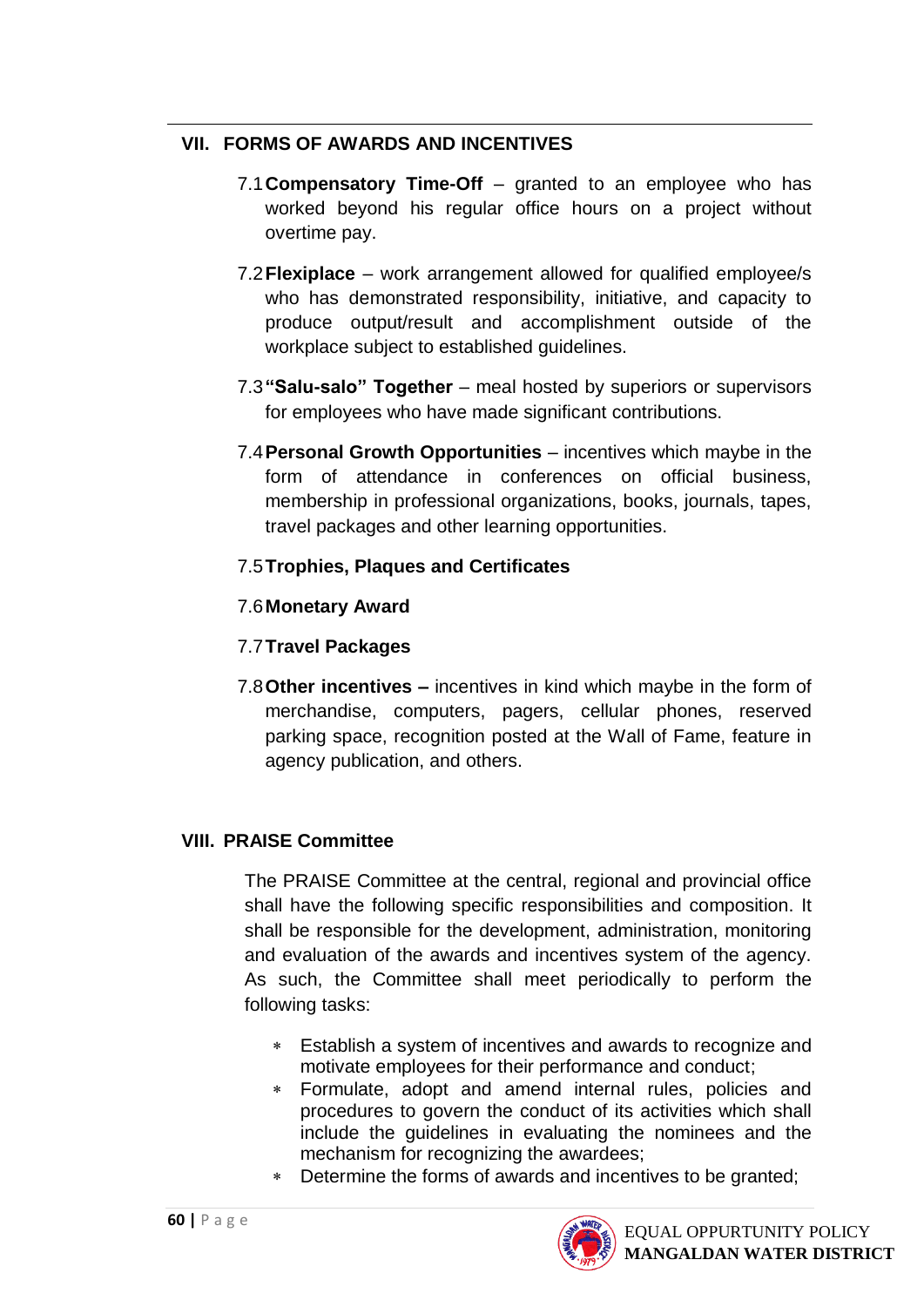## VII. FORMS OF AWARDS AND INCENTIVES

7.1 **Compensatory Time-Off** – granted to an employee who has worked beyond his regular office hours on a project without overtime pay.

7.2 **Flexiplace** – work arrangement allowed for qualified employee/s who has demonstrated responsibility, initiative, and capacity to produce output/result and accomplishment outside of the workplace subject to established guidelines.

7.3 **"Salu-salo" Together** – meal hosted by superiors or supervisors for employees who have made significant contributions.

7.4 **Personal Growth Opportunities** – incentives which maybe in the form of attendance in conferences on official business, membership in professional organizations, books, journals, tapes, travel packages and other learning opportunities.

7.5 **Trophies, Plaques and Certificates**

7.6 **Monetary Award**

7.7 **Travel Packages**

7.8 **Other incentives –** incentives in kind which maybe in the form of merchandise, computers, pagers, cellular phones, reserved parking space, recognition posted at the Wall of Fame, feature in agency publication, and others.

## VIII. PRAISE Committee

The PRAISE Committee at the central, regional and provincial office shall have the following specific responsibilities and composition. It shall be responsible for the development, administration, monitoring and evaluation of the awards and incentives system of the agency. As such, the Committee shall meet periodically to perform the following tasks:

- Establish a system of incentives and awards to recognize and motivate employees for their performance and conduct;
- Formulate, adopt and amend internal rules, policies and procedures to govern the conduct of its activities which shall include the guidelines in evaluating the nominees and the mechanism for recognizing the awardees;
- Determine the forms of awards and incentives to be granted;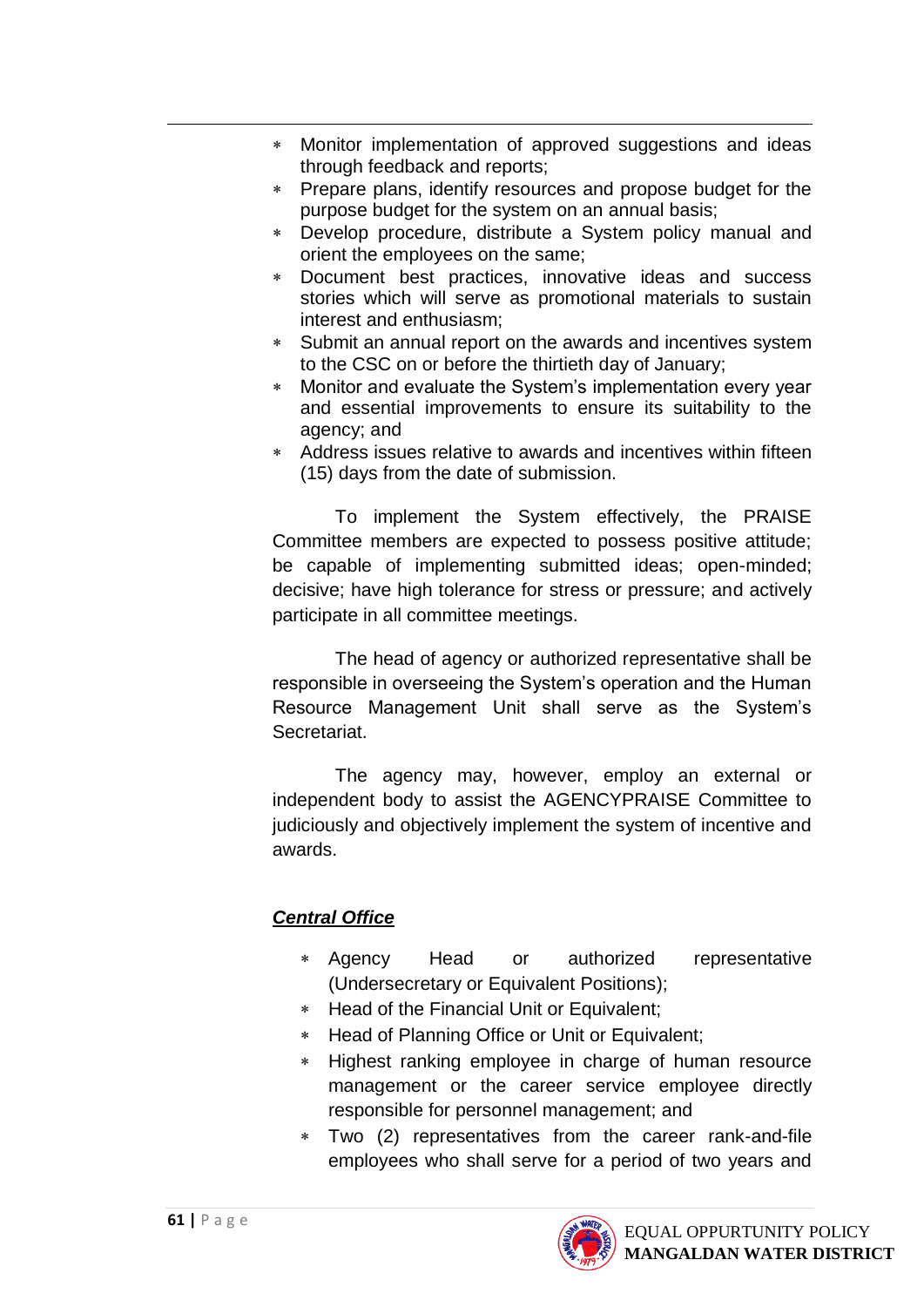* Monitor implementation of approved suggestions and ideas through feedback and reports;
* Prepare plans, identify resources and propose budget for the purpose budget for the system on an annual basis;
* Develop procedure, distribute a System policy manual and orient the employees on the same;
* Document best practices, innovative ideas and success stories which will serve as promotional materials to sustain interest and enthusiasm;
* Submit an annual report on the awards and incentives system to the CSC on or before the thirtieth day of January;
* Monitor and evaluate the System's implementation every year and essential improvements to ensure its suitability to the agency; and
* Address issues relative to awards and incentives within fifteen (15) days from the date of submission.

To implement the System effectively, the PRAISE Committee members are expected to possess positive attitude; be capable of implementing submitted ideas; open-minded; decisive; have high tolerance for stress or pressure; and actively participate in all committee meetings.

The head of agency or authorized representative shall be responsible in overseeing the System's operation and the Human Resource Management Unit shall serve as the System's Secretariat.

The agency may, however, employ an external or independent body to assist the AGENCYPRAISE Committee to judiciously and objectively implement the system of incentive and awards.

***Central Office***

* Agency Head or authorized representative (Undersecretary or Equivalent Positions);
* Head of the Financial Unit or Equivalent;
* Head of Planning Office or Unit or Equivalent;
* Highest ranking employee in charge of human resource management or the career service employee directly responsible for personnel management; and
* Two (2) representatives from the career rank-and-file employees who shall serve for a period of two years and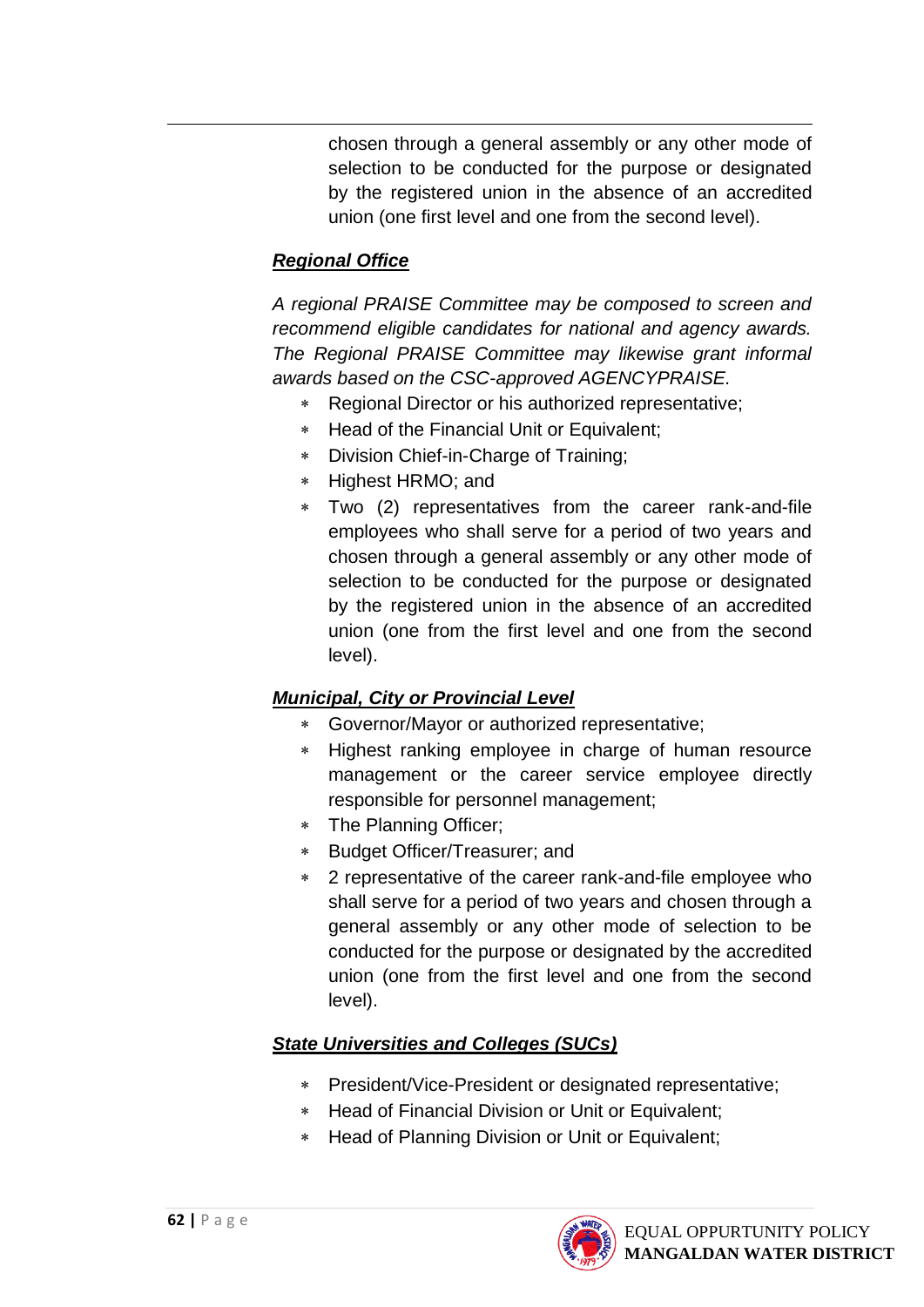chosen through a general assembly or any other mode of selection to be conducted for the purpose or designated by the registered union in the absence of an accredited union (one first level and one from the second level).

***Regional Office***

*A regional PRAISE Committee may be composed to screen and recommend eligible candidates for national and agency awards. The Regional PRAISE Committee may likewise grant informal awards based on the CSC-approved AGENCYPRAISE.*

- Regional Director or his authorized representative;
- Head of the Financial Unit or Equivalent;
- Division Chief-in-Charge of Training;
- Highest HRMO; and
- Two (2) representatives from the career rank-and-file employees who shall serve for a period of two years and chosen through a general assembly or any other mode of selection to be conducted for the purpose or designated by the registered union in the absence of an accredited union (one from the first level and one from the second level).

***Municipal, City or Provincial Level***

- Governor/Mayor or authorized representative;
- Highest ranking employee in charge of human resource management or the career service employee directly responsible for personnel management;
- The Planning Officer;
- Budget Officer/Treasurer; and
- 2 representative of the career rank-and-file employee who shall serve for a period of two years and chosen through a general assembly or any other mode of selection to be conducted for the purpose or designated by the accredited union (one from the first level and one from the second level).

***State Universities and Colleges (SUCs)***

- President/Vice-President or designated representative;
- Head of Financial Division or Unit or Equivalent;
- Head of Planning Division or Unit or Equivalent;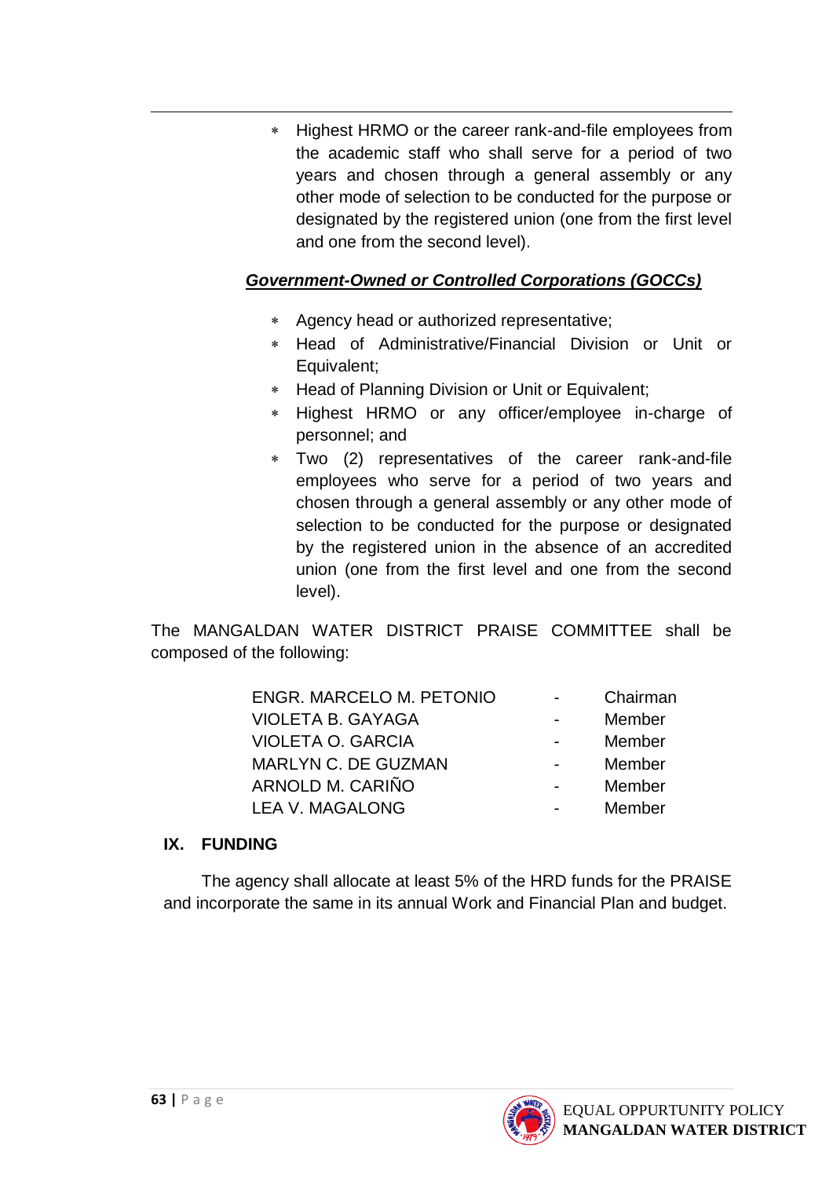- Highest HRMO or the career rank-and-file employees from the academic staff who shall serve for a period of two years and chosen through a general assembly or any other mode of selection to be conducted for the purpose or designated by the registered union (one from the first level and one from the second level).

***Government-Owned or Controlled Corporations (GOCCs)***

- Agency head or authorized representative;
- Head of Administrative/Financial Division or Unit or Equivalent;
- Head of Planning Division or Unit or Equivalent;
- Highest HRMO or any officer/employee in-charge of personnel; and
- Two (2) representatives of the career rank-and-file employees who serve for a period of two years and chosen through a general assembly or any other mode of selection to be conducted for the purpose or designated by the registered union in the absence of an accredited union (one from the first level and one from the second level).

The MANGALDAN WATER DISTRICT PRAISE COMMITTEE shall be composed of the following:

| | | |
|---|---|---|
| ENGR. MARCELO M. PETONIO | - | Chairman |
| VIOLETA B. GAYAGA | - | Member |
| VIOLETA O. GARCIA | - | Member |
| MARLYN C. DE GUZMAN | - | Member |
| ARNOLD M. CARIÑO | - | Member |
| LEA V. MAGALONG | - | Member |

## IX. FUNDING

The agency shall allocate at least 5% of the HRD funds for the PRAISE and incorporate the same in its annual Work and Financial Plan and budget.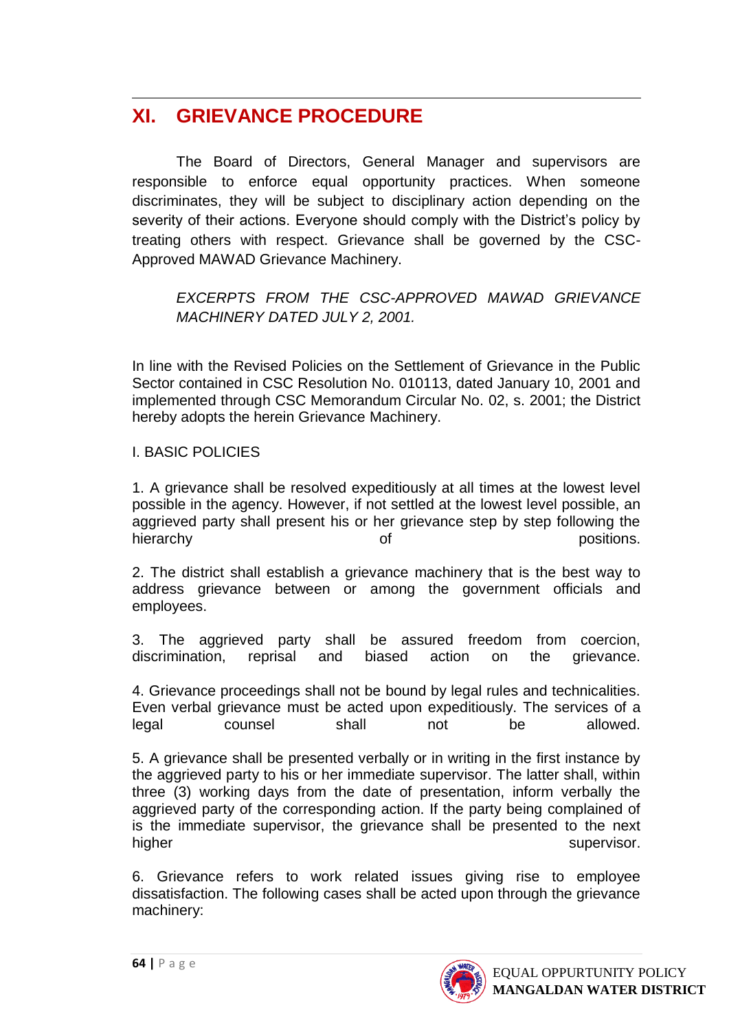# XI. GRIEVANCE PROCEDURE

The Board of Directors, General Manager and supervisors are responsible to enforce equal opportunity practices. When someone discriminates, they will be subject to disciplinary action depending on the severity of their actions. Everyone should comply with the District's policy by treating others with respect. Grievance shall be governed by the CSC-Approved MAWAD Grievance Machinery.

*EXCERPTS FROM THE CSC-APPROVED MAWAD GRIEVANCE MACHINERY DATED JULY 2, 2001.*

In line with the Revised Policies on the Settlement of Grievance in the Public Sector contained in CSC Resolution No. 010113, dated January 10, 2001 and implemented through CSC Memorandum Circular No. 02, s. 2001; the District hereby adopts the herein Grievance Machinery.

I. BASIC POLICIES

1. A grievance shall be resolved expeditiously at all times at the lowest level possible in the agency. However, if not settled at the lowest level possible, an aggrieved party shall present his or her grievance step by step following the hierarchy of positions.

2. The district shall establish a grievance machinery that is the best way to address grievance between or among the government officials and employees.

3. The aggrieved party shall be assured freedom from coercion, discrimination, reprisal and biased action on the grievance.

4. Grievance proceedings shall not be bound by legal rules and technicalities. Even verbal grievance must be acted upon expeditiously. The services of a legal counsel shall not be allowed.

5. A grievance shall be presented verbally or in writing in the first instance by the aggrieved party to his or her immediate supervisor. The latter shall, within three (3) working days from the date of presentation, inform verbally the aggrieved party of the corresponding action. If the party being complained of is the immediate supervisor, the grievance shall be presented to the next higher supervisor.

6. Grievance refers to work related issues giving rise to employee dissatisfaction. The following cases shall be acted upon through the grievance machinery: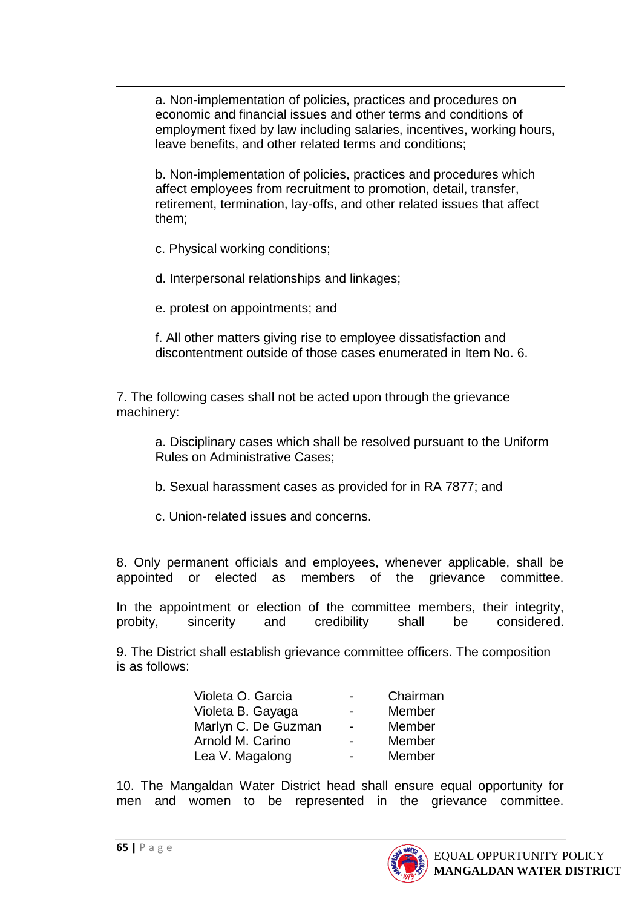a. Non-implementation of policies, practices and procedures on economic and financial issues and other terms and conditions of employment fixed by law including salaries, incentives, working hours, leave benefits, and other related terms and conditions;

b. Non-implementation of policies, practices and procedures which affect employees from recruitment to promotion, detail, transfer, retirement, termination, lay-offs, and other related issues that affect them;

c. Physical working conditions;

d. Interpersonal relationships and linkages;

e. protest on appointments; and

f. All other matters giving rise to employee dissatisfaction and discontentment outside of those cases enumerated in Item No. 6.

7. The following cases shall not be acted upon through the grievance machinery:

a. Disciplinary cases which shall be resolved pursuant to the Uniform Rules on Administrative Cases;

b. Sexual harassment cases as provided for in RA 7877; and

c. Union-related issues and concerns.

8. Only permanent officials and employees, whenever applicable, shall be appointed or elected as members of the grievance committee.

In the appointment or election of the committee members, their integrity, probity, sincerity and credibility shall be considered.

9. The District shall establish grievance committee officers. The composition is as follows:

| | | |
|---|---|---|
| Violeta O. Garcia | - | Chairman |
| Violeta B. Gayaga | - | Member |
| Marlyn C. De Guzman | - | Member |
| Arnold M. Carino | - | Member |
| Lea V. Magalong | - | Member |

10. The Mangaldan Water District head shall ensure equal opportunity for men and women to be represented in the grievance committee.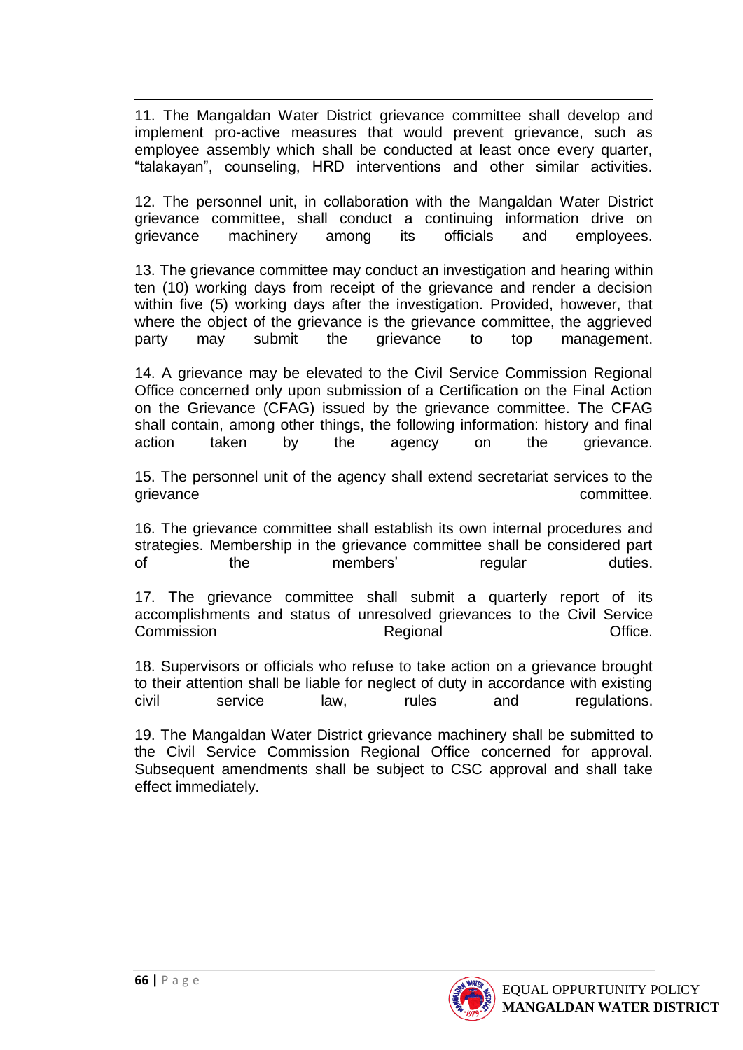11. The Mangaldan Water District grievance committee shall develop and implement pro-active measures that would prevent grievance, such as employee assembly which shall be conducted at least once every quarter, "talakayan", counseling, HRD interventions and other similar activities.

12. The personnel unit, in collaboration with the Mangaldan Water District grievance committee, shall conduct a continuing information drive on grievance machinery among its officials and employees.

13. The grievance committee may conduct an investigation and hearing within ten (10) working days from receipt of the grievance and render a decision within five (5) working days after the investigation. Provided, however, that where the object of the grievance is the grievance committee, the aggrieved party may submit the grievance to top management.

14. A grievance may be elevated to the Civil Service Commission Regional Office concerned only upon submission of a Certification on the Final Action on the Grievance (CFAG) issued by the grievance committee. The CFAG shall contain, among other things, the following information: history and final action taken by the agency on the grievance.

15. The personnel unit of the agency shall extend secretariat services to the grievance committee.

16. The grievance committee shall establish its own internal procedures and strategies. Membership in the grievance committee shall be considered part of the members' regular duties.

17. The grievance committee shall submit a quarterly report of its accomplishments and status of unresolved grievances to the Civil Service Commission Regional Office.

18. Supervisors or officials who refuse to take action on a grievance brought to their attention shall be liable for neglect of duty in accordance with existing civil service law, rules and regulations.

19. The Mangaldan Water District grievance machinery shall be submitted to the Civil Service Commission Regional Office concerned for approval. Subsequent amendments shall be subject to CSC approval and shall take effect immediately.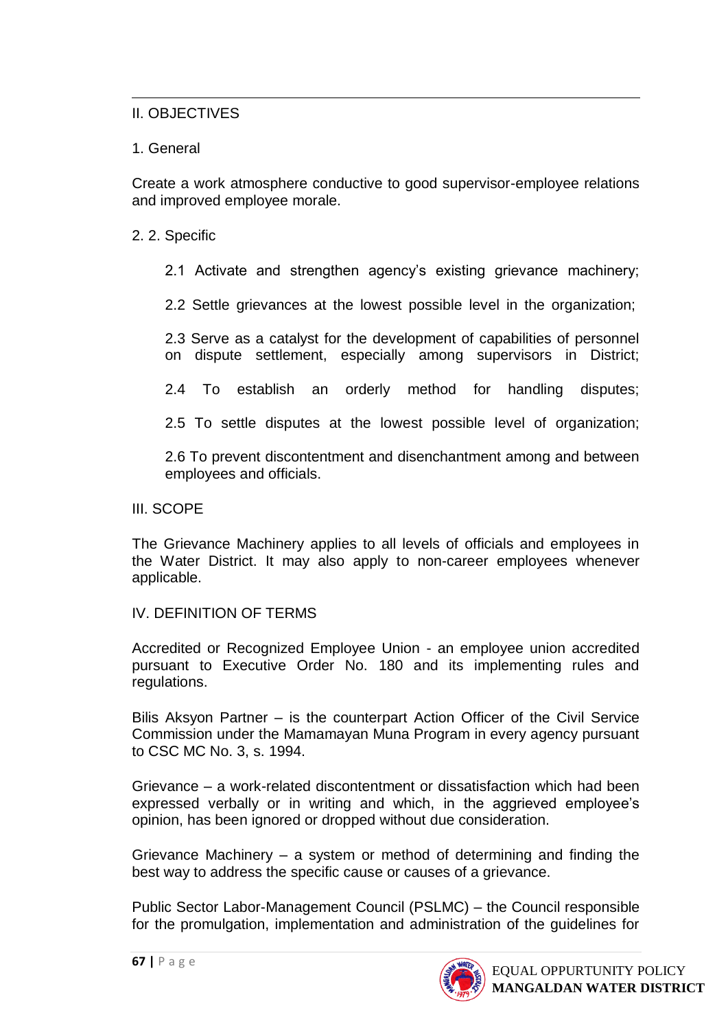## II. OBJECTIVES

### 1. General

Create a work atmosphere conductive to good supervisor-employee relations and improved employee morale.

### 2. 2. Specific

2.1 Activate and strengthen agency's existing grievance machinery;

2.2 Settle grievances at the lowest possible level in the organization;

2.3 Serve as a catalyst for the development of capabilities of personnel on dispute settlement, especially among supervisors in District;

2.4 To establish an orderly method for handling disputes;

2.5 To settle disputes at the lowest possible level of organization;

2.6 To prevent discontentment and disenchantment among and between employees and officials.

## III. SCOPE

The Grievance Machinery applies to all levels of officials and employees in the Water District. It may also apply to non-career employees whenever applicable.

## IV. DEFINITION OF TERMS

Accredited or Recognized Employee Union - an employee union accredited pursuant to Executive Order No. 180 and its implementing rules and regulations.

Bilis Aksyon Partner – is the counterpart Action Officer of the Civil Service Commission under the Mamamayan Muna Program in every agency pursuant to CSC MC No. 3, s. 1994.

Grievance – a work-related discontentment or dissatisfaction which had been expressed verbally or in writing and which, in the aggrieved employee's opinion, has been ignored or dropped without due consideration.

Grievance Machinery – a system or method of determining and finding the best way to address the specific cause or causes of a grievance.

Public Sector Labor-Management Council (PSLMC) – the Council responsible for the promulgation, implementation and administration of the guidelines for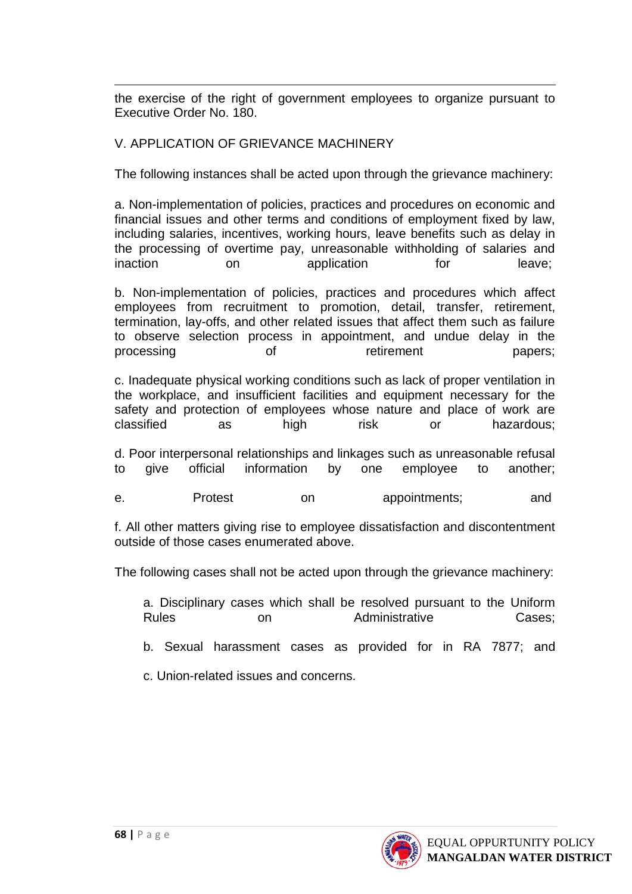the exercise of the right of government employees to organize pursuant to Executive Order No. 180.

## V. APPLICATION OF GRIEVANCE MACHINERY

The following instances shall be acted upon through the grievance machinery:

a. Non-implementation of policies, practices and procedures on economic and financial issues and other terms and conditions of employment fixed by law, including salaries, incentives, working hours, leave benefits such as delay in the processing of overtime pay, unreasonable withholding of salaries and inaction on application for leave;

b. Non-implementation of policies, practices and procedures which affect employees from recruitment to promotion, detail, transfer, retirement, termination, lay-offs, and other related issues that affect them such as failure to observe selection process in appointment, and undue delay in the processing of retirement papers;

c. Inadequate physical working conditions such as lack of proper ventilation in the workplace, and insufficient facilities and equipment necessary for the safety and protection of employees whose nature and place of work are classified as high risk or hazardous;

d. Poor interpersonal relationships and linkages such as unreasonable refusal to give official information by one employee to another;

e. Protest on appointments; and

f. All other matters giving rise to employee dissatisfaction and discontentment outside of those cases enumerated above.

The following cases shall not be acted upon through the grievance machinery:

a. Disciplinary cases which shall be resolved pursuant to the Uniform Rules on Administrative Cases;

b. Sexual harassment cases as provided for in RA 7877; and

c. Union-related issues and concerns.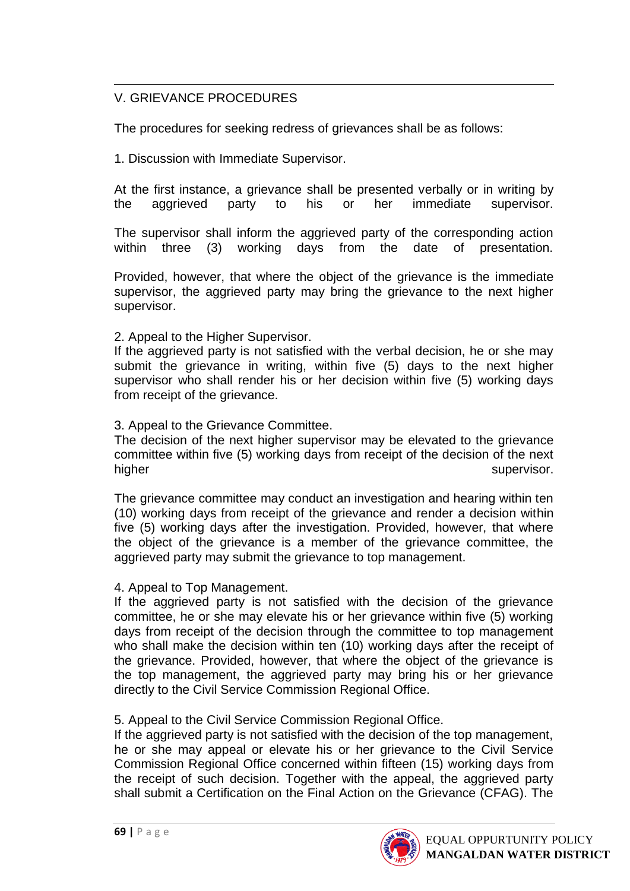## V. GRIEVANCE PROCEDURES

The procedures for seeking redress of grievances shall be as follows:

1. Discussion with Immediate Supervisor.

At the first instance, a grievance shall be presented verbally or in writing by the aggrieved party to his or her immediate supervisor.

The supervisor shall inform the aggrieved party of the corresponding action within three (3) working days from the date of presentation.

Provided, however, that where the object of the grievance is the immediate supervisor, the aggrieved party may bring the grievance to the next higher supervisor.

2. Appeal to the Higher Supervisor.
If the aggrieved party is not satisfied with the verbal decision, he or she may submit the grievance in writing, within five (5) days to the next higher supervisor who shall render his or her decision within five (5) working days from receipt of the grievance.

3. Appeal to the Grievance Committee.
The decision of the next higher supervisor may be elevated to the grievance committee within five (5) working days from receipt of the decision of the next higher supervisor.

The grievance committee may conduct an investigation and hearing within ten (10) working days from receipt of the grievance and render a decision within five (5) working days after the investigation. Provided, however, that where the object of the grievance is a member of the grievance committee, the aggrieved party may submit the grievance to top management.

4. Appeal to Top Management.
If the aggrieved party is not satisfied with the decision of the grievance committee, he or she may elevate his or her grievance within five (5) working days from receipt of the decision through the committee to top management who shall make the decision within ten (10) working days after the receipt of the grievance. Provided, however, that where the object of the grievance is the top management, the aggrieved party may bring his or her grievance directly to the Civil Service Commission Regional Office.

5. Appeal to the Civil Service Commission Regional Office.
If the aggrieved party is not satisfied with the decision of the top management, he or she may appeal or elevate his or her grievance to the Civil Service Commission Regional Office concerned within fifteen (15) working days from the receipt of such decision. Together with the appeal, the aggrieved party shall submit a Certification on the Final Action on the Grievance (CFAG). The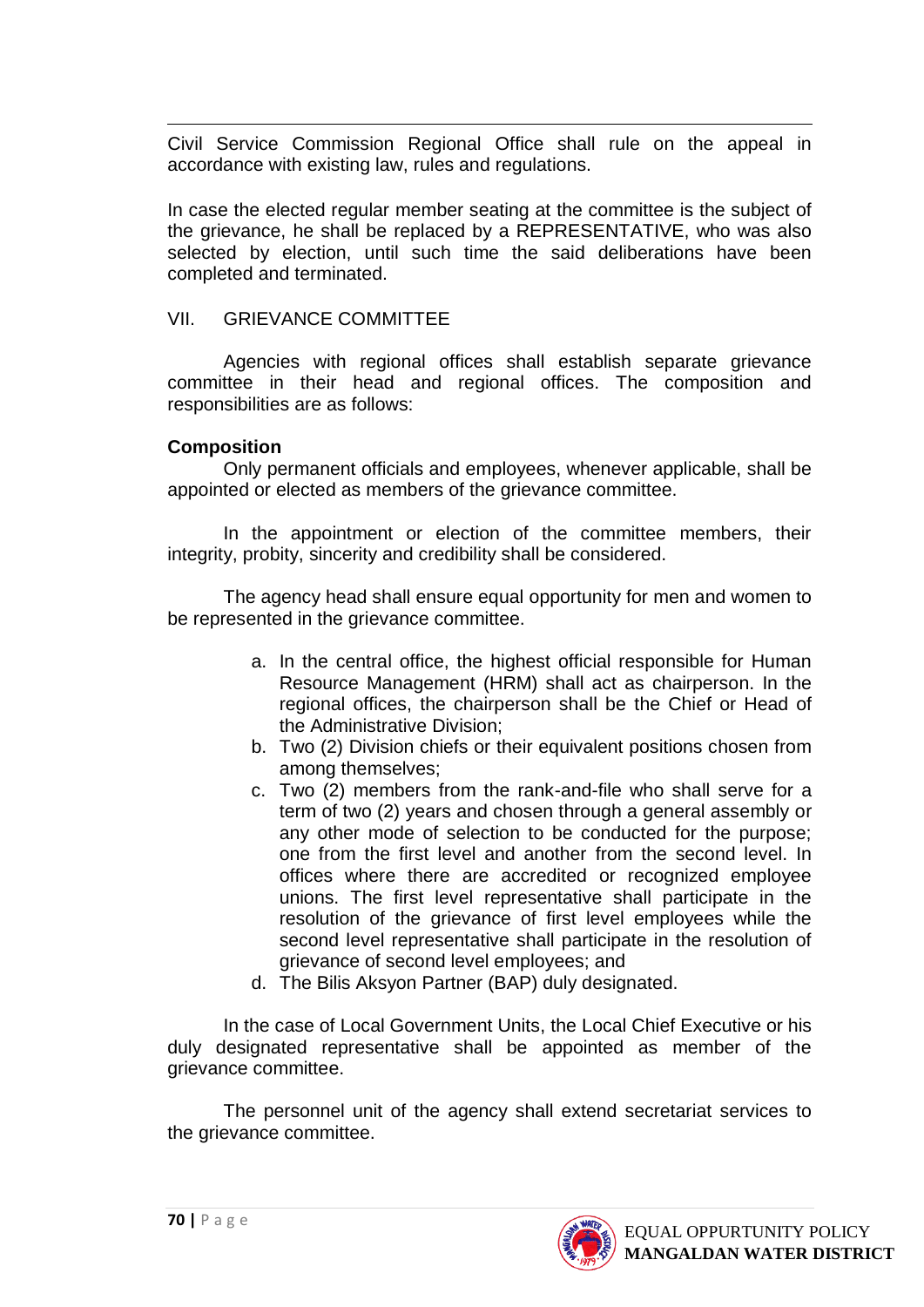Civil Service Commission Regional Office shall rule on the appeal in accordance with existing law, rules and regulations.

In case the elected regular member seating at the committee is the subject of the grievance, he shall be replaced by a REPRESENTATIVE, who was also selected by election, until such time the said deliberations have been completed and terminated.

## VII. GRIEVANCE COMMITTEE

Agencies with regional offices shall establish separate grievance committee in their head and regional offices. The composition and responsibilities are as follows:

**Composition**

Only permanent officials and employees, whenever applicable, shall be appointed or elected as members of the grievance committee.

In the appointment or election of the committee members, their integrity, probity, sincerity and credibility shall be considered.

The agency head shall ensure equal opportunity for men and women to be represented in the grievance committee.

a. In the central office, the highest official responsible for Human Resource Management (HRM) shall act as chairperson. In the regional offices, the chairperson shall be the Chief or Head of the Administrative Division;
b. Two (2) Division chiefs or their equivalent positions chosen from among themselves;
c. Two (2) members from the rank-and-file who shall serve for a term of two (2) years and chosen through a general assembly or any other mode of selection to be conducted for the purpose; one from the first level and another from the second level. In offices where there are accredited or recognized employee unions. The first level representative shall participate in the resolution of the grievance of first level employees while the second level representative shall participate in the resolution of grievance of second level employees; and
d. The Bilis Aksyon Partner (BAP) duly designated.

In the case of Local Government Units, the Local Chief Executive or his duly designated representative shall be appointed as member of the grievance committee.

The personnel unit of the agency shall extend secretariat services to the grievance committee.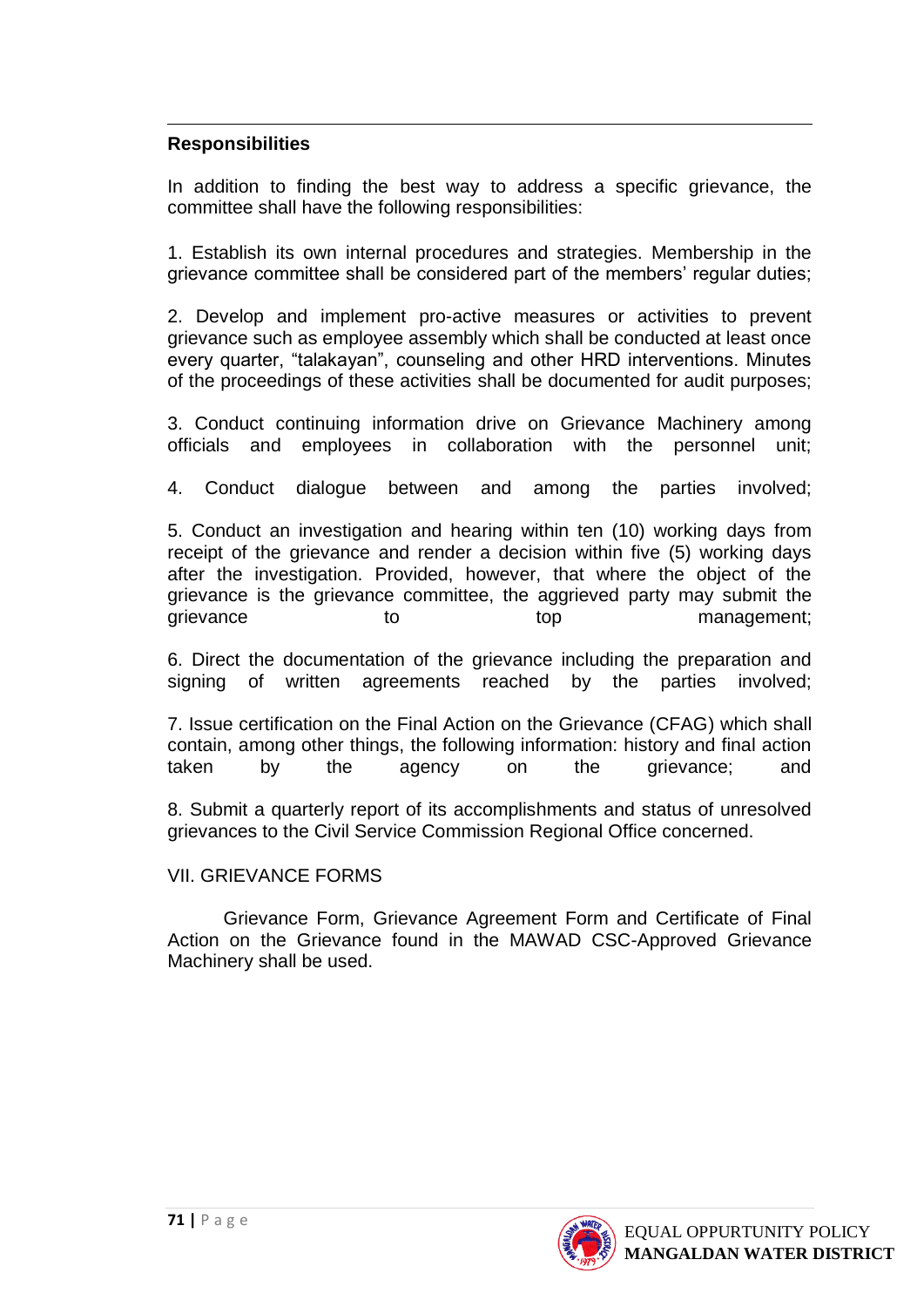**Responsibilities**

In addition to finding the best way to address a specific grievance, the committee shall have the following responsibilities:

1. Establish its own internal procedures and strategies. Membership in the grievance committee shall be considered part of the members' regular duties;

2. Develop and implement pro-active measures or activities to prevent grievance such as employee assembly which shall be conducted at least once every quarter, "talakayan", counseling and other HRD interventions. Minutes of the proceedings of these activities shall be documented for audit purposes;

3. Conduct continuing information drive on Grievance Machinery among officials and employees in collaboration with the personnel unit;

4. Conduct dialogue between and among the parties involved;

5. Conduct an investigation and hearing within ten (10) working days from receipt of the grievance and render a decision within five (5) working days after the investigation. Provided, however, that where the object of the grievance is the grievance committee, the aggrieved party may submit the grievance to top management;

6. Direct the documentation of the grievance including the preparation and signing of written agreements reached by the parties involved;

7. Issue certification on the Final Action on the Grievance (CFAG) which shall contain, among other things, the following information: history and final action taken by the agency on the grievance; and

8. Submit a quarterly report of its accomplishments and status of unresolved grievances to the Civil Service Commission Regional Office concerned.

VII. GRIEVANCE FORMS

Grievance Form, Grievance Agreement Form and Certificate of Final Action on the Grievance found in the MAWAD CSC-Approved Grievance Machinery shall be used.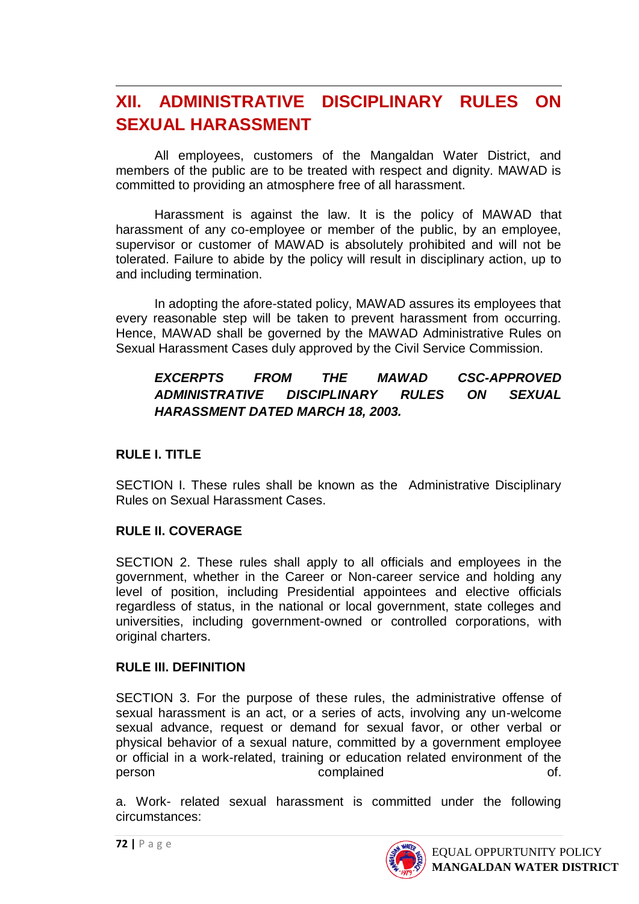## XII. ADMINISTRATIVE DISCIPLINARY RULES ON SEXUAL HARASSMENT

All employees, customers of the Mangaldan Water District, and members of the public are to be treated with respect and dignity. MAWAD is committed to providing an atmosphere free of all harassment.

Harassment is against the law. It is the policy of MAWAD that harassment of any co-employee or member of the public, by an employee, supervisor or customer of MAWAD is absolutely prohibited and will not be tolerated. Failure to abide by the policy will result in disciplinary action, up to and including termination.

In adopting the afore-stated policy, MAWAD assures its employees that every reasonable step will be taken to prevent harassment from occurring. Hence, MAWAD shall be governed by the MAWAD Administrative Rules on Sexual Harassment Cases duly approved by the Civil Service Commission.

***EXCERPTS FROM THE MAWAD CSC-APPROVED ADMINISTRATIVE DISCIPLINARY RULES ON SEXUAL HARASSMENT DATED MARCH 18, 2003.***

**RULE I. TITLE**

SECTION I. These rules shall be known as the Administrative Disciplinary Rules on Sexual Harassment Cases.

**RULE II. COVERAGE**

SECTION 2. These rules shall apply to all officials and employees in the government, whether in the Career or Non-career service and holding any level of position, including Presidential appointees and elective officials regardless of status, in the national or local government, state colleges and universities, including government-owned or controlled corporations, with original charters.

**RULE III. DEFINITION**

SECTION 3. For the purpose of these rules, the administrative offense of sexual harassment is an act, or a series of acts, involving any un-welcome sexual advance, request or demand for sexual favor, or other verbal or physical behavior of a sexual nature, committed by a government employee or official in a work-related, training or education related environment of the person complained of.

a. Work- related sexual harassment is committed under the following circumstances: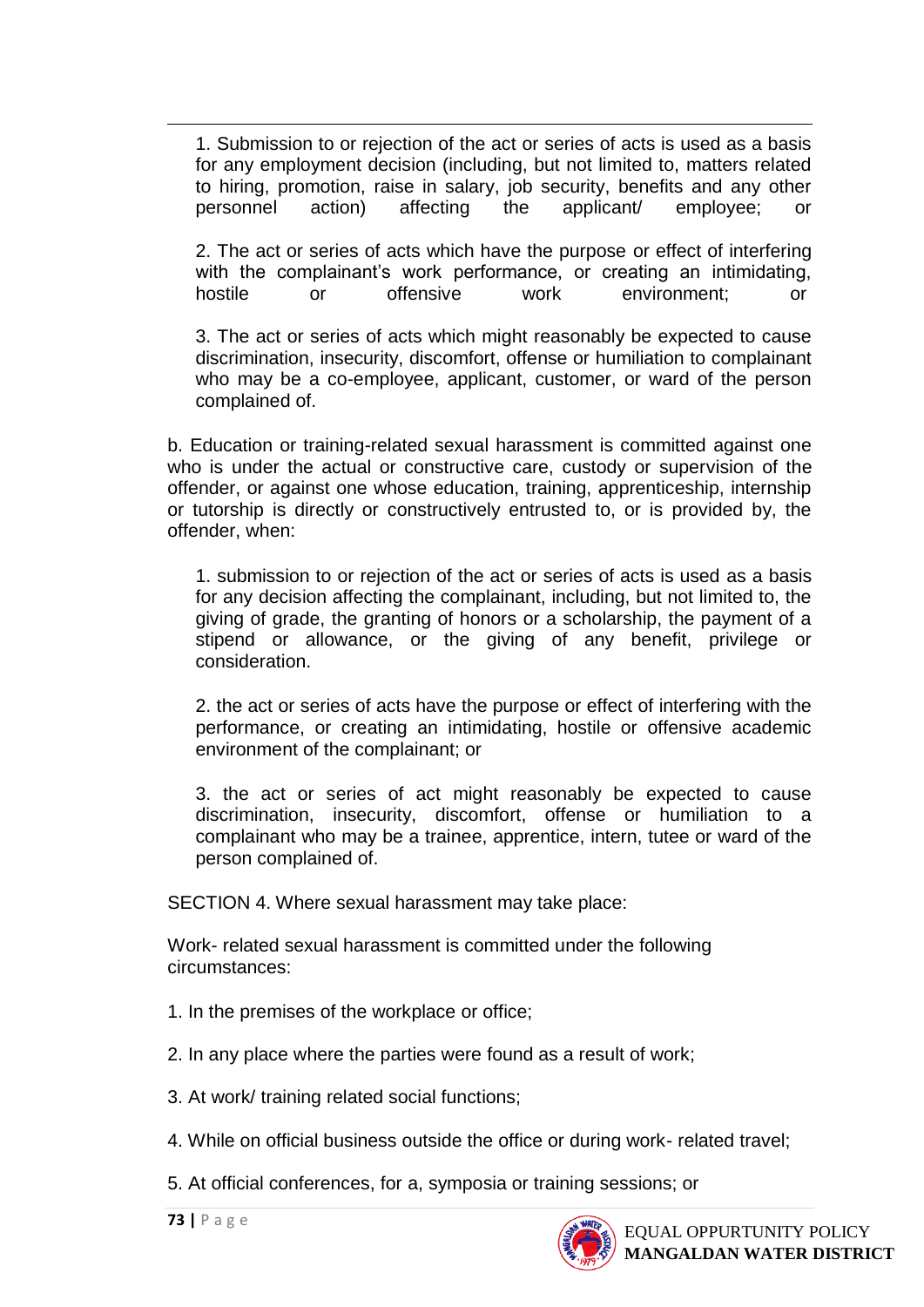1. Submission to or rejection of the act or series of acts is used as a basis for any employment decision (including, but not limited to, matters related to hiring, promotion, raise in salary, job security, benefits and any other personnel action) affecting the applicant/ employee; or

2. The act or series of acts which have the purpose or effect of interfering with the complainant's work performance, or creating an intimidating, hostile or offensive work environment; or

3. The act or series of acts which might reasonably be expected to cause discrimination, insecurity, discomfort, offense or humiliation to complainant who may be a co-employee, applicant, customer, or ward of the person complained of.

b. Education or training-related sexual harassment is committed against one who is under the actual or constructive care, custody or supervision of the offender, or against one whose education, training, apprenticeship, internship or tutorship is directly or constructively entrusted to, or is provided by, the offender, when:

1. submission to or rejection of the act or series of acts is used as a basis for any decision affecting the complainant, including, but not limited to, the giving of grade, the granting of honors or a scholarship, the payment of a stipend or allowance, or the giving of any benefit, privilege or consideration.

2. the act or series of acts have the purpose or effect of interfering with the performance, or creating an intimidating, hostile or offensive academic environment of the complainant; or

3. the act or series of act might reasonably be expected to cause discrimination, insecurity, discomfort, offense or humiliation to a complainant who may be a trainee, apprentice, intern, tutee or ward of the person complained of.

SECTION 4. Where sexual harassment may take place:

Work- related sexual harassment is committed under the following circumstances:

1. In the premises of the workplace or office;

2. In any place where the parties were found as a result of work;

3. At work/ training related social functions;

4. While on official business outside the office or during work- related travel;

5. At official conferences, for a, symposia or training sessions; or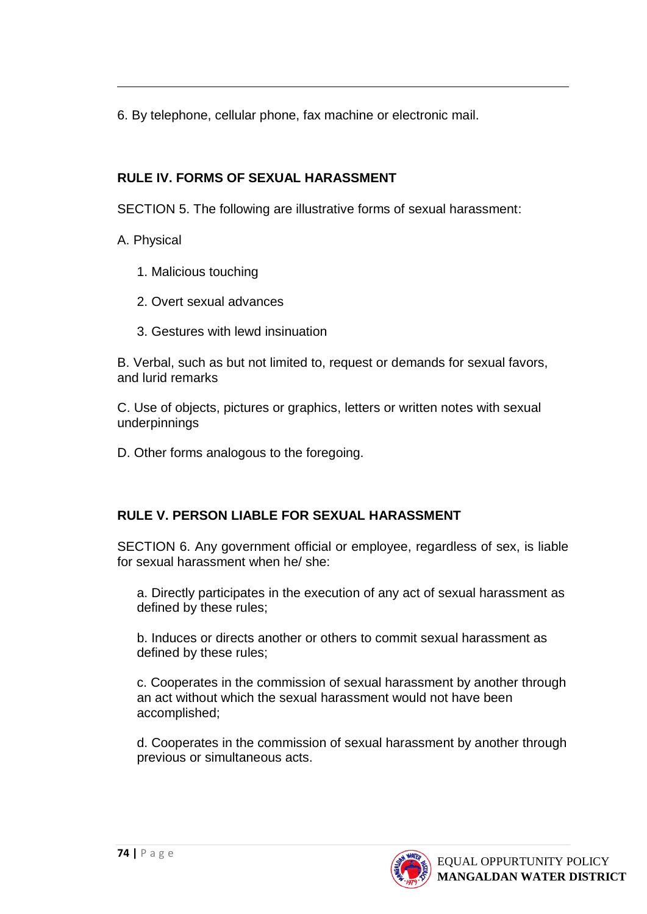6. By telephone, cellular phone, fax machine or electronic mail.

## RULE IV. FORMS OF SEXUAL HARASSMENT

SECTION 5. The following are illustrative forms of sexual harassment:

A. Physical

1. Malicious touching
2. Overt sexual advances
3. Gestures with lewd insinuation

B. Verbal, such as but not limited to, request or demands for sexual favors, and lurid remarks

C. Use of objects, pictures or graphics, letters or written notes with sexual underpinnings

D. Other forms analogous to the foregoing.

## RULE V. PERSON LIABLE FOR SEXUAL HARASSMENT

SECTION 6. Any government official or employee, regardless of sex, is liable for sexual harassment when he/ she:

a. Directly participates in the execution of any act of sexual harassment as defined by these rules;

b. Induces or directs another or others to commit sexual harassment as defined by these rules;

c. Cooperates in the commission of sexual harassment by another through an act without which the sexual harassment would not have been accomplished;

d. Cooperates in the commission of sexual harassment by another through previous or simultaneous acts.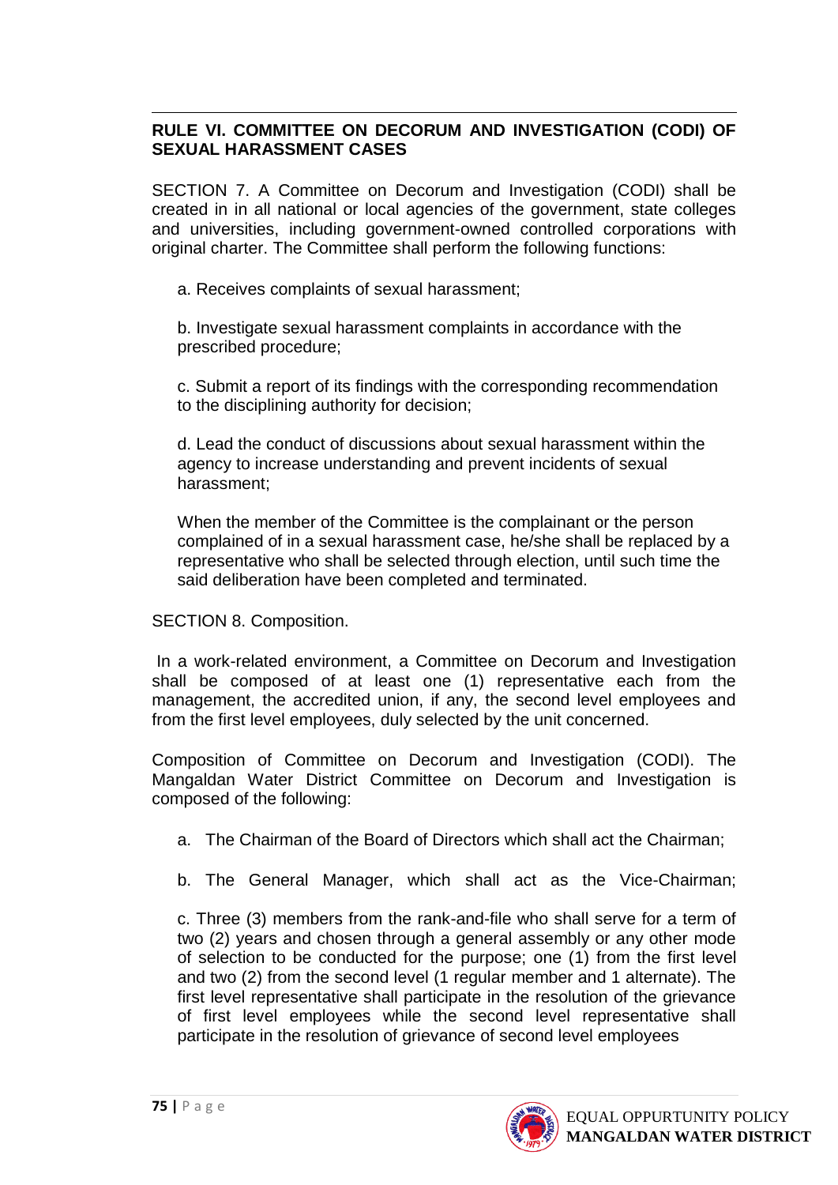## RULE VI. COMMITTEE ON DECORUM AND INVESTIGATION (CODI) OF SEXUAL HARASSMENT CASES

SECTION 7. A Committee on Decorum and Investigation (CODI) shall be created in in all national or local agencies of the government, state colleges and universities, including government-owned controlled corporations with original charter. The Committee shall perform the following functions:

a. Receives complaints of sexual harassment;

b. Investigate sexual harassment complaints in accordance with the prescribed procedure;

c. Submit a report of its findings with the corresponding recommendation to the disciplining authority for decision;

d. Lead the conduct of discussions about sexual harassment within the agency to increase understanding and prevent incidents of sexual harassment;

When the member of the Committee is the complainant or the person complained of in a sexual harassment case, he/she shall be replaced by a representative who shall be selected through election, until such time the said deliberation have been completed and terminated.

SECTION 8. Composition.

In a work-related environment, a Committee on Decorum and Investigation shall be composed of at least one (1) representative each from the management, the accredited union, if any, the second level employees and from the first level employees, duly selected by the unit concerned.

Composition of Committee on Decorum and Investigation (CODI). The Mangaldan Water District Committee on Decorum and Investigation is composed of the following:

a. The Chairman of the Board of Directors which shall act the Chairman;

b. The General Manager, which shall act as the Vice-Chairman;

c. Three (3) members from the rank-and-file who shall serve for a term of two (2) years and chosen through a general assembly or any other mode of selection to be conducted for the purpose; one (1) from the first level and two (2) from the second level (1 regular member and 1 alternate). The first level representative shall participate in the resolution of the grievance of first level employees while the second level representative shall participate in the resolution of grievance of second level employees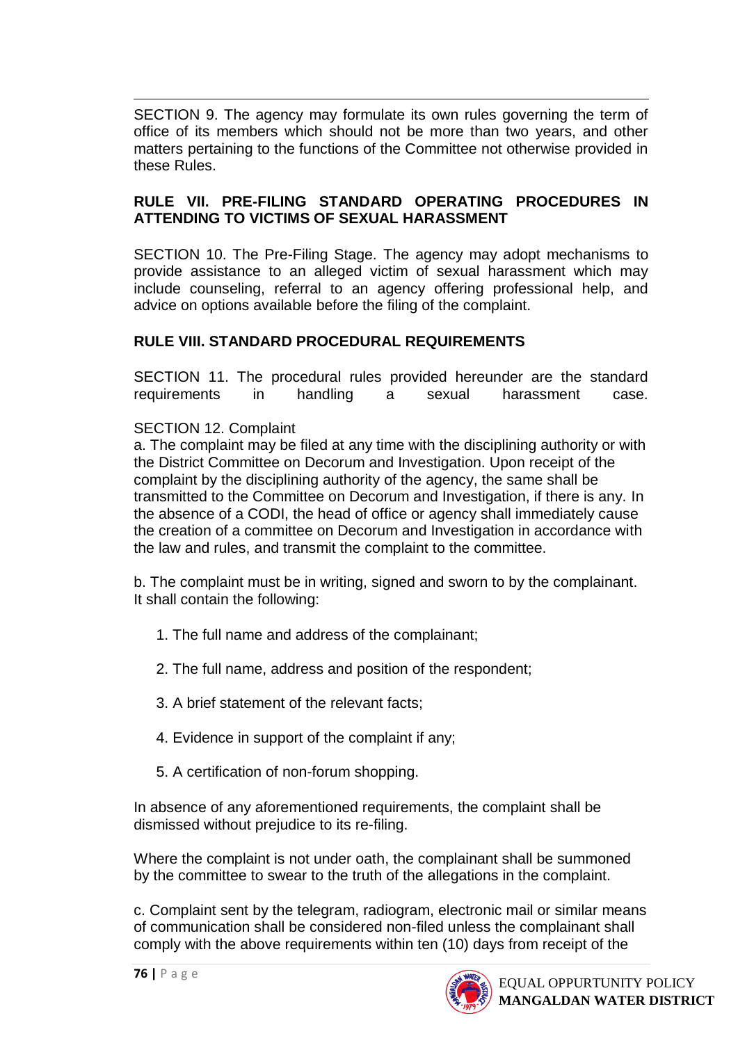SECTION 9. The agency may formulate its own rules governing the term of office of its members which should not be more than two years, and other matters pertaining to the functions of the Committee not otherwise provided in these Rules.

**RULE VII. PRE-FILING STANDARD OPERATING PROCEDURES IN ATTENDING TO VICTIMS OF SEXUAL HARASSMENT**

SECTION 10. The Pre-Filing Stage. The agency may adopt mechanisms to provide assistance to an alleged victim of sexual harassment which may include counseling, referral to an agency offering professional help, and advice on options available before the filing of the complaint.

**RULE VIII. STANDARD PROCEDURAL REQUIREMENTS**

SECTION 11. The procedural rules provided hereunder are the standard requirements in handling a sexual harassment case.

SECTION 12. Complaint

a. The complaint may be filed at any time with the disciplining authority or with the District Committee on Decorum and Investigation. Upon receipt of the complaint by the disciplining authority of the agency, the same shall be transmitted to the Committee on Decorum and Investigation, if there is any. In the absence of a CODI, the head of office or agency shall immediately cause the creation of a committee on Decorum and Investigation in accordance with the law and rules, and transmit the complaint to the committee.

b. The complaint must be in writing, signed and sworn to by the complainant. It shall contain the following:

1. The full name and address of the complainant;
2. The full name, address and position of the respondent;
3. A brief statement of the relevant facts;
4. Evidence in support of the complaint if any;
5. A certification of non-forum shopping.

In absence of any aforementioned requirements, the complaint shall be dismissed without prejudice to its re-filing.

Where the complaint is not under oath, the complainant shall be summoned by the committee to swear to the truth of the allegations in the complaint.

c. Complaint sent by the telegram, radiogram, electronic mail or similar means of communication shall be considered non-filed unless the complainant shall comply with the above requirements within ten (10) days from receipt of the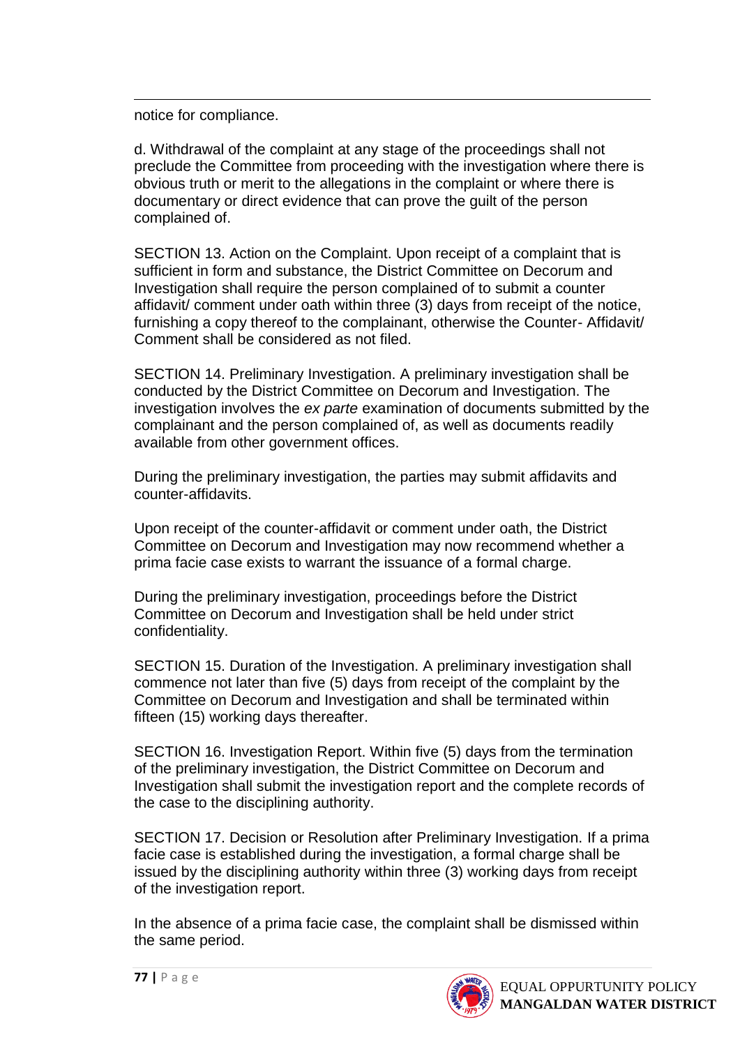notice for compliance.

d. Withdrawal of the complaint at any stage of the proceedings shall not preclude the Committee from proceeding with the investigation where there is obvious truth or merit to the allegations in the complaint or where there is documentary or direct evidence that can prove the guilt of the person complained of.

SECTION 13. Action on the Complaint. Upon receipt of a complaint that is sufficient in form and substance, the District Committee on Decorum and Investigation shall require the person complained of to submit a counter affidavit/ comment under oath within three (3) days from receipt of the notice, furnishing a copy thereof to the complainant, otherwise the Counter- Affidavit/ Comment shall be considered as not filed.

SECTION 14. Preliminary Investigation. A preliminary investigation shall be conducted by the District Committee on Decorum and Investigation. The investigation involves the *ex parte* examination of documents submitted by the complainant and the person complained of, as well as documents readily available from other government offices.

During the preliminary investigation, the parties may submit affidavits and counter-affidavits.

Upon receipt of the counter-affidavit or comment under oath, the District Committee on Decorum and Investigation may now recommend whether a prima facie case exists to warrant the issuance of a formal charge.

During the preliminary investigation, proceedings before the District Committee on Decorum and Investigation shall be held under strict confidentiality.

SECTION 15. Duration of the Investigation. A preliminary investigation shall commence not later than five (5) days from receipt of the complaint by the Committee on Decorum and Investigation and shall be terminated within fifteen (15) working days thereafter.

SECTION 16. Investigation Report. Within five (5) days from the termination of the preliminary investigation, the District Committee on Decorum and Investigation shall submit the investigation report and the complete records of the case to the disciplining authority.

SECTION 17. Decision or Resolution after Preliminary Investigation. If a prima facie case is established during the investigation, a formal charge shall be issued by the disciplining authority within three (3) working days from receipt of the investigation report.

In the absence of a prima facie case, the complaint shall be dismissed within the same period.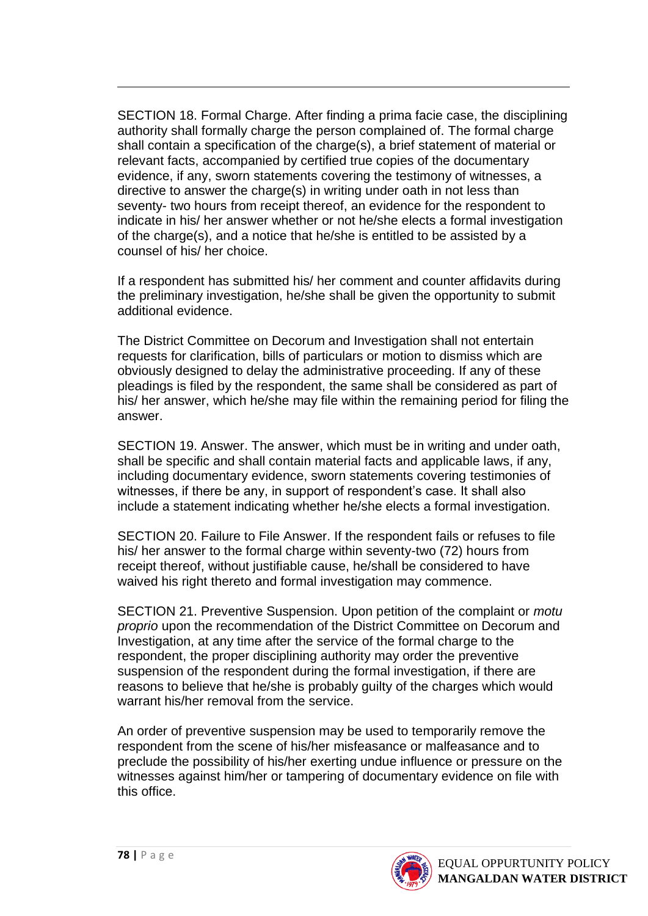SECTION 18. Formal Charge. After finding a prima facie case, the disciplining authority shall formally charge the person complained of. The formal charge shall contain a specification of the charge(s), a brief statement of material or relevant facts, accompanied by certified true copies of the documentary evidence, if any, sworn statements covering the testimony of witnesses, a directive to answer the charge(s) in writing under oath in not less than seventy- two hours from receipt thereof, an evidence for the respondent to indicate in his/ her answer whether or not he/she elects a formal investigation of the charge(s), and a notice that he/she is entitled to be assisted by a counsel of his/ her choice.

If a respondent has submitted his/ her comment and counter affidavits during the preliminary investigation, he/she shall be given the opportunity to submit additional evidence.

The District Committee on Decorum and Investigation shall not entertain requests for clarification, bills of particulars or motion to dismiss which are obviously designed to delay the administrative proceeding. If any of these pleadings is filed by the respondent, the same shall be considered as part of his/ her answer, which he/she may file within the remaining period for filing the answer.

SECTION 19. Answer. The answer, which must be in writing and under oath, shall be specific and shall contain material facts and applicable laws, if any, including documentary evidence, sworn statements covering testimonies of witnesses, if there be any, in support of respondent's case. It shall also include a statement indicating whether he/she elects a formal investigation.

SECTION 20. Failure to File Answer. If the respondent fails or refuses to file his/ her answer to the formal charge within seventy-two (72) hours from receipt thereof, without justifiable cause, he/shall be considered to have waived his right thereto and formal investigation may commence.

SECTION 21. Preventive Suspension. Upon petition of the complaint or *motu proprio* upon the recommendation of the District Committee on Decorum and Investigation, at any time after the service of the formal charge to the respondent, the proper disciplining authority may order the preventive suspension of the respondent during the formal investigation, if there are reasons to believe that he/she is probably guilty of the charges which would warrant his/her removal from the service.

An order of preventive suspension may be used to temporarily remove the respondent from the scene of his/her misfeasance or malfeasance and to preclude the possibility of his/her exerting undue influence or pressure on the witnesses against him/her or tampering of documentary evidence on file with this office.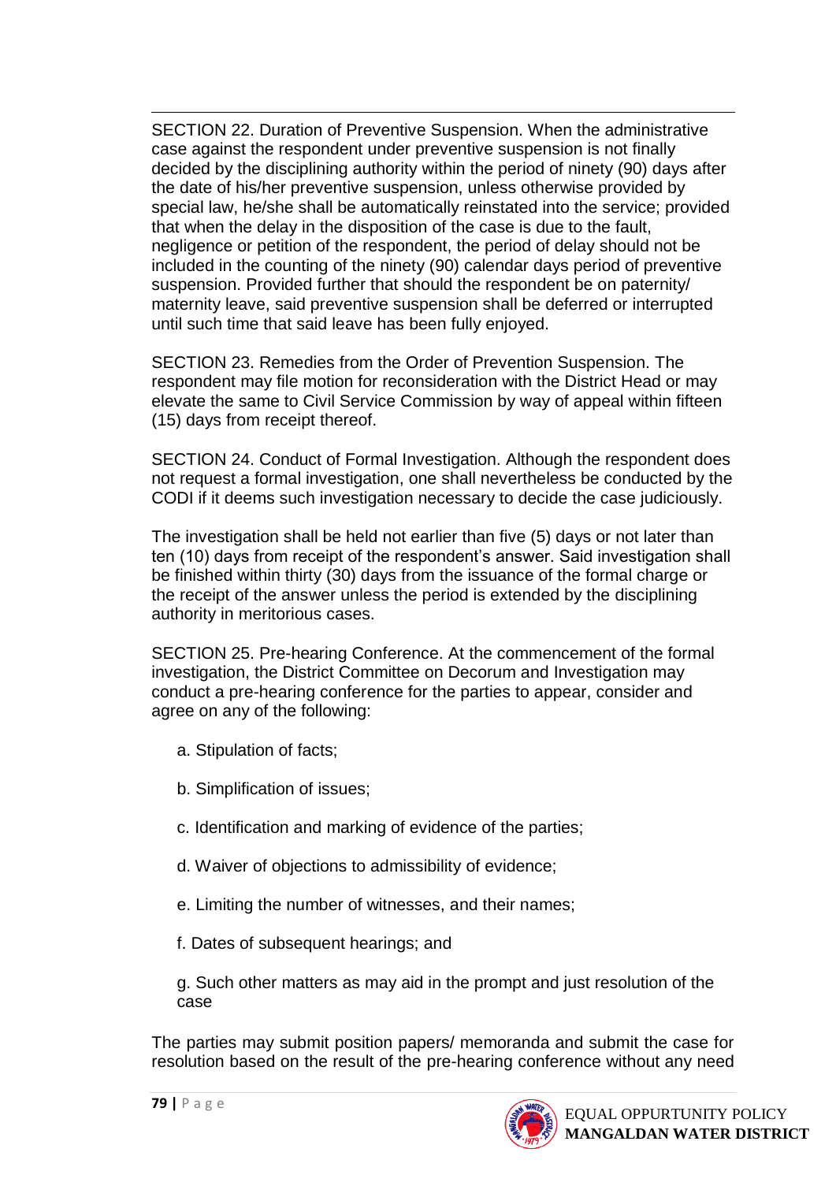SECTION 22. Duration of Preventive Suspension. When the administrative case against the respondent under preventive suspension is not finally decided by the disciplining authority within the period of ninety (90) days after the date of his/her preventive suspension, unless otherwise provided by special law, he/she shall be automatically reinstated into the service; provided that when the delay in the disposition of the case is due to the fault, negligence or petition of the respondent, the period of delay should not be included in the counting of the ninety (90) calendar days period of preventive suspension. Provided further that should the respondent be on paternity/ maternity leave, said preventive suspension shall be deferred or interrupted until such time that said leave has been fully enjoyed.

SECTION 23. Remedies from the Order of Prevention Suspension. The respondent may file motion for reconsideration with the District Head or may elevate the same to Civil Service Commission by way of appeal within fifteen (15) days from receipt thereof.

SECTION 24. Conduct of Formal Investigation. Although the respondent does not request a formal investigation, one shall nevertheless be conducted by the CODI if it deems such investigation necessary to decide the case judiciously.

The investigation shall be held not earlier than five (5) days or not later than ten (10) days from receipt of the respondent's answer. Said investigation shall be finished within thirty (30) days from the issuance of the formal charge or the receipt of the answer unless the period is extended by the disciplining authority in meritorious cases.

SECTION 25. Pre-hearing Conference. At the commencement of the formal investigation, the District Committee on Decorum and Investigation may conduct a pre-hearing conference for the parties to appear, consider and agree on any of the following:

a. Stipulation of facts;

b. Simplification of issues;

c. Identification and marking of evidence of the parties;

d. Waiver of objections to admissibility of evidence;

e. Limiting the number of witnesses, and their names;

f. Dates of subsequent hearings; and

g. Such other matters as may aid in the prompt and just resolution of the case

The parties may submit position papers/ memoranda and submit the case for resolution based on the result of the pre-hearing conference without any need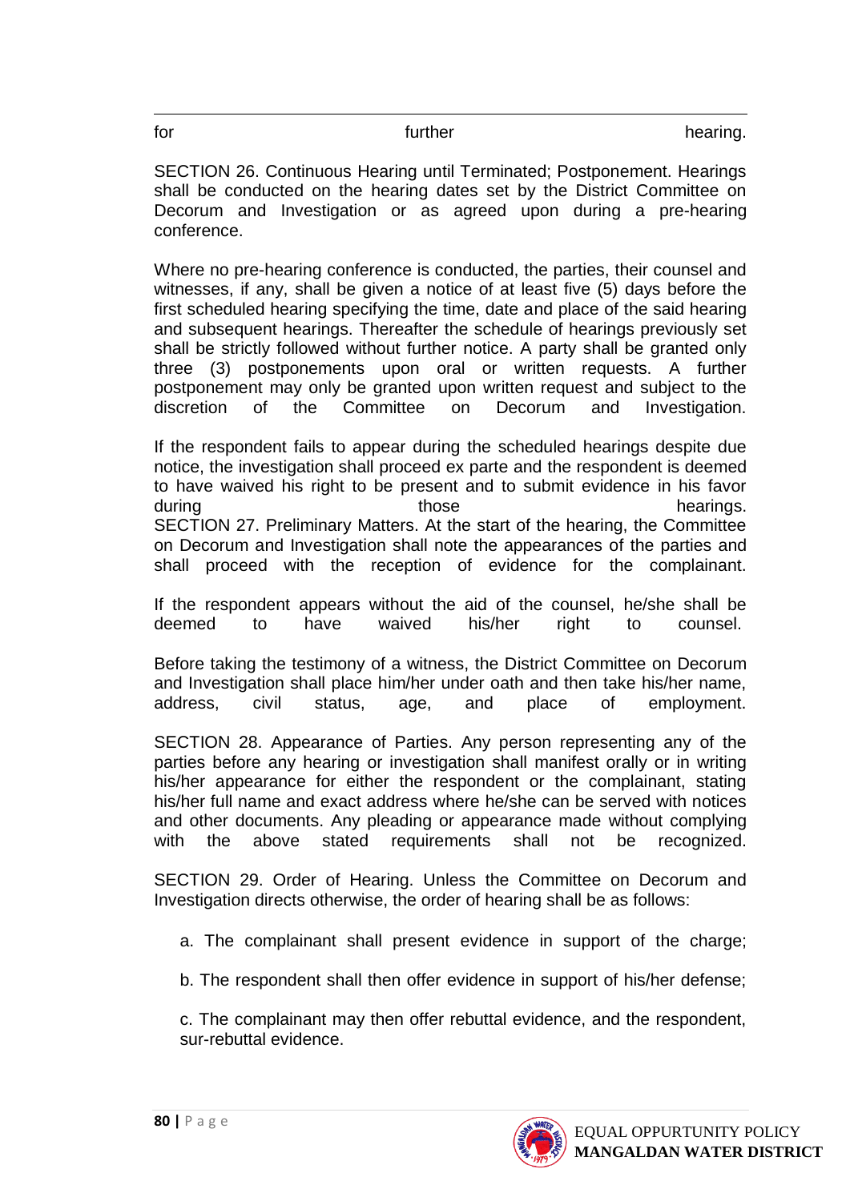for further hearing.

SECTION 26. Continuous Hearing until Terminated; Postponement. Hearings shall be conducted on the hearing dates set by the District Committee on Decorum and Investigation or as agreed upon during a pre-hearing conference.

Where no pre-hearing conference is conducted, the parties, their counsel and witnesses, if any, shall be given a notice of at least five (5) days before the first scheduled hearing specifying the time, date and place of the said hearing and subsequent hearings. Thereafter the schedule of hearings previously set shall be strictly followed without further notice. A party shall be granted only three (3) postponements upon oral or written requests. A further postponement may only be granted upon written request and subject to the discretion of the Committee on Decorum and Investigation.

If the respondent fails to appear during the scheduled hearings despite due notice, the investigation shall proceed ex parte and the respondent is deemed to have waived his right to be present and to submit evidence in his favor during those hearings.

SECTION 27. Preliminary Matters. At the start of the hearing, the Committee on Decorum and Investigation shall note the appearances of the parties and shall proceed with the reception of evidence for the complainant.

If the respondent appears without the aid of the counsel, he/she shall be deemed to have waived his/her right to counsel.

Before taking the testimony of a witness, the District Committee on Decorum and Investigation shall place him/her under oath and then take his/her name, address, civil status, age, and place of employment.

SECTION 28. Appearance of Parties. Any person representing any of the parties before any hearing or investigation shall manifest orally or in writing his/her appearance for either the respondent or the complainant, stating his/her full name and exact address where he/she can be served with notices and other documents. Any pleading or appearance made without complying with the above stated requirements shall not be recognized.

SECTION 29. Order of Hearing. Unless the Committee on Decorum and Investigation directs otherwise, the order of hearing shall be as follows:

a. The complainant shall present evidence in support of the charge;

b. The respondent shall then offer evidence in support of his/her defense;

c. The complainant may then offer rebuttal evidence, and the respondent, sur-rebuttal evidence.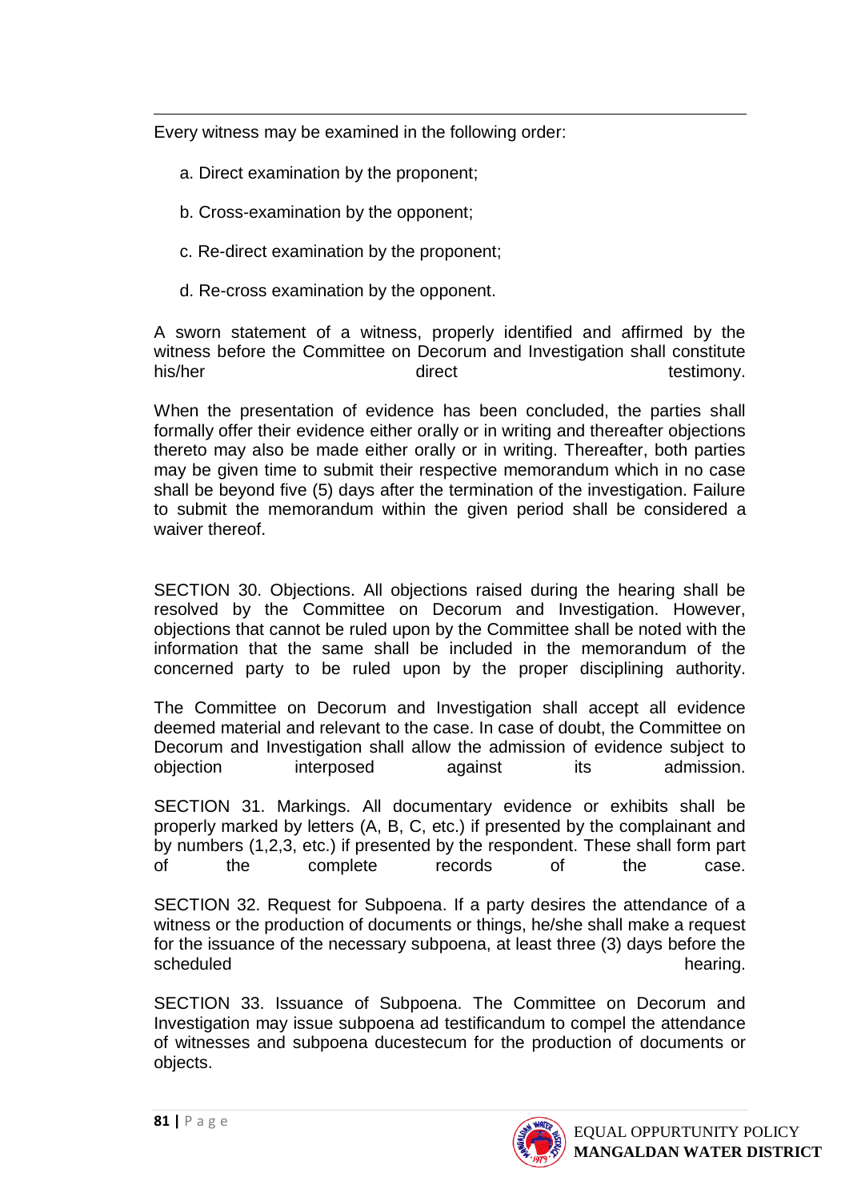Every witness may be examined in the following order:

a. Direct examination by the proponent;

b. Cross-examination by the opponent;

c. Re-direct examination by the proponent;

d. Re-cross examination by the opponent.

A sworn statement of a witness, properly identified and affirmed by the witness before the Committee on Decorum and Investigation shall constitute his/her direct testimony.

When the presentation of evidence has been concluded, the parties shall formally offer their evidence either orally or in writing and thereafter objections thereto may also be made either orally or in writing. Thereafter, both parties may be given time to submit their respective memorandum which in no case shall be beyond five (5) days after the termination of the investigation. Failure to submit the memorandum within the given period shall be considered a waiver thereof.

SECTION 30. Objections. All objections raised during the hearing shall be resolved by the Committee on Decorum and Investigation. However, objections that cannot be ruled upon by the Committee shall be noted with the information that the same shall be included in the memorandum of the concerned party to be ruled upon by the proper disciplining authority.

The Committee on Decorum and Investigation shall accept all evidence deemed material and relevant to the case. In case of doubt, the Committee on Decorum and Investigation shall allow the admission of evidence subject to objection interposed against its admission.

SECTION 31. Markings. All documentary evidence or exhibits shall be properly marked by letters (A, B, C, etc.) if presented by the complainant and by numbers (1,2,3, etc.) if presented by the respondent. These shall form part of the complete records of the case.

SECTION 32. Request for Subpoena. If a party desires the attendance of a witness or the production of documents or things, he/she shall make a request for the issuance of the necessary subpoena, at least three (3) days before the scheduled hearing.

SECTION 33. Issuance of Subpoena. The Committee on Decorum and Investigation may issue subpoena ad testificandum to compel the attendance of witnesses and subpoena ducestecum for the production of documents or objects.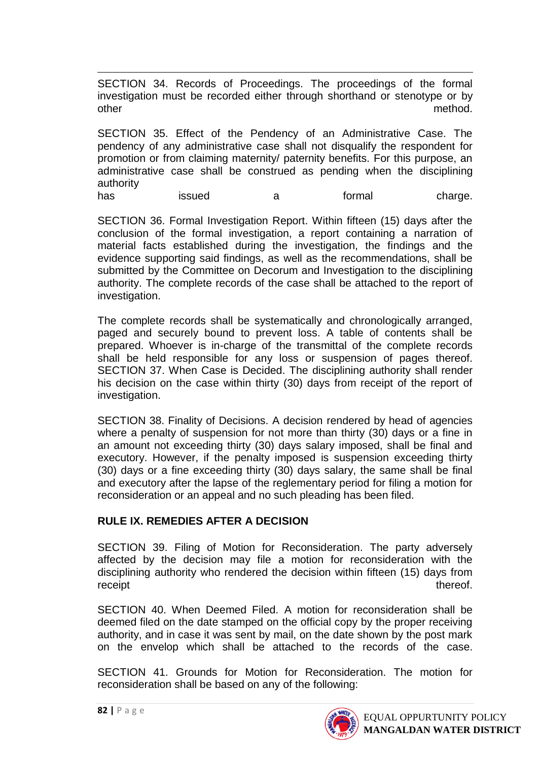SECTION 34. Records of Proceedings. The proceedings of the formal investigation must be recorded either through shorthand or stenotype or by other method.

SECTION 35. Effect of the Pendency of an Administrative Case. The pendency of any administrative case shall not disqualify the respondent for promotion or from claiming maternity/ paternity benefits. For this purpose, an administrative case shall be construed as pending when the disciplining authority has issued a formal charge.

SECTION 36. Formal Investigation Report. Within fifteen (15) days after the conclusion of the formal investigation, a report containing a narration of material facts established during the investigation, the findings and the evidence supporting said findings, as well as the recommendations, shall be submitted by the Committee on Decorum and Investigation to the disciplining authority. The complete records of the case shall be attached to the report of investigation.

The complete records shall be systematically and chronologically arranged, paged and securely bound to prevent loss. A table of contents shall be prepared. Whoever is in-charge of the transmittal of the complete records shall be held responsible for any loss or suspension of pages thereof.

SECTION 37. When Case is Decided. The disciplining authority shall render his decision on the case within thirty (30) days from receipt of the report of investigation.

SECTION 38. Finality of Decisions. A decision rendered by head of agencies where a penalty of suspension for not more than thirty (30) days or a fine in an amount not exceeding thirty (30) days salary imposed, shall be final and executory. However, if the penalty imposed is suspension exceeding thirty (30) days or a fine exceeding thirty (30) days salary, the same shall be final and executory after the lapse of the reglementary period for filing a motion for reconsideration or an appeal and no such pleading has been filed.

## RULE IX. REMEDIES AFTER A DECISION

SECTION 39. Filing of Motion for Reconsideration. The party adversely affected by the decision may file a motion for reconsideration with the disciplining authority who rendered the decision within fifteen (15) days from receipt thereof.

SECTION 40. When Deemed Filed. A motion for reconsideration shall be deemed filed on the date stamped on the official copy by the proper receiving authority, and in case it was sent by mail, on the date shown by the post mark on the envelop which shall be attached to the records of the case.

SECTION 41. Grounds for Motion for Reconsideration. The motion for reconsideration shall be based on any of the following: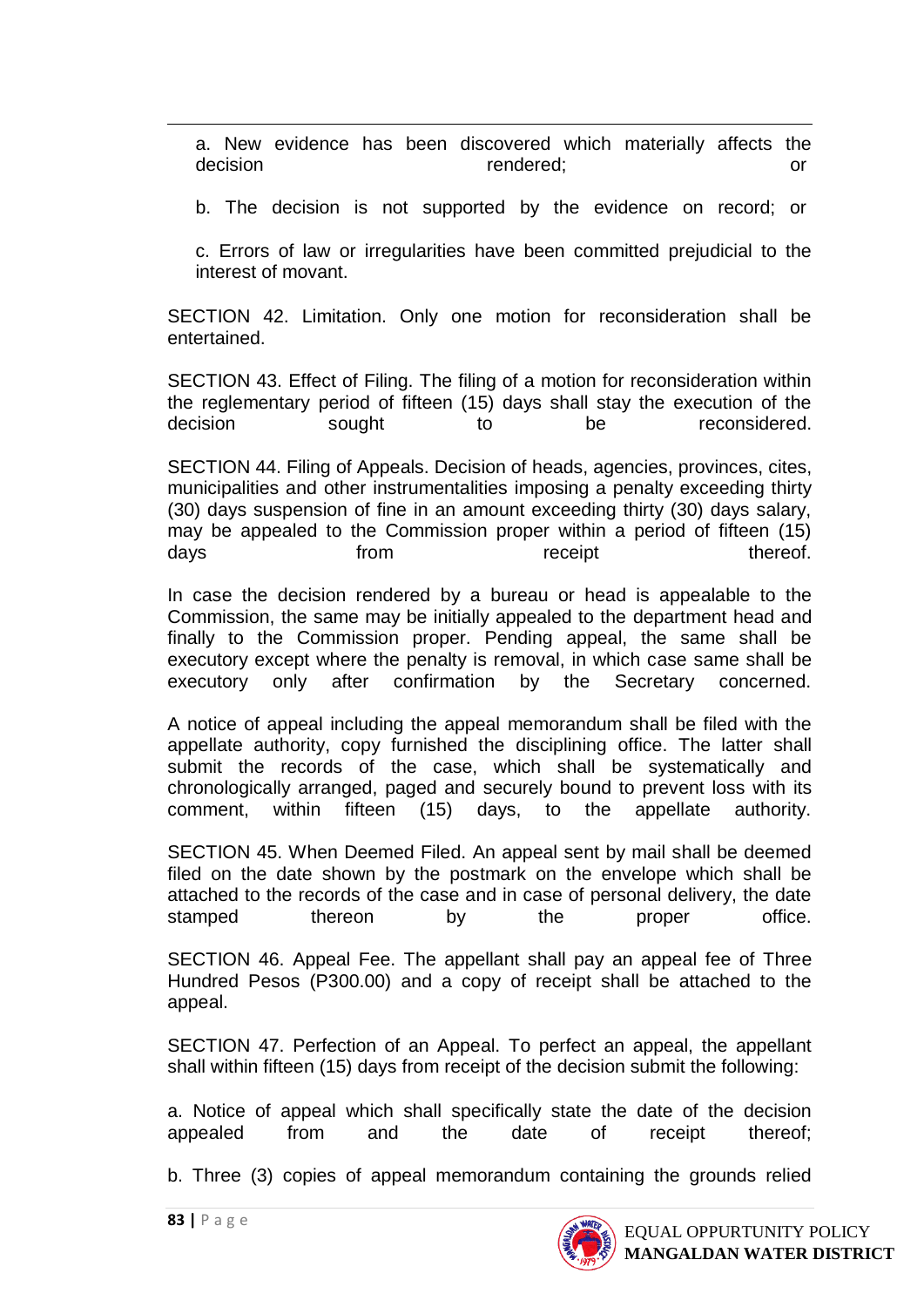a. New evidence has been discovered which materially affects the decision rendered; or

b. The decision is not supported by the evidence on record; or

c. Errors of law or irregularities have been committed prejudicial to the interest of movant.

SECTION 42. Limitation. Only one motion for reconsideration shall be entertained.

SECTION 43. Effect of Filing. The filing of a motion for reconsideration within the reglementary period of fifteen (15) days shall stay the execution of the decision sought to be reconsidered.

SECTION 44. Filing of Appeals. Decision of heads, agencies, provinces, cites, municipalities and other instrumentalities imposing a penalty exceeding thirty (30) days suspension of fine in an amount exceeding thirty (30) days salary, may be appealed to the Commission proper within a period of fifteen (15) days from receipt thereof.

In case the decision rendered by a bureau or head is appealable to the Commission, the same may be initially appealed to the department head and finally to the Commission proper. Pending appeal, the same shall be executory except where the penalty is removal, in which case same shall be executory only after confirmation by the Secretary concerned.

A notice of appeal including the appeal memorandum shall be filed with the appellate authority, copy furnished the disciplining office. The latter shall submit the records of the case, which shall be systematically and chronologically arranged, paged and securely bound to prevent loss with its comment, within fifteen (15) days, to the appellate authority.

SECTION 45. When Deemed Filed. An appeal sent by mail shall be deemed filed on the date shown by the postmark on the envelope which shall be attached to the records of the case and in case of personal delivery, the date stamped thereon by the proper office.

SECTION 46. Appeal Fee. The appellant shall pay an appeal fee of Three Hundred Pesos (P300.00) and a copy of receipt shall be attached to the appeal.

SECTION 47. Perfection of an Appeal. To perfect an appeal, the appellant shall within fifteen (15) days from receipt of the decision submit the following:

a. Notice of appeal which shall specifically state the date of the decision appealed from and the date of receipt thereof;

b. Three (3) copies of appeal memorandum containing the grounds relied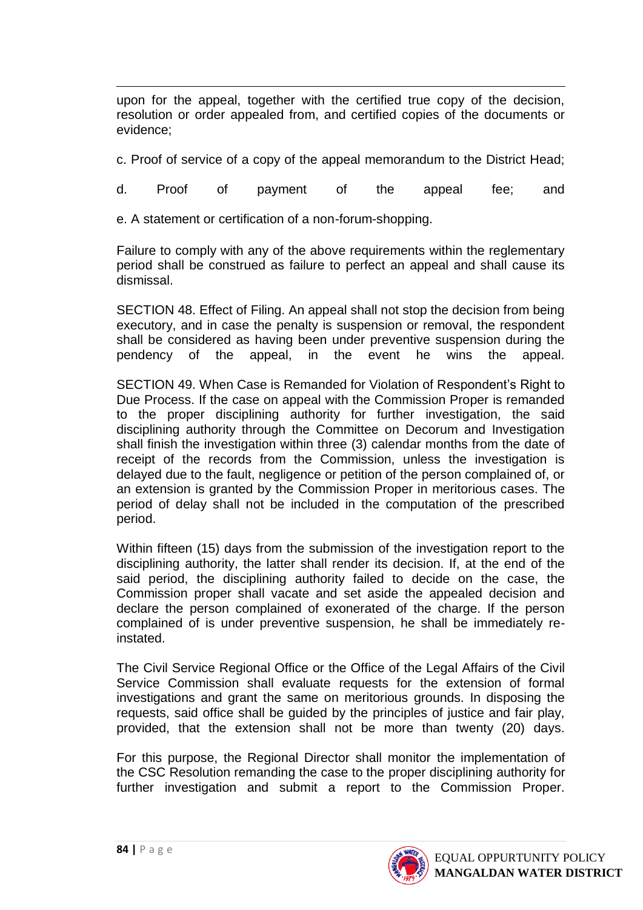upon for the appeal, together with the certified true copy of the decision, resolution or order appealed from, and certified copies of the documents or evidence;

c. Proof of service of a copy of the appeal memorandum to the District Head;

d. Proof of payment of the appeal fee; and

e. A statement or certification of a non-forum-shopping.

Failure to comply with any of the above requirements within the reglementary period shall be construed as failure to perfect an appeal and shall cause its dismissal.

SECTION 48. Effect of Filing. An appeal shall not stop the decision from being executory, and in case the penalty is suspension or removal, the respondent shall be considered as having been under preventive suspension during the pendency of the appeal, in the event he wins the appeal.

SECTION 49. When Case is Remanded for Violation of Respondent's Right to Due Process. If the case on appeal with the Commission Proper is remanded to the proper disciplining authority for further investigation, the said disciplining authority through the Committee on Decorum and Investigation shall finish the investigation within three (3) calendar months from the date of receipt of the records from the Commission, unless the investigation is delayed due to the fault, negligence or petition of the person complained of, or an extension is granted by the Commission Proper in meritorious cases. The period of delay shall not be included in the computation of the prescribed period.

Within fifteen (15) days from the submission of the investigation report to the disciplining authority, the latter shall render its decision. If, at the end of the said period, the disciplining authority failed to decide on the case, the Commission proper shall vacate and set aside the appealed decision and declare the person complained of exonerated of the charge. If the person complained of is under preventive suspension, he shall be immediately re-instated.

The Civil Service Regional Office or the Office of the Legal Affairs of the Civil Service Commission shall evaluate requests for the extension of formal investigations and grant the same on meritorious grounds. In disposing the requests, said office shall be guided by the principles of justice and fair play, provided, that the extension shall not be more than twenty (20) days.

For this purpose, the Regional Director shall monitor the implementation of the CSC Resolution remanding the case to the proper disciplining authority for further investigation and submit a report to the Commission Proper.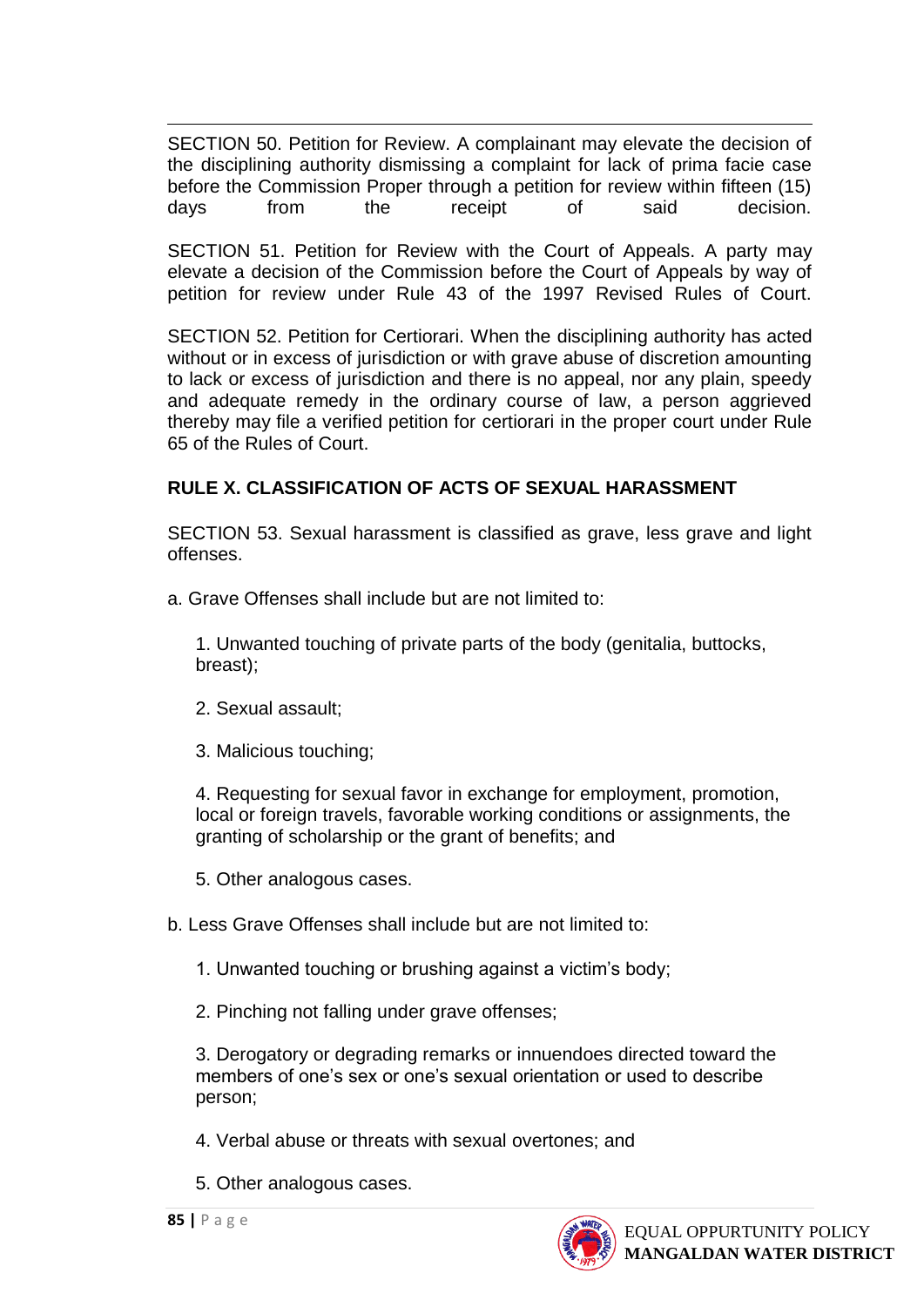SECTION 50. Petition for Review. A complainant may elevate the decision of the disciplining authority dismissing a complaint for lack of prima facie case before the Commission Proper through a petition for review within fifteen (15) days from the receipt of said decision.

SECTION 51. Petition for Review with the Court of Appeals. A party may elevate a decision of the Commission before the Court of Appeals by way of petition for review under Rule 43 of the 1997 Revised Rules of Court.

SECTION 52. Petition for Certiorari. When the disciplining authority has acted without or in excess of jurisdiction or with grave abuse of discretion amounting to lack or excess of jurisdiction and there is no appeal, nor any plain, speedy and adequate remedy in the ordinary course of law, a person aggrieved thereby may file a verified petition for certiorari in the proper court under Rule 65 of the Rules of Court.

**RULE X. CLASSIFICATION OF ACTS OF SEXUAL HARASSMENT**

SECTION 53. Sexual harassment is classified as grave, less grave and light offenses.

a. Grave Offenses shall include but are not limited to:

1. Unwanted touching of private parts of the body (genitalia, buttocks, breast);

2. Sexual assault;

3. Malicious touching;

4. Requesting for sexual favor in exchange for employment, promotion, local or foreign travels, favorable working conditions or assignments, the granting of scholarship or the grant of benefits; and

5. Other analogous cases.

b. Less Grave Offenses shall include but are not limited to:

1. Unwanted touching or brushing against a victim's body;

2. Pinching not falling under grave offenses;

3. Derogatory or degrading remarks or innuendoes directed toward the members of one's sex or one's sexual orientation or used to describe person;

4. Verbal abuse or threats with sexual overtones; and

5. Other analogous cases.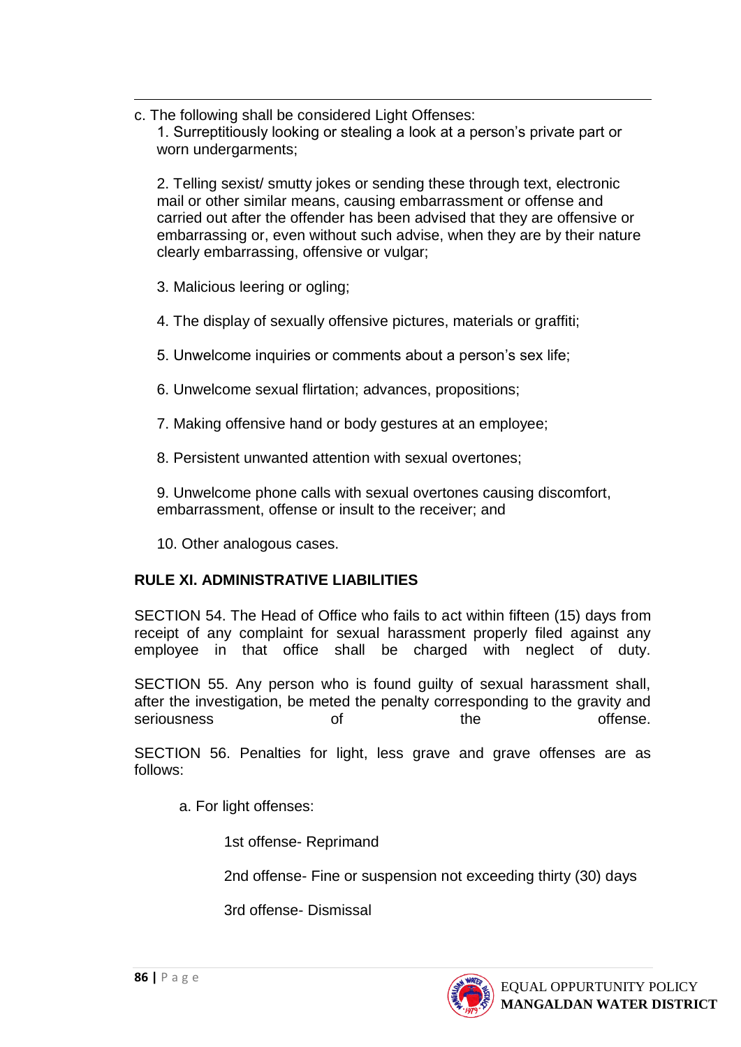c. The following shall be considered Light Offenses:

1. Surreptitiously looking or stealing a look at a person's private part or worn undergarments;

2. Telling sexist/ smutty jokes or sending these through text, electronic mail or other similar means, causing embarrassment or offense and carried out after the offender has been advised that they are offensive or embarrassing or, even without such advise, when they are by their nature clearly embarrassing, offensive or vulgar;

3. Malicious leering or ogling;

4. The display of sexually offensive pictures, materials or graffiti;

5. Unwelcome inquiries or comments about a person's sex life;

6. Unwelcome sexual flirtation; advances, propositions;

7. Making offensive hand or body gestures at an employee;

8. Persistent unwanted attention with sexual overtones;

9. Unwelcome phone calls with sexual overtones causing discomfort, embarrassment, offense or insult to the receiver; and

10. Other analogous cases.

## RULE XI. ADMINISTRATIVE LIABILITIES

SECTION 54. The Head of Office who fails to act within fifteen (15) days from receipt of any complaint for sexual harassment properly filed against any employee in that office shall be charged with neglect of duty.

SECTION 55. Any person who is found guilty of sexual harassment shall, after the investigation, be meted the penalty corresponding to the gravity and seriousness of the offense.

SECTION 56. Penalties for light, less grave and grave offenses are as follows:

a. For light offenses:

1st offense- Reprimand

2nd offense- Fine or suspension not exceeding thirty (30) days

3rd offense- Dismissal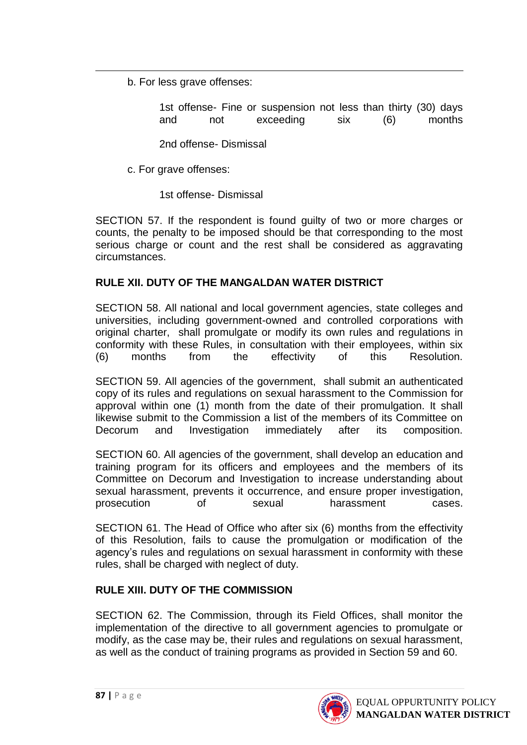b. For less grave offenses:

1st offense- Fine or suspension not less than thirty (30) days and not exceeding six (6) months

2nd offense- Dismissal

c. For grave offenses:

1st offense- Dismissal

SECTION 57. If the respondent is found guilty of two or more charges or counts, the penalty to be imposed should be that corresponding to the most serious charge or count and the rest shall be considered as aggravating circumstances.

**RULE XII. DUTY OF THE MANGALDAN WATER DISTRICT**

SECTION 58. All national and local government agencies, state colleges and universities, including government-owned and controlled corporations with original charter, shall promulgate or modify its own rules and regulations in conformity with these Rules, in consultation with their employees, within six (6) months from the effectivity of this Resolution.

SECTION 59. All agencies of the government, shall submit an authenticated copy of its rules and regulations on sexual harassment to the Commission for approval within one (1) month from the date of their promulgation. It shall likewise submit to the Commission a list of the members of its Committee on Decorum and Investigation immediately after its composition.

SECTION 60. All agencies of the government, shall develop an education and training program for its officers and employees and the members of its Committee on Decorum and Investigation to increase understanding about sexual harassment, prevents it occurrence, and ensure proper investigation, prosecution of sexual harassment cases.

SECTION 61. The Head of Office who after six (6) months from the effectivity of this Resolution, fails to cause the promulgation or modification of the agency's rules and regulations on sexual harassment in conformity with these rules, shall be charged with neglect of duty.

**RULE XIII. DUTY OF THE COMMISSION**

SECTION 62. The Commission, through its Field Offices, shall monitor the implementation of the directive to all government agencies to promulgate or modify, as the case may be, their rules and regulations on sexual harassment, as well as the conduct of training programs as provided in Section 59 and 60.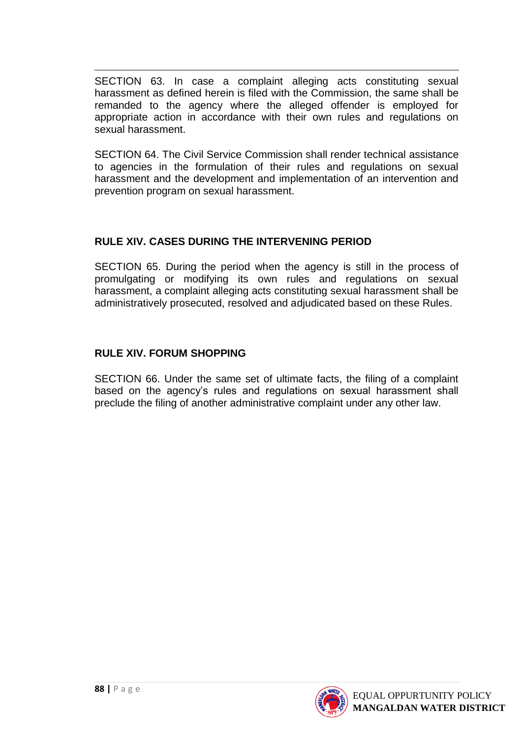SECTION 63. In case a complaint alleging acts constituting sexual harassment as defined herein is filed with the Commission, the same shall be remanded to the agency where the alleged offender is employed for appropriate action in accordance with their own rules and regulations on sexual harassment.

SECTION 64. The Civil Service Commission shall render technical assistance to agencies in the formulation of their rules and regulations on sexual harassment and the development and implementation of an intervention and prevention program on sexual harassment.

## RULE XIV. CASES DURING THE INTERVENING PERIOD

SECTION 65. During the period when the agency is still in the process of promulgating or modifying its own rules and regulations on sexual harassment, a complaint alleging acts constituting sexual harassment shall be administratively prosecuted, resolved and adjudicated based on these Rules.

## RULE XIV. FORUM SHOPPING

SECTION 66. Under the same set of ultimate facts, the filing of a complaint based on the agency's rules and regulations on sexual harassment shall preclude the filing of another administrative complaint under any other law.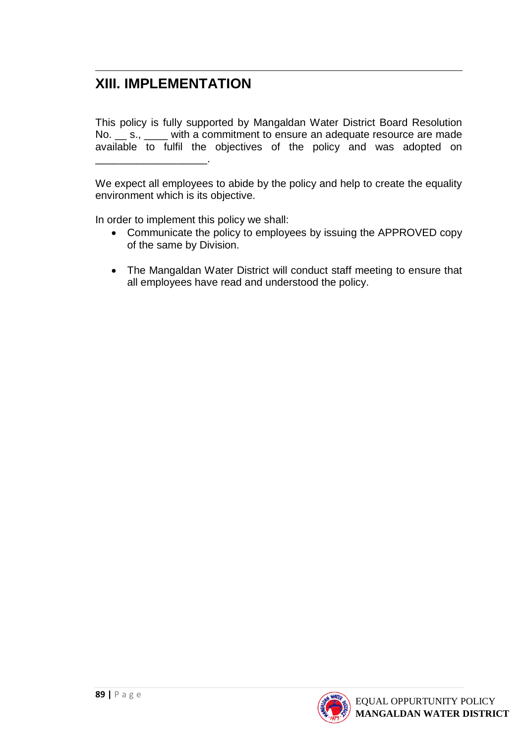## XIII. IMPLEMENTATION

This policy is fully supported by Mangaldan Water District Board Resolution No. __ s., ____ with a commitment to ensure an adequate resource are made available to fulfil the objectives of the policy and was adopted on ___________________.

We expect all employees to abide by the policy and help to create the equality environment which is its objective.

In order to implement this policy we shall:

- Communicate the policy to employees by issuing the APPROVED copy of the same by Division.

- The Mangaldan Water District will conduct staff meeting to ensure that all employees have read and understood the policy.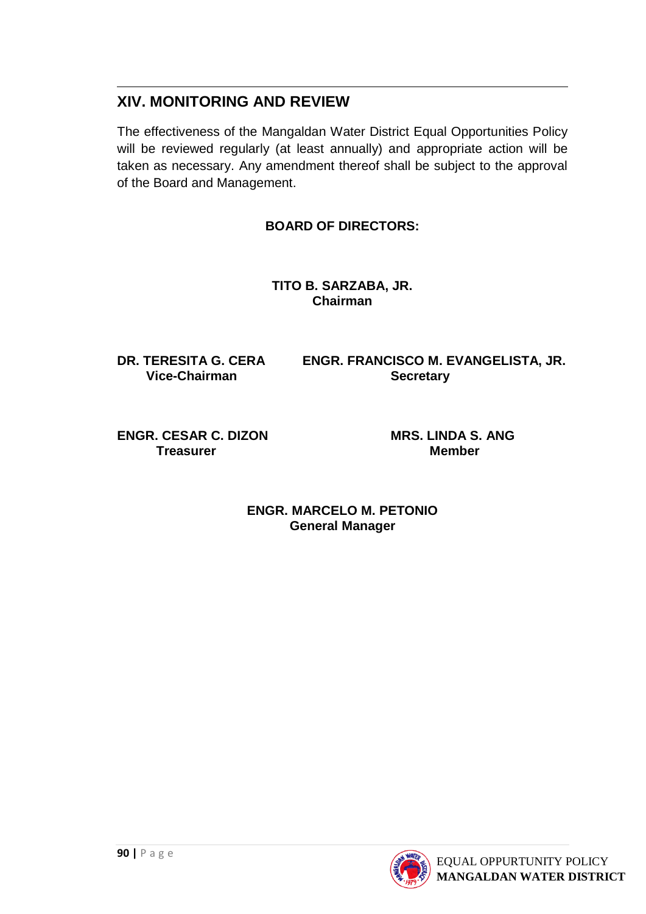## XIV. MONITORING AND REVIEW

The effectiveness of the Mangaldan Water District Equal Opportunities Policy will be reviewed regularly (at least annually) and appropriate action will be taken as necessary. Any amendment thereof shall be subject to the approval of the Board and Management.

**BOARD OF DIRECTORS:**

**TITO B. SARZABA, JR.**
**Chairman**

**DR. TERESITA G. CERA**
**Vice-Chairman**

**ENGR. FRANCISCO M. EVANGELISTA, JR.**
**Secretary**

**ENGR. CESAR C. DIZON**
**Treasurer**

**MRS. LINDA S. ANG**
**Member**

**ENGR. MARCELO M. PETONIO**
**General Manager**